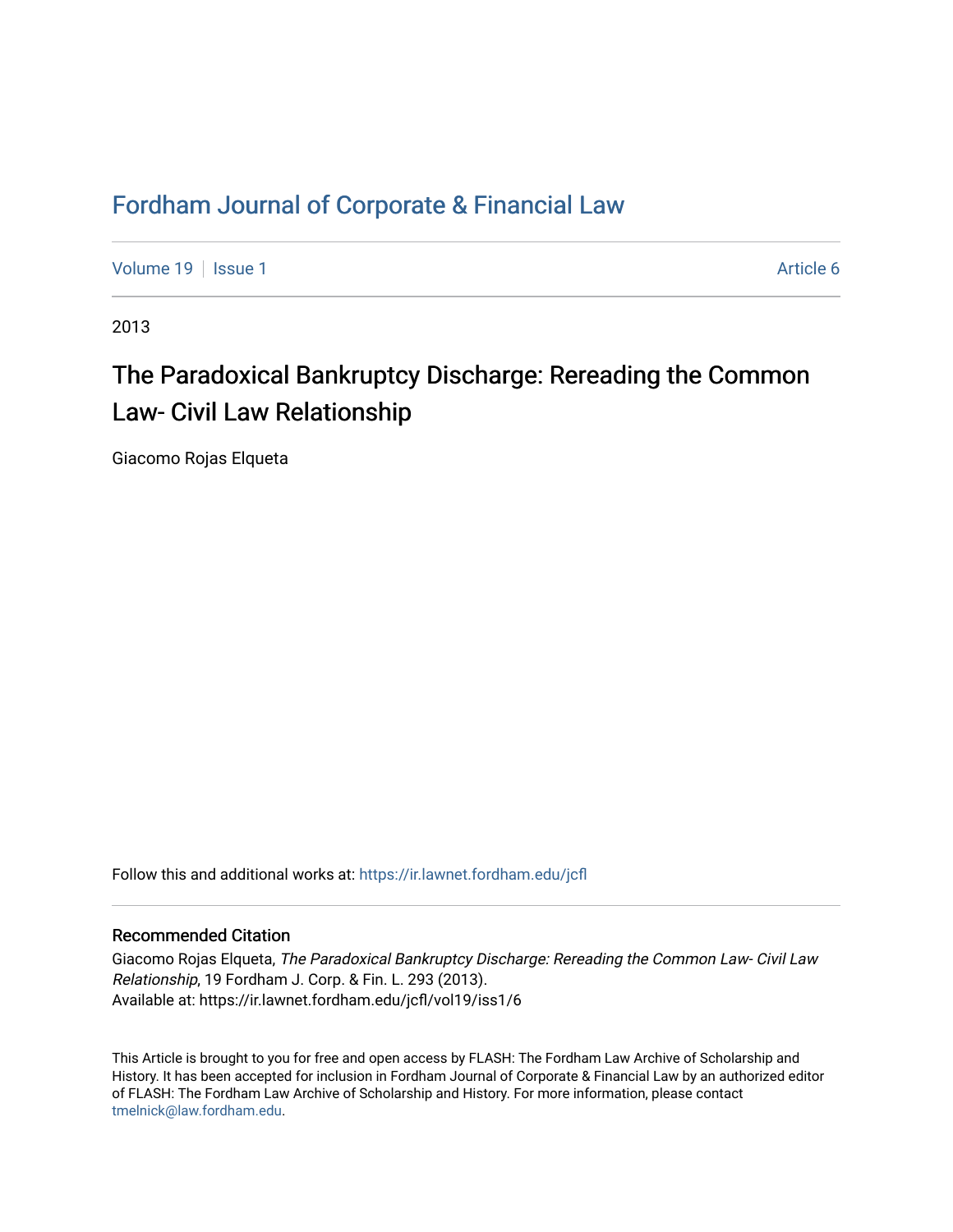# Fordham Journal of Corporate & Financial Law

Volume 19 | Issue 1 | Article 6

2013

## The Paradoxical Bankruptcy Discharge: Rereading the Common Law- Civil Law Relationship

Giacomo Rojas Elqueta

Follow this and additional works at: https://ir.lawnet.fordham.edu/jcfl

### Recommended Citation

Giacomo Rojas Elqueta, *The Paradoxical Bankruptcy Discharge: Rereading the Common Law- Civil Law Relationship*, 19 Fordham J. Corp. & Fin. L. 293 (2013).
Available at: https://ir.lawnet.fordham.edu/jcfl/vol19/iss1/6

This Article is brought to you for free and open access by FLASH: The Fordham Law Archive of Scholarship and History. It has been accepted for inclusion in Fordham Journal of Corporate & Financial Law by an authorized editor of FLASH: The Fordham Law Archive of Scholarship and History. For more information, please contact tmelnick@law.fordham.edu.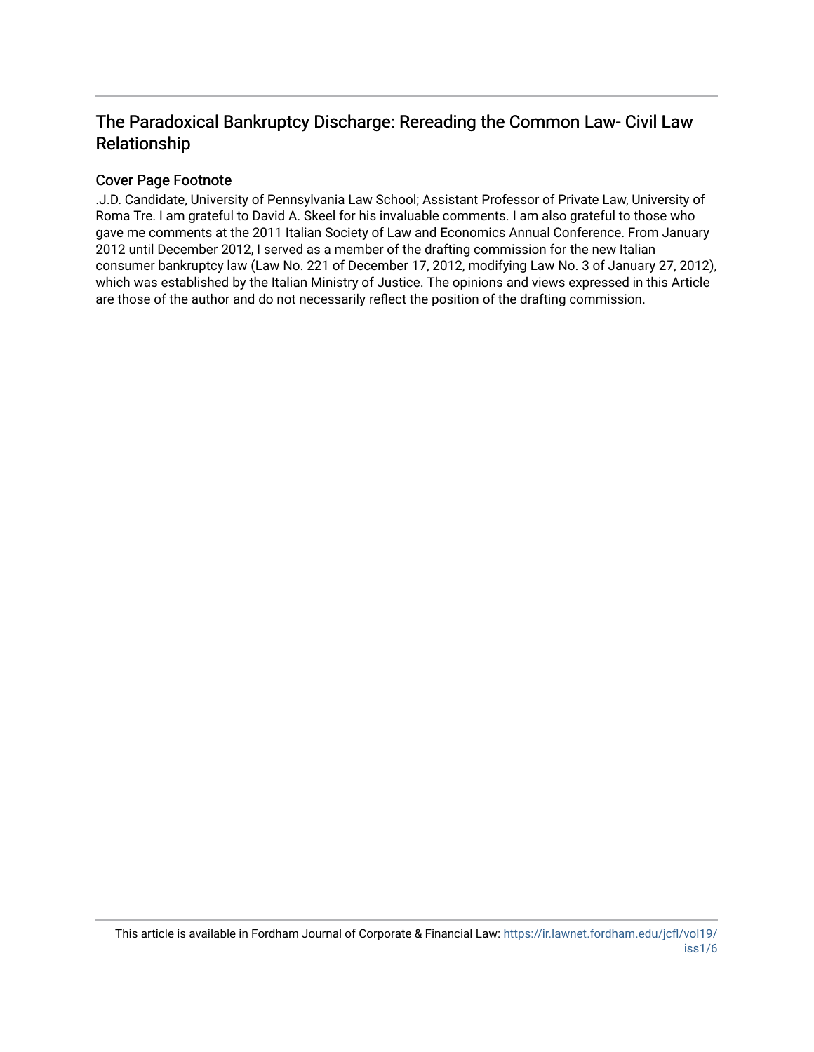## The Paradoxical Bankruptcy Discharge: Rereading the Common Law- Civil Law Relationship

### Cover Page Footnote

.J.D. Candidate, University of Pennsylvania Law School; Assistant Professor of Private Law, University of Roma Tre. I am grateful to David A. Skeel for his invaluable comments. I am also grateful to those who gave me comments at the 2011 Italian Society of Law and Economics Annual Conference. From January 2012 until December 2012, I served as a member of the drafting commission for the new Italian consumer bankruptcy law (Law No. 221 of December 17, 2012, modifying Law No. 3 of January 27, 2012), which was established by the Italian Ministry of Justice. The opinions and views expressed in this Article are those of the author and do not necessarily reflect the position of the drafting commission.

This article is available in Fordham Journal of Corporate & Financial Law: https://ir.lawnet.fordham.edu/jcfl/vol19/iss1/6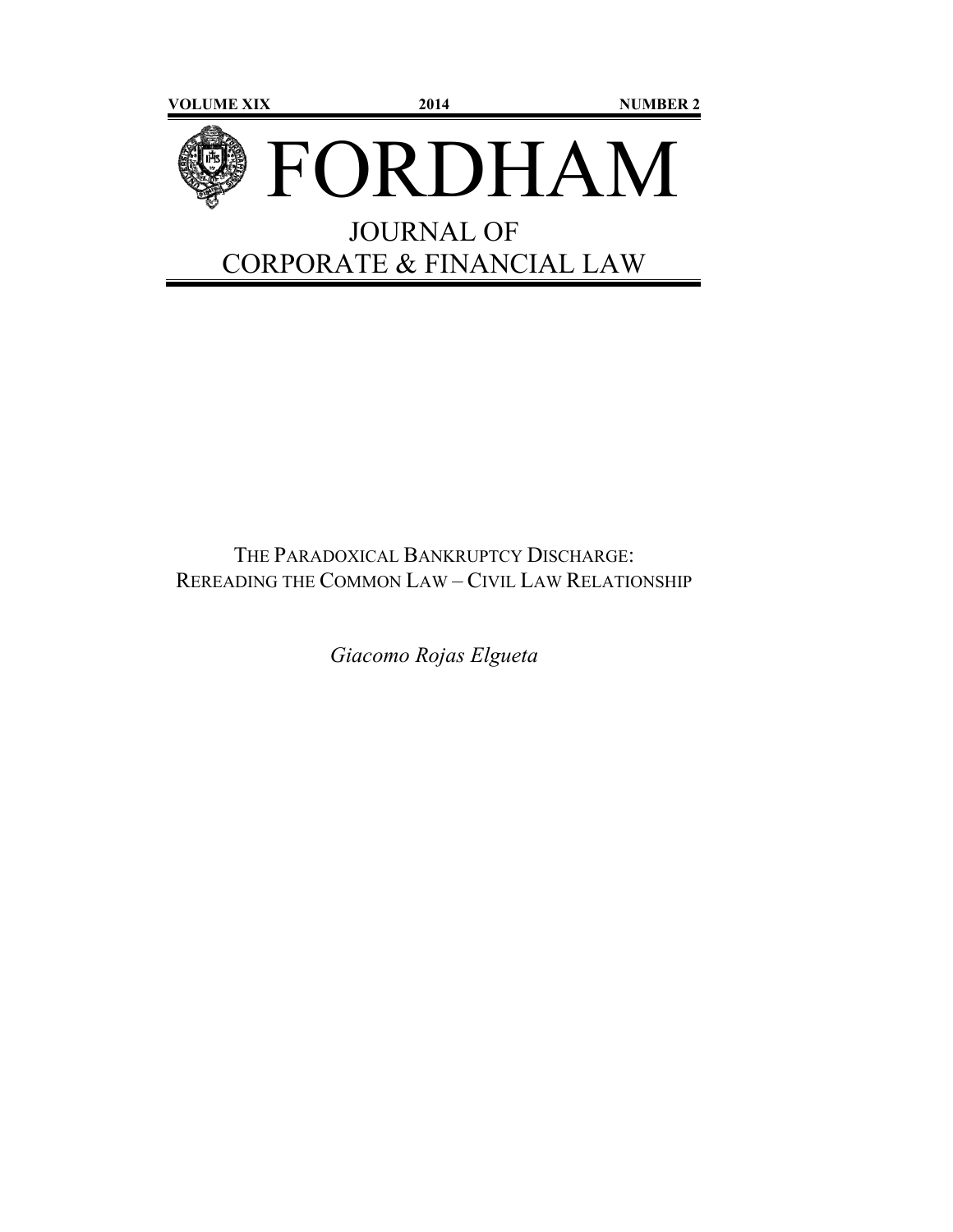VOLUME XIX 2014 NUMBER 2

# FORDHAM

## JOURNAL OF CORPORATE & FINANCIAL LAW

# THE PARADOXICAL BANKRUPTCY DISCHARGE: REREADING THE COMMON LAW – CIVIL LAW RELATIONSHIP

*Giacomo Rojas Elgueta*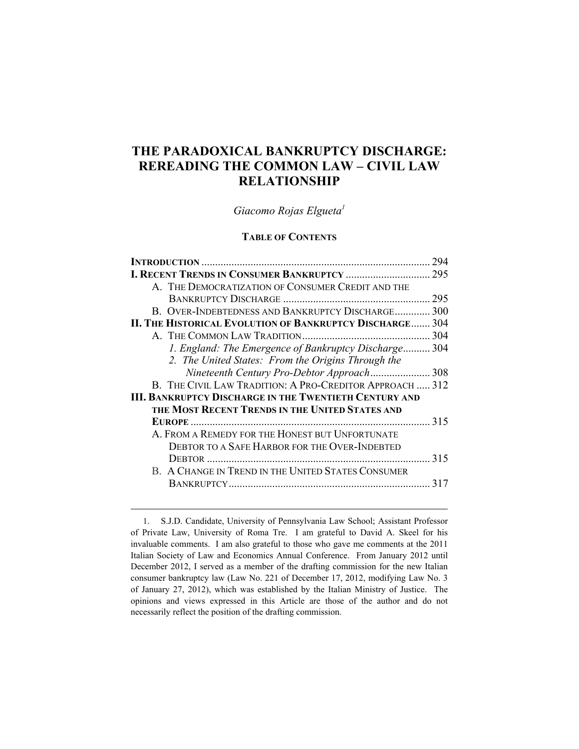# THE PARADOXICAL BANKRUPTCY DISCHARGE: REREADING THE COMMON LAW – CIVIL LAW RELATIONSHIP

*Giacomo Rojas Elgueta*[1]

**TABLE OF CONTENTS**

**INTRODUCTION** .................................................................................... 294
**I. RECENT TRENDS IN CONSUMER BANKRUPTCY** ............................... 295
  A. THE DEMOCRATIZATION OF CONSUMER CREDIT AND THE BANKRUPTCY DISCHARGE ...................................................... 295
  B. OVER-INDEBTEDNESS AND BANKRUPTCY DISCHARGE............. 300
**II. THE HISTORICAL EVOLUTION OF BANKRUPTCY DISCHARGE**....... 304
  A. THE COMMON LAW TRADITION............................................... 304
    *1. England: The Emergence of Bankruptcy Discharge*.......... 304
    *2. The United States: From the Origins Through the Nineteenth Century Pro-Debtor Approach*...................... 308
  B. THE CIVIL LAW TRADITION: A PRO-CREDITOR APPROACH ..... 312
**III. BANKRUPTCY DISCHARGE IN THE TWENTIETH CENTURY AND THE MOST RECENT TRENDS IN THE UNITED STATES AND EUROPE** ...................................................................................... 315
  A. FROM A REMEDY FOR THE HONEST BUT UNFORTUNATE DEBTOR TO A SAFE HARBOR FOR THE OVER-INDEBTED DEBTOR ................................................................................. 315
  B. A CHANGE IN TREND IN THE UNITED STATES CONSUMER BANKRUPTCY.......................................................................... 317

---

1. S.J.D. Candidate, University of Pennsylvania Law School; Assistant Professor of Private Law, University of Roma Tre. I am grateful to David A. Skeel for his invaluable comments. I am also grateful to those who gave me comments at the 2011 Italian Society of Law and Economics Annual Conference. From January 2012 until December 2012, I served as a member of the drafting commission for the new Italian consumer bankruptcy law (Law No. 221 of December 17, 2012, modifying Law No. 3 of January 27, 2012), which was established by the Italian Ministry of Justice. The opinions and views expressed in this Article are those of the author and do not necessarily reflect the position of the drafting commission.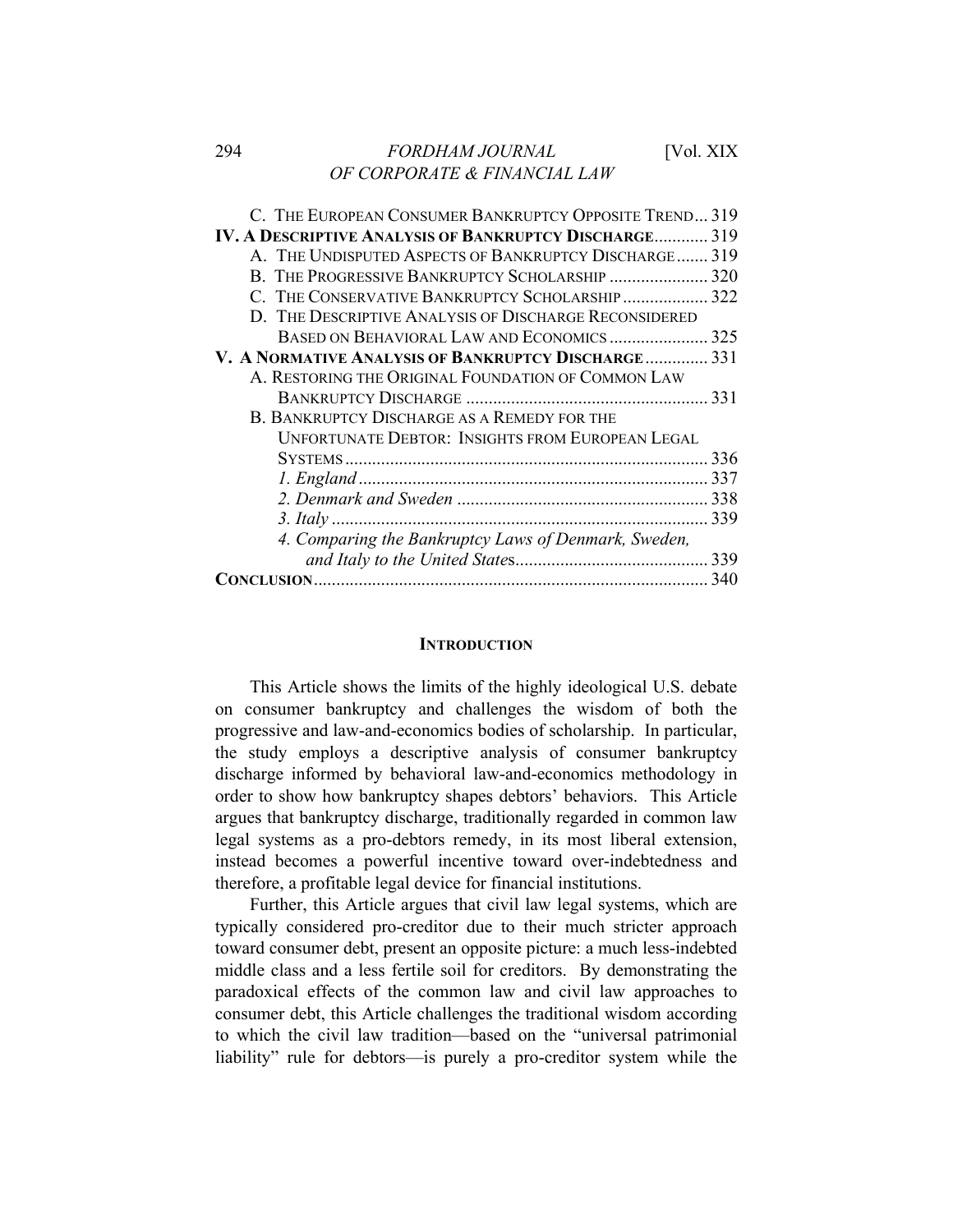C. THE EUROPEAN CONSUMER BANKRUPTCY OPPOSITE TREND... 319

**IV. A DESCRIPTIVE ANALYSIS OF BANKRUPTCY DISCHARGE**............ 319

A. THE UNDISPUTED ASPECTS OF BANKRUPTCY DISCHARGE....... 319

B. THE PROGRESSIVE BANKRUPTCY SCHOLARSHIP ...................... 320

C. THE CONSERVATIVE BANKRUPTCY SCHOLARSHIP ................... 322

D. THE DESCRIPTIVE ANALYSIS OF DISCHARGE RECONSIDERED BASED ON BEHAVIORAL LAW AND ECONOMICS ...................... 325

**V. A NORMATIVE ANALYSIS OF BANKRUPTCY DISCHARGE** .............. 331

A. RESTORING THE ORIGINAL FOUNDATION OF COMMON LAW BANKRUPTCY DISCHARGE ...................................................... 331

B. BANKRUPTCY DISCHARGE AS A REMEDY FOR THE UNFORTUNATE DEBTOR: INSIGHTS FROM EUROPEAN LEGAL SYSTEMS ................................................................................. 336

*1. England* ............................................................................. 337

*2. Denmark and Sweden* ........................................................ 338

*3. Italy* ................................................................................... 339

*4. Comparing the Bankruptcy Laws of Denmark, Sweden, and Italy to the United States*........................................... 339

**CONCLUSION**........................................................................................ 340

## INTRODUCTION

This Article shows the limits of the highly ideological U.S. debate on consumer bankruptcy and challenges the wisdom of both the progressive and law-and-economics bodies of scholarship. In particular, the study employs a descriptive analysis of consumer bankruptcy discharge informed by behavioral law-and-economics methodology in order to show how bankruptcy shapes debtors' behaviors. This Article argues that bankruptcy discharge, traditionally regarded in common law legal systems as a pro-debtors remedy, in its most liberal extension, instead becomes a powerful incentive toward over-indebtedness and therefore, a profitable legal device for financial institutions.

Further, this Article argues that civil law legal systems, which are typically considered pro-creditor due to their much stricter approach toward consumer debt, present an opposite picture: a much less-indebted middle class and a less fertile soil for creditors. By demonstrating the paradoxical effects of the common law and civil law approaches to consumer debt, this Article challenges the traditional wisdom according to which the civil law tradition—based on the "universal patrimonial liability" rule for debtors—is purely a pro-creditor system while the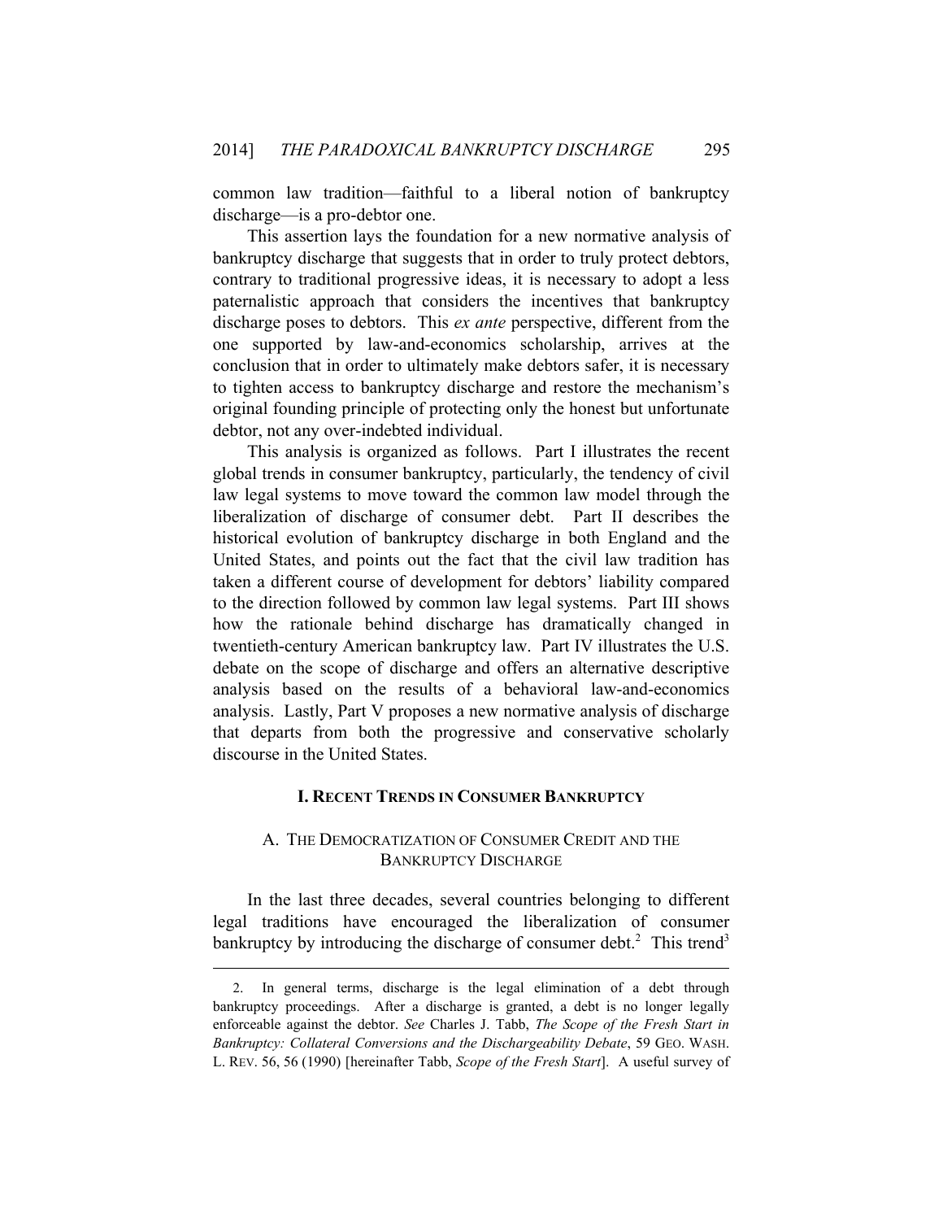common law tradition—faithful to a liberal notion of bankruptcy discharge—is a pro-debtor one.

This assertion lays the foundation for a new normative analysis of bankruptcy discharge that suggests that in order to truly protect debtors, contrary to traditional progressive ideas, it is necessary to adopt a less paternalistic approach that considers the incentives that bankruptcy discharge poses to debtors. This *ex ante* perspective, different from the one supported by law-and-economics scholarship, arrives at the conclusion that in order to ultimately make debtors safer, it is necessary to tighten access to bankruptcy discharge and restore the mechanism's original founding principle of protecting only the honest but unfortunate debtor, not any over-indebted individual.

This analysis is organized as follows. Part I illustrates the recent global trends in consumer bankruptcy, particularly, the tendency of civil law legal systems to move toward the common law model through the liberalization of discharge of consumer debt. Part II describes the historical evolution of bankruptcy discharge in both England and the United States, and points out the fact that the civil law tradition has taken a different course of development for debtors' liability compared to the direction followed by common law legal systems. Part III shows how the rationale behind discharge has dramatically changed in twentieth-century American bankruptcy law. Part IV illustrates the U.S. debate on the scope of discharge and offers an alternative descriptive analysis based on the results of a behavioral law-and-economics analysis. Lastly, Part V proposes a new normative analysis of discharge that departs from both the progressive and conservative scholarly discourse in the United States.

## I. Recent Trends in Consumer Bankruptcy

### A. The Democratization of Consumer Credit and the Bankruptcy Discharge

In the last three decades, several countries belonging to different legal traditions have encouraged the liberalization of consumer bankruptcy by introducing the discharge of consumer debt.[2] This trend[3]

---

2. In general terms, discharge is the legal elimination of a debt through bankruptcy proceedings. After a discharge is granted, a debt is no longer legally enforceable against the debtor. *See* Charles J. Tabb, *The Scope of the Fresh Start in Bankruptcy: Collateral Conversions and the Dischargeability Debate*, 59 GEO. WASH. L. REV. 56, 56 (1990) [hereinafter Tabb, *Scope of the Fresh Start*]. A useful survey of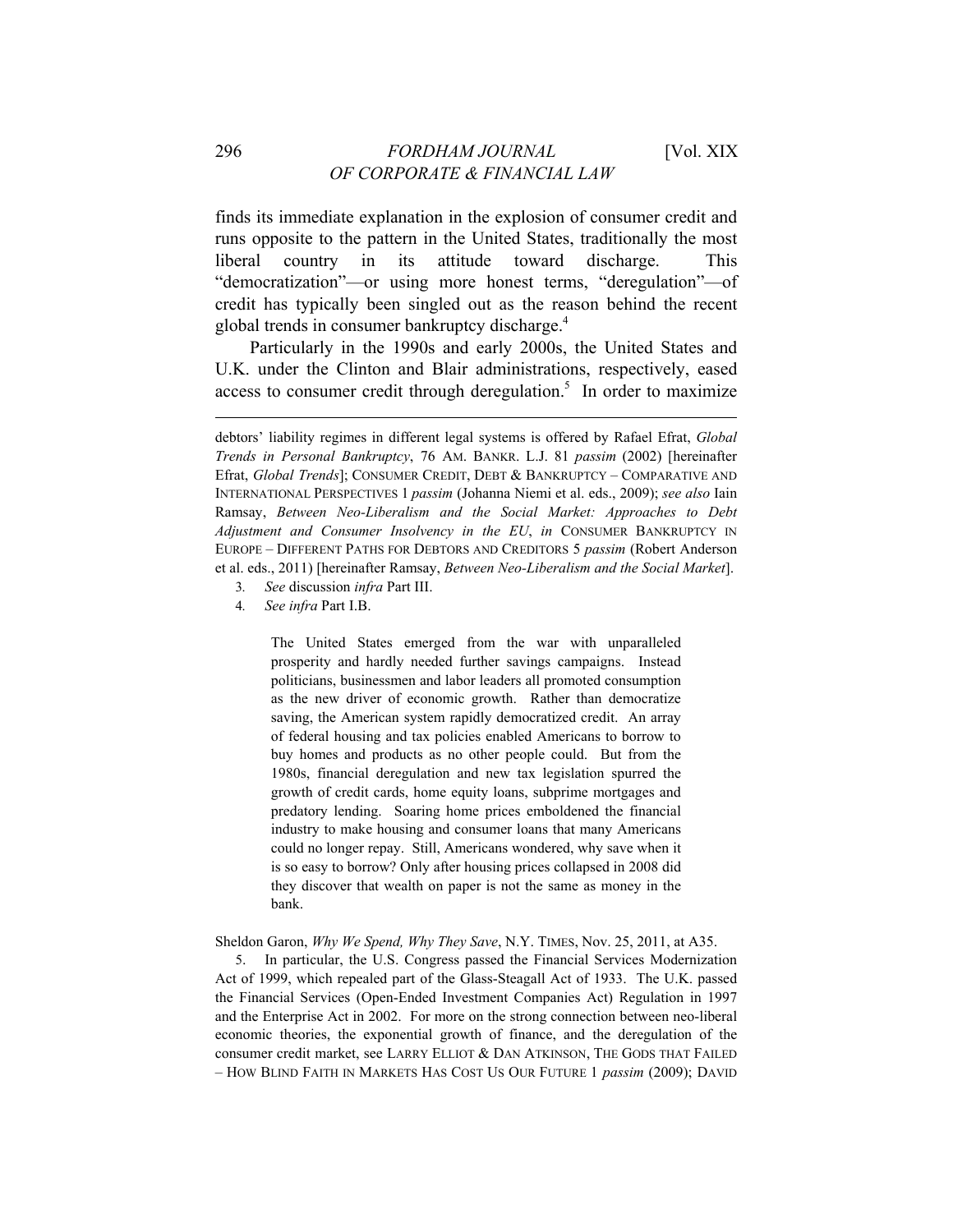finds its immediate explanation in the explosion of consumer credit and runs opposite to the pattern in the United States, traditionally the most liberal country in its attitude toward discharge. This "democratization"—or using more honest terms, "deregulation"—of credit has typically been singled out as the reason behind the recent global trends in consumer bankruptcy discharge.[4]

Particularly in the 1990s and early 2000s, the United States and U.K. under the Clinton and Blair administrations, respectively, eased access to consumer credit through deregulation.[5] In order to maximize

---

debtors' liability regimes in different legal systems is offered by Rafael Efrat, *Global Trends in Personal Bankruptcy*, 76 AM. BANKR. L.J. 81 *passim* (2002) [hereinafter Efrat, *Global Trends*]; CONSUMER CREDIT, DEBT & BANKRUPTCY – COMPARATIVE AND INTERNATIONAL PERSPECTIVES 1 *passim* (Johanna Niemi et al. eds., 2009); *see also* Iain Ramsay, *Between Neo-Liberalism and the Social Market: Approaches to Debt Adjustment and Consumer Insolvency in the EU*, *in* CONSUMER BANKRUPTCY IN EUROPE – DIFFERENT PATHS FOR DEBTORS AND CREDITORS 5 *passim* (Robert Anderson et al. eds., 2011) [hereinafter Ramsay, *Between Neo-Liberalism and the Social Market*].

3. *See* discussion *infra* Part III.

4. *See infra* Part I.B.

> The United States emerged from the war with unparalleled prosperity and hardly needed further savings campaigns. Instead politicians, businessmen and labor leaders all promoted consumption as the new driver of economic growth. Rather than democratize saving, the American system rapidly democratized credit. An array of federal housing and tax policies enabled Americans to borrow to buy homes and products as no other people could. But from the 1980s, financial deregulation and new tax legislation spurred the growth of credit cards, home equity loans, subprime mortgages and predatory lending. Soaring home prices emboldened the financial industry to make housing and consumer loans that many Americans could no longer repay. Still, Americans wondered, why save when it is so easy to borrow? Only after housing prices collapsed in 2008 did they discover that wealth on paper is not the same as money in the bank.

Sheldon Garon, *Why We Spend, Why They Save*, N.Y. TIMES, Nov. 25, 2011, at A35.

5. In particular, the U.S. Congress passed the Financial Services Modernization Act of 1999, which repealed part of the Glass-Steagall Act of 1933. The U.K. passed the Financial Services (Open-Ended Investment Companies Act) Regulation in 1997 and the Enterprise Act in 2002. For more on the strong connection between neo-liberal economic theories, the exponential growth of finance, and the deregulation of the consumer credit market, see LARRY ELLIOT & DAN ATKINSON, THE GODS THAT FAILED – HOW BLIND FAITH IN MARKETS HAS COST US OUR FUTURE 1 *passim* (2009); DAVID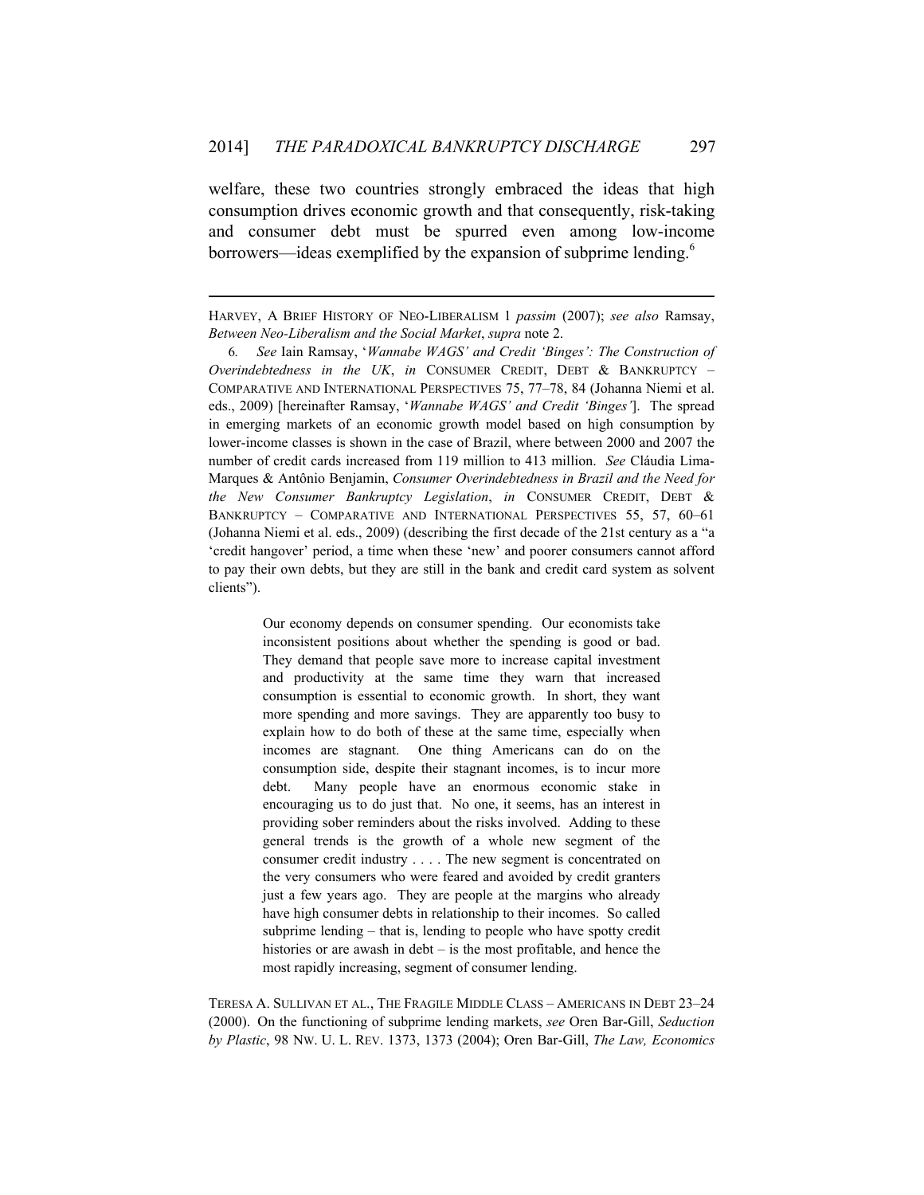welfare, these two countries strongly embraced the ideas that high consumption drives economic growth and that consequently, risk-taking and consumer debt must be spurred even among low-income borrowers—ideas exemplified by the expansion of subprime lending.[6]

---

HARVEY, A BRIEF HISTORY OF NEO-LIBERALISM 1 *passim* (2007); *see also* Ramsay, *Between Neo-Liberalism and the Social Market*, *supra* note 2.

6. *See* Iain Ramsay, '*Wannabe WAGS' and Credit 'Binges': The Construction of Overindebtedness in the UK*, *in* CONSUMER CREDIT, DEBT & BANKRUPTCY – COMPARATIVE AND INTERNATIONAL PERSPECTIVES 75, 77–78, 84 (Johanna Niemi et al. eds., 2009) [hereinafter Ramsay, '*Wannabe WAGS' and Credit 'Binges'*]. The spread in emerging markets of an economic growth model based on high consumption by lower-income classes is shown in the case of Brazil, where between 2000 and 2007 the number of credit cards increased from 119 million to 413 million. *See* Cláudia Lima-Marques & Antônio Benjamin, *Consumer Overindebtedness in Brazil and the Need for the New Consumer Bankruptcy Legislation*, *in* CONSUMER CREDIT, DEBT & BANKRUPTCY – COMPARATIVE AND INTERNATIONAL PERSPECTIVES 55, 57, 60–61 (Johanna Niemi et al. eds., 2009) (describing the first decade of the 21st century as a "a 'credit hangover' period, a time when these 'new' and poorer consumers cannot afford to pay their own debts, but they are still in the bank and credit card system as solvent clients").

> Our economy depends on consumer spending. Our economists take inconsistent positions about whether the spending is good or bad. They demand that people save more to increase capital investment and productivity at the same time they warn that increased consumption is essential to economic growth. In short, they want more spending and more savings. They are apparently too busy to explain how to do both of these at the same time, especially when incomes are stagnant. One thing Americans can do on the consumption side, despite their stagnant incomes, is to incur more debt. Many people have an enormous economic stake in encouraging us to do just that. No one, it seems, has an interest in providing sober reminders about the risks involved. Adding to these general trends is the growth of a whole new segment of the consumer credit industry . . . . The new segment is concentrated on the very consumers who were feared and avoided by credit granters just a few years ago. They are people at the margins who already have high consumer debts in relationship to their incomes. So called subprime lending – that is, lending to people who have spotty credit histories or are awash in debt – is the most profitable, and hence the most rapidly increasing, segment of consumer lending.

TERESA A. SULLIVAN ET AL., THE FRAGILE MIDDLE CLASS – AMERICANS IN DEBT 23–24 (2000). On the functioning of subprime lending markets, *see* Oren Bar-Gill, *Seduction by Plastic*, 98 NW. U. L. REV. 1373, 1373 (2004); Oren Bar-Gill, *The Law, Economics*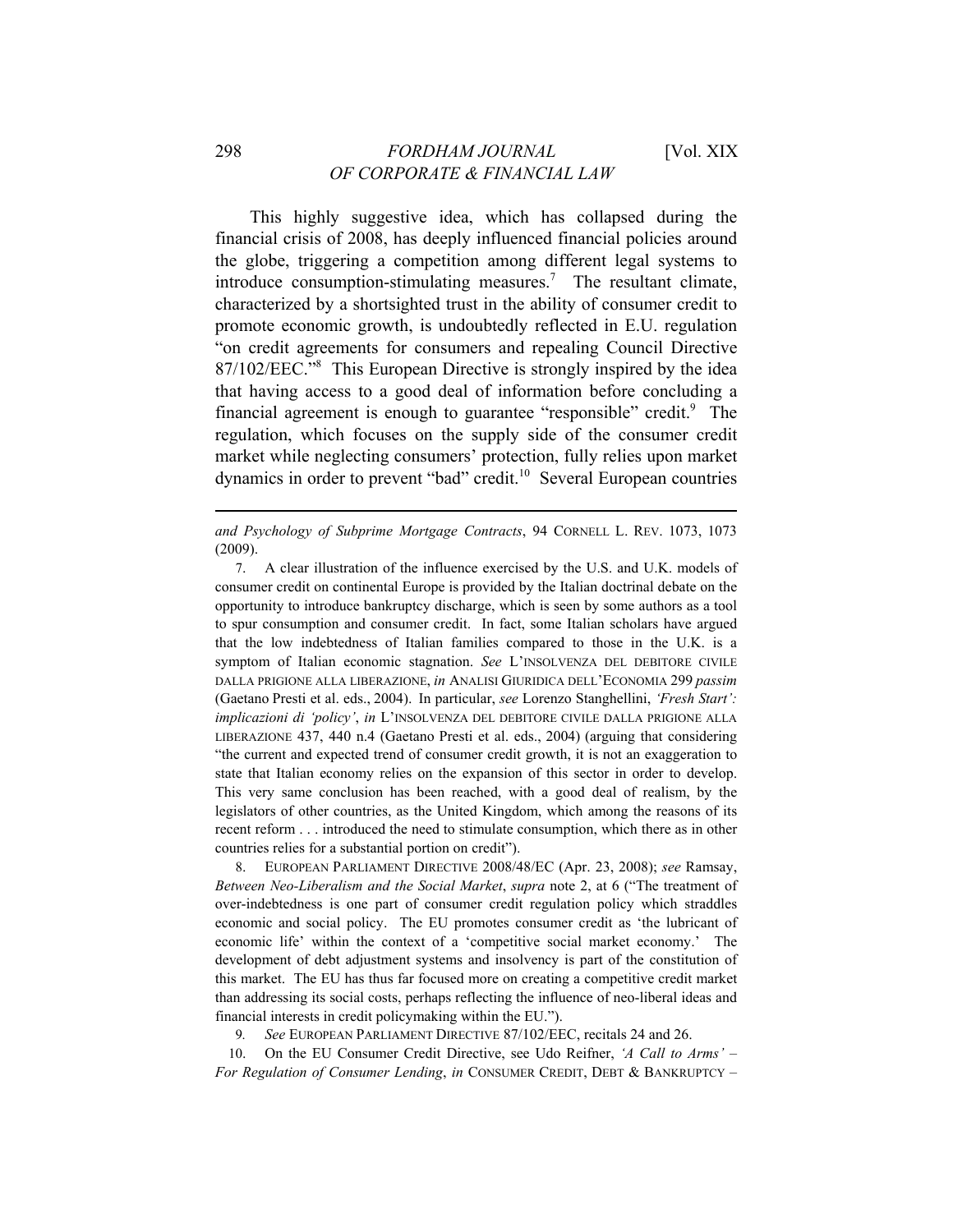This highly suggestive idea, which has collapsed during the financial crisis of 2008, has deeply influenced financial policies around the globe, triggering a competition among different legal systems to introduce consumption-stimulating measures.[7] The resultant climate, characterized by a shortsighted trust in the ability of consumer credit to promote economic growth, is undoubtedly reflected in E.U. regulation "on credit agreements for consumers and repealing Council Directive 87/102/EEC."[8] This European Directive is strongly inspired by the idea that having access to a good deal of information before concluding a financial agreement is enough to guarantee "responsible" credit.[9] The regulation, which focuses on the supply side of the consumer credit market while neglecting consumers' protection, fully relies upon market dynamics in order to prevent "bad" credit.[10] Several European countries

---

*and Psychology of Subprime Mortgage Contracts*, 94 CORNELL L. REV. 1073, 1073 (2009).

7. A clear illustration of the influence exercised by the U.S. and U.K. models of consumer credit on continental Europe is provided by the Italian doctrinal debate on the opportunity to introduce bankruptcy discharge, which is seen by some authors as a tool to spur consumption and consumer credit. In fact, some Italian scholars have argued that the low indebtedness of Italian families compared to those in the U.K. is a symptom of Italian economic stagnation. *See* L'INSOLVENZA DEL DEBITORE CIVILE DALLA PRIGIONE ALLA LIBERAZIONE, *in* ANALISI GIURIDICA DELL'ECONOMIA 299 *passim* (Gaetano Presti et al. eds., 2004). In particular, *see* Lorenzo Stanghellini, *'Fresh Start': implicazioni di 'policy'*, *in* L'INSOLVENZA DEL DEBITORE CIVILE DALLA PRIGIONE ALLA LIBERAZIONE 437, 440 n.4 (Gaetano Presti et al. eds., 2004) (arguing that considering "the current and expected trend of consumer credit growth, it is not an exaggeration to state that Italian economy relies on the expansion of this sector in order to develop. This very same conclusion has been reached, with a good deal of realism, by the legislators of other countries, as the United Kingdom, which among the reasons of its recent reform . . . introduced the need to stimulate consumption, which there as in other countries relies for a substantial portion on credit").

8. EUROPEAN PARLIAMENT DIRECTIVE 2008/48/EC (Apr. 23, 2008); *see* Ramsay, *Between Neo-Liberalism and the Social Market*, *supra* note 2, at 6 ("The treatment of over-indebtedness is one part of consumer credit regulation policy which straddles economic and social policy. The EU promotes consumer credit as 'the lubricant of economic life' within the context of a 'competitive social market economy.' The development of debt adjustment systems and insolvency is part of the constitution of this market. The EU has thus far focused more on creating a competitive credit market than addressing its social costs, perhaps reflecting the influence of neo-liberal ideas and financial interests in credit policymaking within the EU.").

9. *See* EUROPEAN PARLIAMENT DIRECTIVE 87/102/EEC, recitals 24 and 26.

10. On the EU Consumer Credit Directive, see Udo Reifner, *'A Call to Arms' – For Regulation of Consumer Lending*, *in* CONSUMER CREDIT, DEBT & BANKRUPTCY –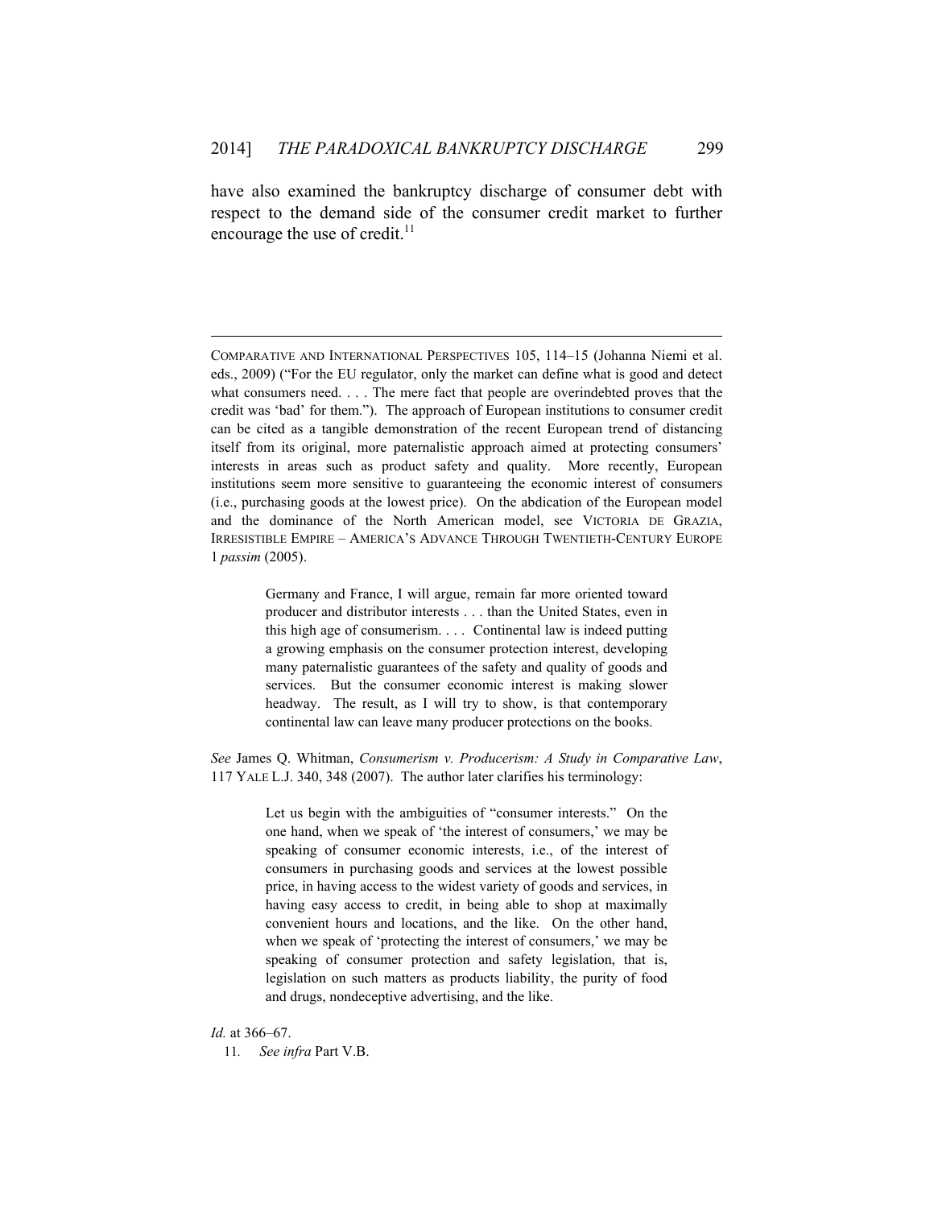have also examined the bankruptcy discharge of consumer debt with respect to the demand side of the consumer credit market to further encourage the use of credit.[11]

---

COMPARATIVE AND INTERNATIONAL PERSPECTIVES 105, 114–15 (Johanna Niemi et al. eds., 2009) ("For the EU regulator, only the market can define what is good and detect what consumers need. . . . The mere fact that people are overindebted proves that the credit was 'bad' for them."). The approach of European institutions to consumer credit can be cited as a tangible demonstration of the recent European trend of distancing itself from its original, more paternalistic approach aimed at protecting consumers' interests in areas such as product safety and quality. More recently, European institutions seem more sensitive to guaranteeing the economic interest of consumers (i.e., purchasing goods at the lowest price). On the abdication of the European model and the dominance of the North American model, see VICTORIA DE GRAZIA, IRRESISTIBLE EMPIRE – AMERICA'S ADVANCE THROUGH TWENTIETH-CENTURY EUROPE 1 *passim* (2005).

> Germany and France, I will argue, remain far more oriented toward producer and distributor interests . . . than the United States, even in this high age of consumerism. . . . Continental law is indeed putting a growing emphasis on the consumer protection interest, developing many paternalistic guarantees of the safety and quality of goods and services. But the consumer economic interest is making slower headway. The result, as I will try to show, is that contemporary continental law can leave many producer protections on the books.

*See* James Q. Whitman, *Consumerism v. Producerism: A Study in Comparative Law*, 117 YALE L.J. 340, 348 (2007). The author later clarifies his terminology:

> Let us begin with the ambiguities of "consumer interests." On the one hand, when we speak of 'the interest of consumers,' we may be speaking of consumer economic interests, i.e., of the interest of consumers in purchasing goods and services at the lowest possible price, in having access to the widest variety of goods and services, in having easy access to credit, in being able to shop at maximally convenient hours and locations, and the like. On the other hand, when we speak of 'protecting the interest of consumers,' we may be speaking of consumer protection and safety legislation, that is, legislation on such matters as products liability, the purity of food and drugs, nondeceptive advertising, and the like.

*Id.* at 366–67.

11. *See infra* Part V.B.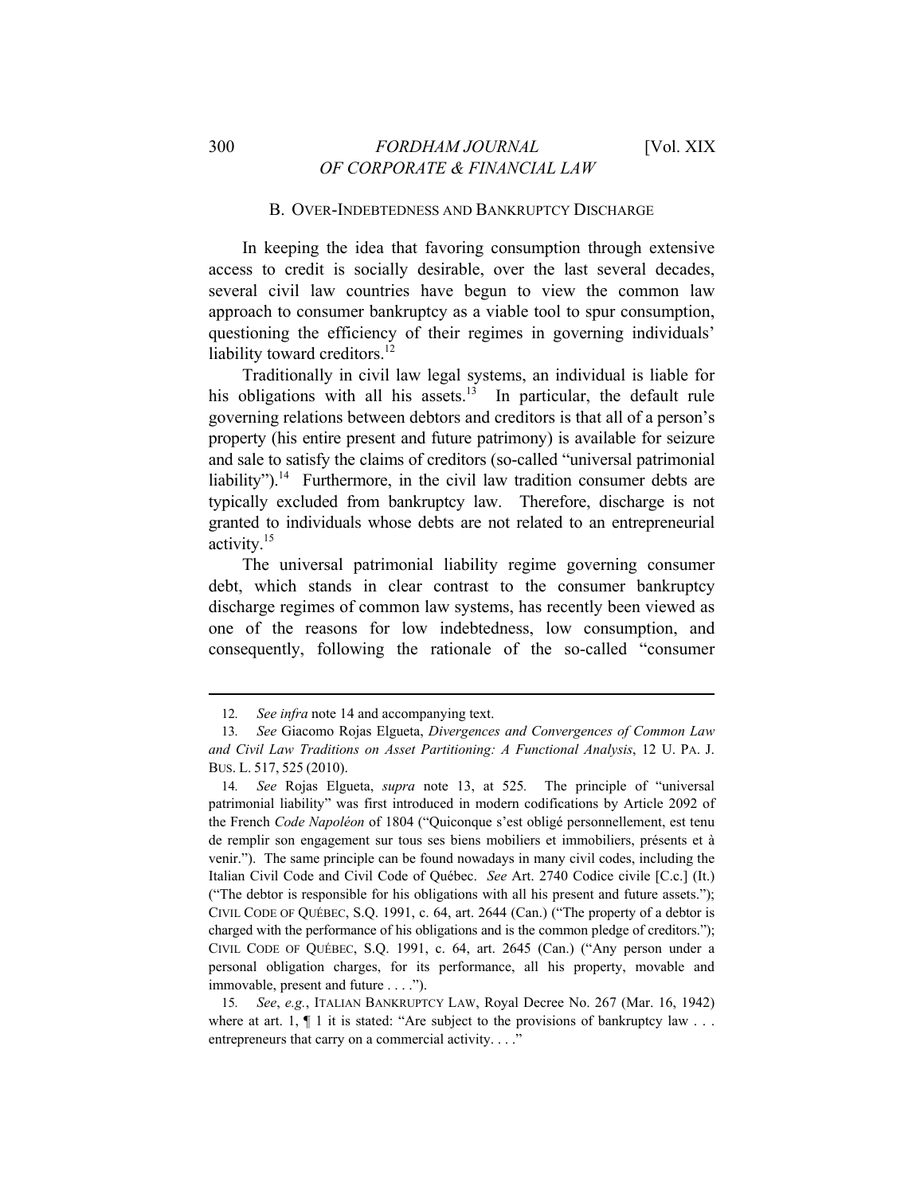### B. OVER-INDEBTEDNESS AND BANKRUPTCY DISCHARGE

In keeping the idea that favoring consumption through extensive access to credit is socially desirable, over the last several decades, several civil law countries have begun to view the common law approach to consumer bankruptcy as a viable tool to spur consumption, questioning the efficiency of their regimes in governing individuals' liability toward creditors.[12]

Traditionally in civil law legal systems, an individual is liable for his obligations with all his assets.[13] In particular, the default rule governing relations between debtors and creditors is that all of a person's property (his entire present and future patrimony) is available for seizure and sale to satisfy the claims of creditors (so-called "universal patrimonial liability").[14] Furthermore, in the civil law tradition consumer debts are typically excluded from bankruptcy law. Therefore, discharge is not granted to individuals whose debts are not related to an entrepreneurial activity.[15]

The universal patrimonial liability regime governing consumer debt, which stands in clear contrast to the consumer bankruptcy discharge regimes of common law systems, has recently been viewed as one of the reasons for low indebtedness, low consumption, and consequently, following the rationale of the so-called "consumer

---

12. *See infra* note 14 and accompanying text.

13. *See* Giacomo Rojas Elgueta, *Divergences and Convergences of Common Law and Civil Law Traditions on Asset Partitioning: A Functional Analysis*, 12 U. PA. J. BUS. L. 517, 525 (2010).

14. *See* Rojas Elgueta, *supra* note 13, at 525. The principle of "universal patrimonial liability" was first introduced in modern codifications by Article 2092 of the French *Code Napoléon* of 1804 ("Quiconque s'est obligé personnellement, est tenu de remplir son engagement sur tous ses biens mobiliers et immobiliers, présents et à venir."). The same principle can be found nowadays in many civil codes, including the Italian Civil Code and Civil Code of Québec. *See* Art. 2740 Codice civile [C.c.] (It.) ("The debtor is responsible for his obligations with all his present and future assets."); CIVIL CODE OF QUÉBEC, S.Q. 1991, c. 64, art. 2644 (Can.) ("The property of a debtor is charged with the performance of his obligations and is the common pledge of creditors."); CIVIL CODE OF QUÉBEC, S.Q. 1991, c. 64, art. 2645 (Can.) ("Any person under a personal obligation charges, for its performance, all his property, movable and immovable, present and future . . . .").

15. *See*, *e.g.*, ITALIAN BANKRUPTCY LAW, Royal Decree No. 267 (Mar. 16, 1942) where at art. 1, ¶ 1 it is stated: "Are subject to the provisions of bankruptcy law . . . entrepreneurs that carry on a commercial activity. . . ."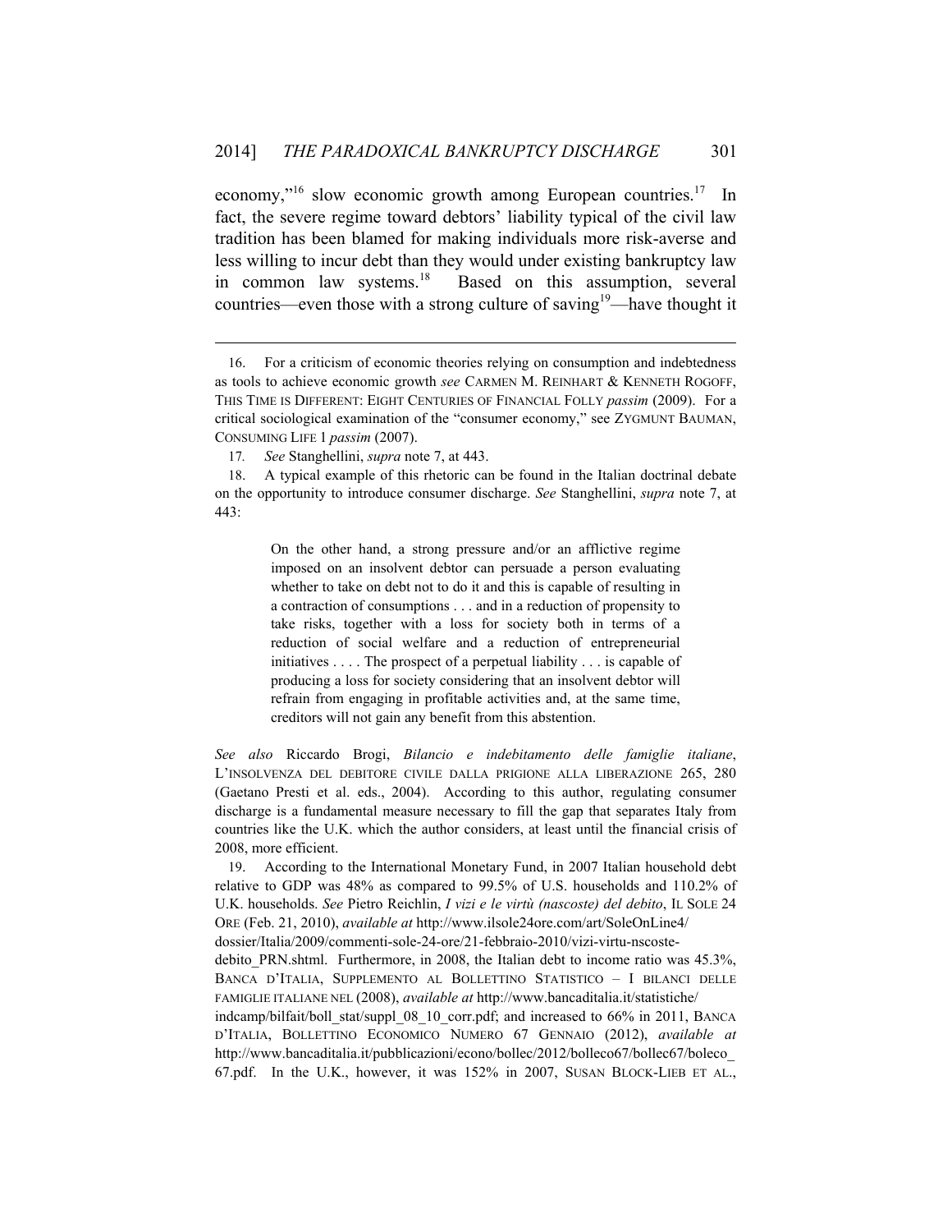economy,"[16] slow economic growth among European countries.[17] In fact, the severe regime toward debtors' liability typical of the civil law tradition has been blamed for making individuals more risk-averse and less willing to incur debt than they would under existing bankruptcy law in common law systems.[18] Based on this assumption, several countries—even those with a strong culture of saving[19]—have thought it

---

16. For a criticism of economic theories relying on consumption and indebtedness as tools to achieve economic growth *see* CARMEN M. REINHART & KENNETH ROGOFF, THIS TIME IS DIFFERENT: EIGHT CENTURIES OF FINANCIAL FOLLY *passim* (2009). For a critical sociological examination of the "consumer economy," see ZYGMUNT BAUMAN, CONSUMING LIFE 1 *passim* (2007).

17. *See* Stanghellini, *supra* note 7, at 443.

18. A typical example of this rhetoric can be found in the Italian doctrinal debate on the opportunity to introduce consumer discharge. *See* Stanghellini, *supra* note 7, at 443:

> On the other hand, a strong pressure and/or an afflictive regime imposed on an insolvent debtor can persuade a person evaluating whether to take on debt not to do it and this is capable of resulting in a contraction of consumptions . . . and in a reduction of propensity to take risks, together with a loss for society both in terms of a reduction of social welfare and a reduction of entrepreneurial initiatives . . . . The prospect of a perpetual liability . . . is capable of producing a loss for society considering that an insolvent debtor will refrain from engaging in profitable activities and, at the same time, creditors will not gain any benefit from this abstention.

*See also* Riccardo Brogi, *Bilancio e indebitamento delle famiglie italiane*, L'INSOLVENZA DEL DEBITORE CIVILE DALLA PRIGIONE ALLA LIBERAZIONE 265, 280 (Gaetano Presti et al. eds., 2004). According to this author, regulating consumer discharge is a fundamental measure necessary to fill the gap that separates Italy from countries like the U.K. which the author considers, at least until the financial crisis of 2008, more efficient.

19. According to the International Monetary Fund, in 2007 Italian household debt relative to GDP was 48% as compared to 99.5% of U.S. households and 110.2% of U.K. households. *See* Pietro Reichlin, *I vizi e le virtù (nascoste) del debito*, IL SOLE 24 ORE (Feb. 21, 2010), *available at* http://www.ilsole24ore.com/art/SoleOnLine4/dossier/Italia/2009/commenti-sole-24-ore/21-febbraio-2010/vizi-virtu-nscoste-debito_PRN.shtml. Furthermore, in 2008, the Italian debt to income ratio was 45.3%, BANCA D'ITALIA, SUPPLEMENTO AL BOLLETTINO STATISTICO – I BILANCI DELLE FAMIGLIE ITALIANE NEL (2008), *available at* http://www.bancaditalia.it/statistiche/indcamp/bilfait/boll_stat/suppl_08_10_corr.pdf; and increased to 66% in 2011, BANCA D'ITALIA, BOLLETTINO ECONOMICO NUMERO 67 GENNAIO (2012), *available at* http://www.bancaditalia.it/pubblicazioni/econo/bollec/2012/bolleco67/bollec67/boleco_67.pdf. In the U.K., however, it was 152% in 2007, SUSAN BLOCK-LIEB ET AL.,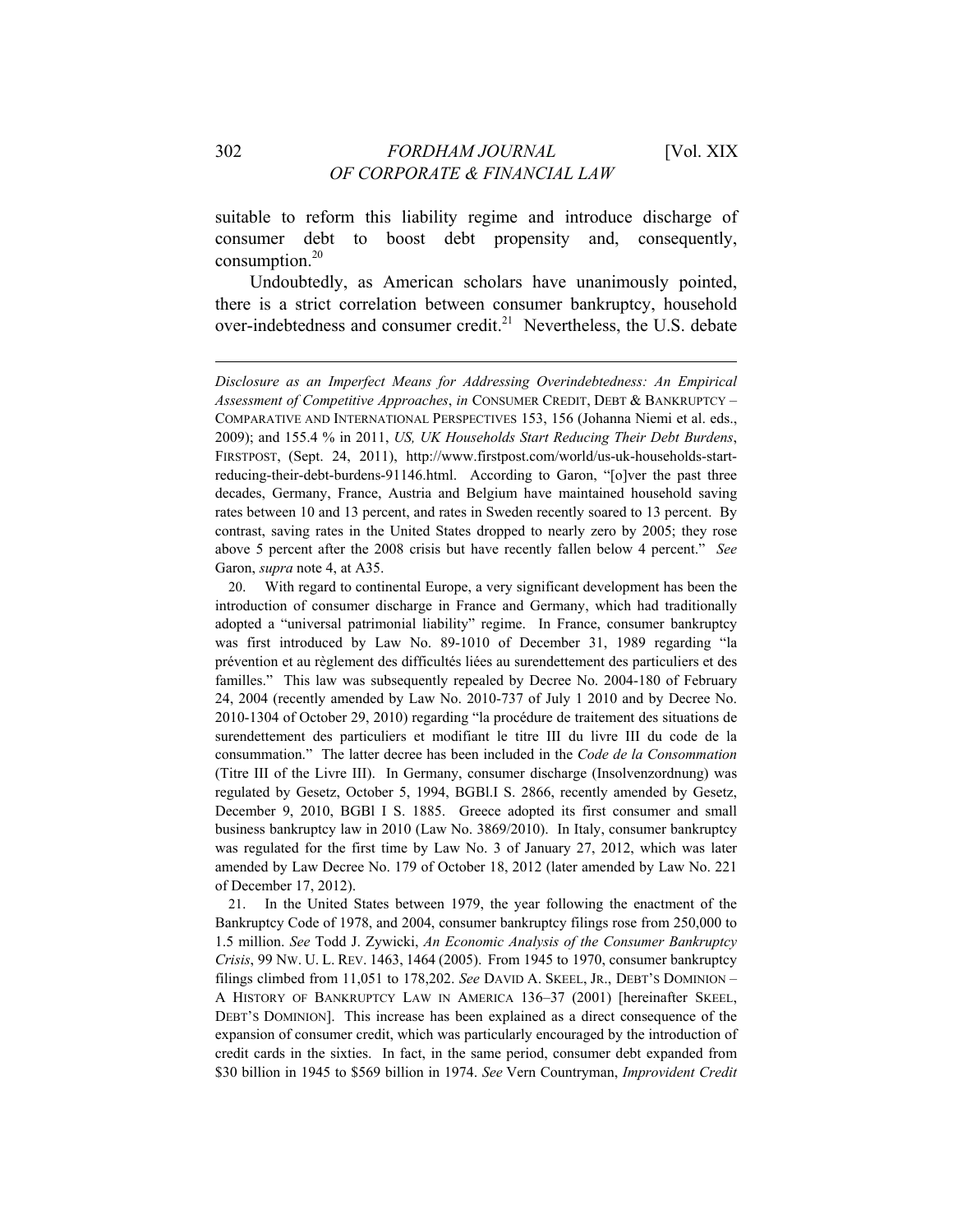suitable to reform this liability regime and introduce discharge of consumer debt to boost debt propensity and, consequently, consumption.[20]

Undoubtedly, as American scholars have unanimously pointed, there is a strict correlation between consumer bankruptcy, household over-indebtedness and consumer credit.[21] Nevertheless, the U.S. debate

---

*Disclosure as an Imperfect Means for Addressing Overindebtedness: An Empirical Assessment of Competitive Approaches*, *in* CONSUMER CREDIT, DEBT & BANKRUPTCY – COMPARATIVE AND INTERNATIONAL PERSPECTIVES 153, 156 (Johanna Niemi et al. eds., 2009); and 155.4 % in 2011, *US, UK Households Start Reducing Their Debt Burdens*, FIRSTPOST, (Sept. 24, 2011), http://www.firstpost.com/world/us-uk-households-start-reducing-their-debt-burdens-91146.html. According to Garon, "[o]ver the past three decades, Germany, France, Austria and Belgium have maintained household saving rates between 10 and 13 percent, and rates in Sweden recently soared to 13 percent. By contrast, saving rates in the United States dropped to nearly zero by 2005; they rose above 5 percent after the 2008 crisis but have recently fallen below 4 percent." *See* Garon, *supra* note 4, at A35.

20. With regard to continental Europe, a very significant development has been the introduction of consumer discharge in France and Germany, which had traditionally adopted a "universal patrimonial liability" regime. In France, consumer bankruptcy was first introduced by Law No. 89-1010 of December 31, 1989 regarding "la prévention et au règlement des difficultés liées au surendettement des particuliers et des familles." This law was subsequently repealed by Decree No. 2004-180 of February 24, 2004 (recently amended by Law No. 2010-737 of July 1 2010 and by Decree No. 2010-1304 of October 29, 2010) regarding "la procédure de traitement des situations de surendettement des particuliers et modifiant le titre III du livre III du code de la consummation." The latter decree has been included in the *Code de la Consommation* (Titre III of the Livre III). In Germany, consumer discharge (Insolvenzordnung) was regulated by Gesetz, October 5, 1994, BGBl.I S. 2866, recently amended by Gesetz, December 9, 2010, BGBl I S. 1885. Greece adopted its first consumer and small business bankruptcy law in 2010 (Law No. 3869/2010). In Italy, consumer bankruptcy was regulated for the first time by Law No. 3 of January 27, 2012, which was later amended by Law Decree No. 179 of October 18, 2012 (later amended by Law No. 221 of December 17, 2012).

21. In the United States between 1979, the year following the enactment of the Bankruptcy Code of 1978, and 2004, consumer bankruptcy filings rose from 250,000 to 1.5 million. *See* Todd J. Zywicki, *An Economic Analysis of the Consumer Bankruptcy Crisis*, 99 NW. U. L. REV. 1463, 1464 (2005). From 1945 to 1970, consumer bankruptcy filings climbed from 11,051 to 178,202. *See* DAVID A. SKEEL, JR., DEBT'S DOMINION – A HISTORY OF BANKRUPTCY LAW IN AMERICA 136–37 (2001) [hereinafter SKEEL, DEBT'S DOMINION]. This increase has been explained as a direct consequence of the expansion of consumer credit, which was particularly encouraged by the introduction of credit cards in the sixties. In fact, in the same period, consumer debt expanded from $30 billion in 1945 to $569 billion in 1974. *See* Vern Countryman, *Improvident Credit*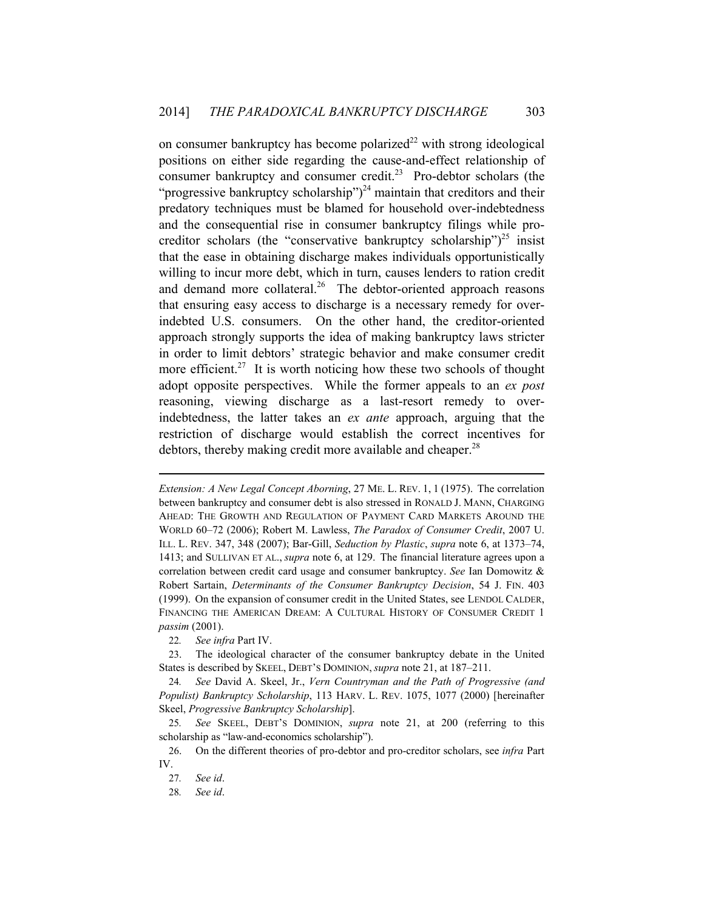on consumer bankruptcy has become polarized[22] with strong ideological positions on either side regarding the cause-and-effect relationship of consumer bankruptcy and consumer credit.[23] Pro-debtor scholars (the "progressive bankruptcy scholarship")[24] maintain that creditors and their predatory techniques must be blamed for household over-indebtedness and the consequential rise in consumer bankruptcy filings while pro-creditor scholars (the "conservative bankruptcy scholarship")[25] insist that the ease in obtaining discharge makes individuals opportunistically willing to incur more debt, which in turn, causes lenders to ration credit and demand more collateral.[26] The debtor-oriented approach reasons that ensuring easy access to discharge is a necessary remedy for over-indebted U.S. consumers. On the other hand, the creditor-oriented approach strongly supports the idea of making bankruptcy laws stricter in order to limit debtors' strategic behavior and make consumer credit more efficient.[27] It is worth noticing how these two schools of thought adopt opposite perspectives. While the former appeals to an *ex post* reasoning, viewing discharge as a last-resort remedy to over-indebtedness, the latter takes an *ex ante* approach, arguing that the restriction of discharge would establish the correct incentives for debtors, thereby making credit more available and cheaper.[28]

---

*Extension: A New Legal Concept Aborning*, 27 ME. L. REV. 1, 1 (1975). The correlation between bankruptcy and consumer debt is also stressed in RONALD J. MANN, CHARGING AHEAD: THE GROWTH AND REGULATION OF PAYMENT CARD MARKETS AROUND THE WORLD 60–72 (2006); Robert M. Lawless, *The Paradox of Consumer Credit*, 2007 U. ILL. L. REV. 347, 348 (2007); Bar-Gill, *Seduction by Plastic*, *supra* note 6, at 1373–74, 1413; and SULLIVAN ET AL., *supra* note 6, at 129. The financial literature agrees upon a correlation between credit card usage and consumer bankruptcy. *See* Ian Domowitz & Robert Sartain, *Determinants of the Consumer Bankruptcy Decision*, 54 J. FIN. 403 (1999). On the expansion of consumer credit in the United States, see LENDOL CALDER, FINANCING THE AMERICAN DREAM: A CULTURAL HISTORY OF CONSUMER CREDIT 1 *passim* (2001).

22. *See infra* Part IV.

23. The ideological character of the consumer bankruptcy debate in the United States is described by SKEEL, DEBT'S DOMINION, *supra* note 21, at 187–211.

24. *See* David A. Skeel, Jr., *Vern Countryman and the Path of Progressive (and Populist) Bankruptcy Scholarship*, 113 HARV. L. REV. 1075, 1077 (2000) [hereinafter Skeel, *Progressive Bankruptcy Scholarship*].

25. *See* SKEEL, DEBT'S DOMINION, *supra* note 21, at 200 (referring to this scholarship as "law-and-economics scholarship").

26. On the different theories of pro-debtor and pro-creditor scholars, see *infra* Part IV.

27. *See id*.

28. *See id*.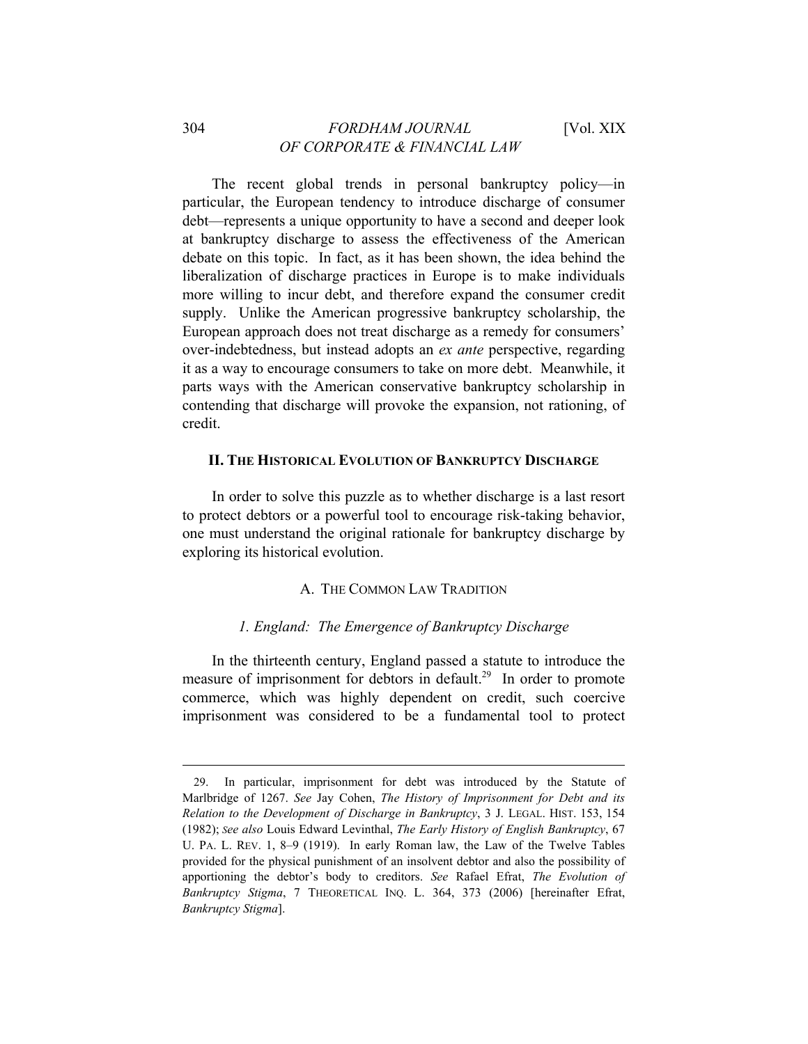The recent global trends in personal bankruptcy policy—in particular, the European tendency to introduce discharge of consumer debt—represents a unique opportunity to have a second and deeper look at bankruptcy discharge to assess the effectiveness of the American debate on this topic. In fact, as it has been shown, the idea behind the liberalization of discharge practices in Europe is to make individuals more willing to incur debt, and therefore expand the consumer credit supply. Unlike the American progressive bankruptcy scholarship, the European approach does not treat discharge as a remedy for consumers' over-indebtedness, but instead adopts an *ex ante* perspective, regarding it as a way to encourage consumers to take on more debt. Meanwhile, it parts ways with the American conservative bankruptcy scholarship in contending that discharge will provoke the expansion, not rationing, of credit.

## II. The Historical Evolution of Bankruptcy Discharge

In order to solve this puzzle as to whether discharge is a last resort to protect debtors or a powerful tool to encourage risk-taking behavior, one must understand the original rationale for bankruptcy discharge by exploring its historical evolution.

### A. The Common Law Tradition

#### *1. England: The Emergence of Bankruptcy Discharge*

In the thirteenth century, England passed a statute to introduce the measure of imprisonment for debtors in default.[29] In order to promote commerce, which was highly dependent on credit, such coercive imprisonment was considered to be a fundamental tool to protect

---

29. In particular, imprisonment for debt was introduced by the Statute of Marlbridge of 1267. *See* Jay Cohen, *The History of Imprisonment for Debt and its Relation to the Development of Discharge in Bankruptcy*, 3 J. LEGAL. HIST. 153, 154 (1982); *see also* Louis Edward Levinthal, *The Early History of English Bankruptcy*, 67 U. PA. L. REV. 1, 8–9 (1919). In early Roman law, the Law of the Twelve Tables provided for the physical punishment of an insolvent debtor and also the possibility of apportioning the debtor's body to creditors. *See* Rafael Efrat, *The Evolution of Bankruptcy Stigma*, 7 THEORETICAL INQ. L. 364, 373 (2006) [hereinafter Efrat, *Bankruptcy Stigma*].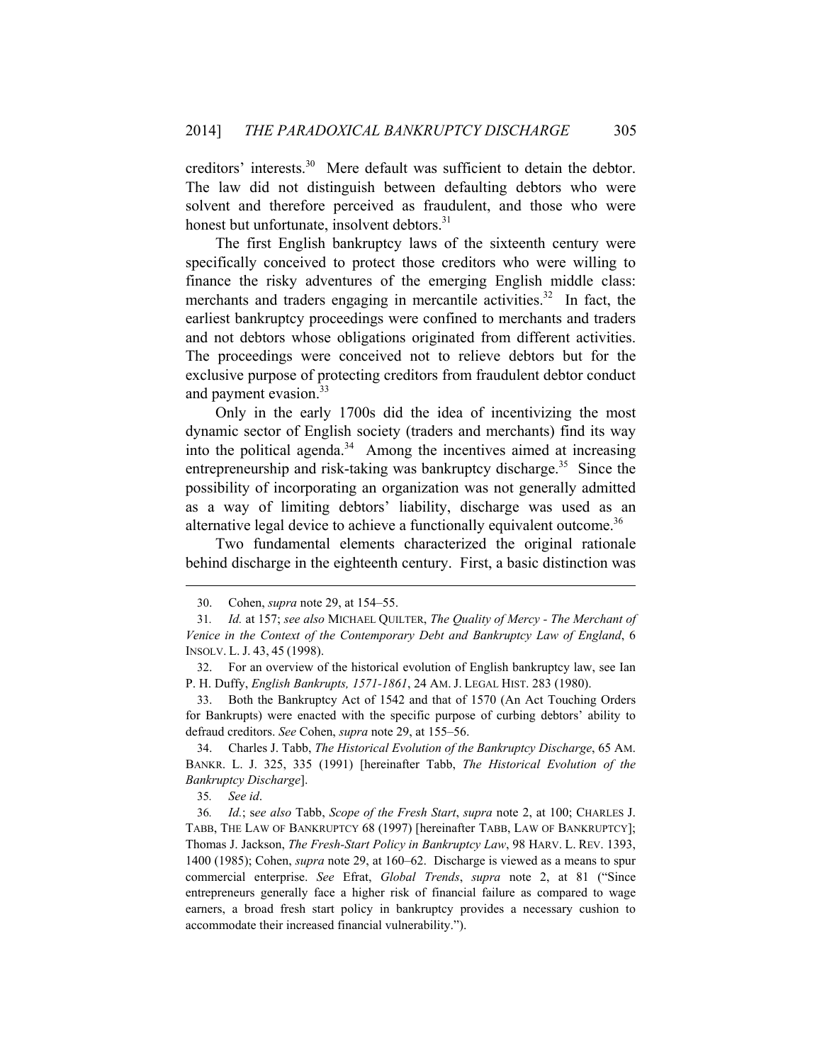creditors' interests.[30] Mere default was sufficient to detain the debtor. The law did not distinguish between defaulting debtors who were solvent and therefore perceived as fraudulent, and those who were honest but unfortunate, insolvent debtors.[31]

The first English bankruptcy laws of the sixteenth century were specifically conceived to protect those creditors who were willing to finance the risky adventures of the emerging English middle class: merchants and traders engaging in mercantile activities.[32] In fact, the earliest bankruptcy proceedings were confined to merchants and traders and not debtors whose obligations originated from different activities. The proceedings were conceived not to relieve debtors but for the exclusive purpose of protecting creditors from fraudulent debtor conduct and payment evasion.[33]

Only in the early 1700s did the idea of incentivizing the most dynamic sector of English society (traders and merchants) find its way into the political agenda.[34] Among the incentives aimed at increasing entrepreneurship and risk-taking was bankruptcy discharge.[35] Since the possibility of incorporating an organization was not generally admitted as a way of limiting debtors' liability, discharge was used as an alternative legal device to achieve a functionally equivalent outcome.[36]

Two fundamental elements characterized the original rationale behind discharge in the eighteenth century. First, a basic distinction was

---

30. Cohen, *supra* note 29, at 154–55.

31. *Id.* at 157; *see also* MICHAEL QUILTER, *The Quality of Mercy - The Merchant of Venice in the Context of the Contemporary Debt and Bankruptcy Law of England*, 6 INSOLV. L. J. 43, 45 (1998).

32. For an overview of the historical evolution of English bankruptcy law, see Ian P. H. Duffy, *English Bankrupts, 1571-1861*, 24 AM. J. LEGAL HIST. 283 (1980).

33. Both the Bankruptcy Act of 1542 and that of 1570 (An Act Touching Orders for Bankrupts) were enacted with the specific purpose of curbing debtors' ability to defraud creditors. *See* Cohen, *supra* note 29, at 155–56.

34. Charles J. Tabb, *The Historical Evolution of the Bankruptcy Discharge*, 65 AM. BANKR. L. J. 325, 335 (1991) [hereinafter Tabb, *The Historical Evolution of the Bankruptcy Discharge*].

35. *See id*.

36. *Id.*; s*ee also* Tabb, *Scope of the Fresh Start*, *supra* note 2, at 100; CHARLES J. TABB, THE LAW OF BANKRUPTCY 68 (1997) [hereinafter TABB, LAW OF BANKRUPTCY]; Thomas J. Jackson, *The Fresh-Start Policy in Bankruptcy Law*, 98 HARV. L. REV. 1393, 1400 (1985); Cohen, *supra* note 29, at 160–62. Discharge is viewed as a means to spur commercial enterprise. *See* Efrat, *Global Trends*, *supra* note 2, at 81 ("Since entrepreneurs generally face a higher risk of financial failure as compared to wage earners, a broad fresh start policy in bankruptcy provides a necessary cushion to accommodate their increased financial vulnerability.").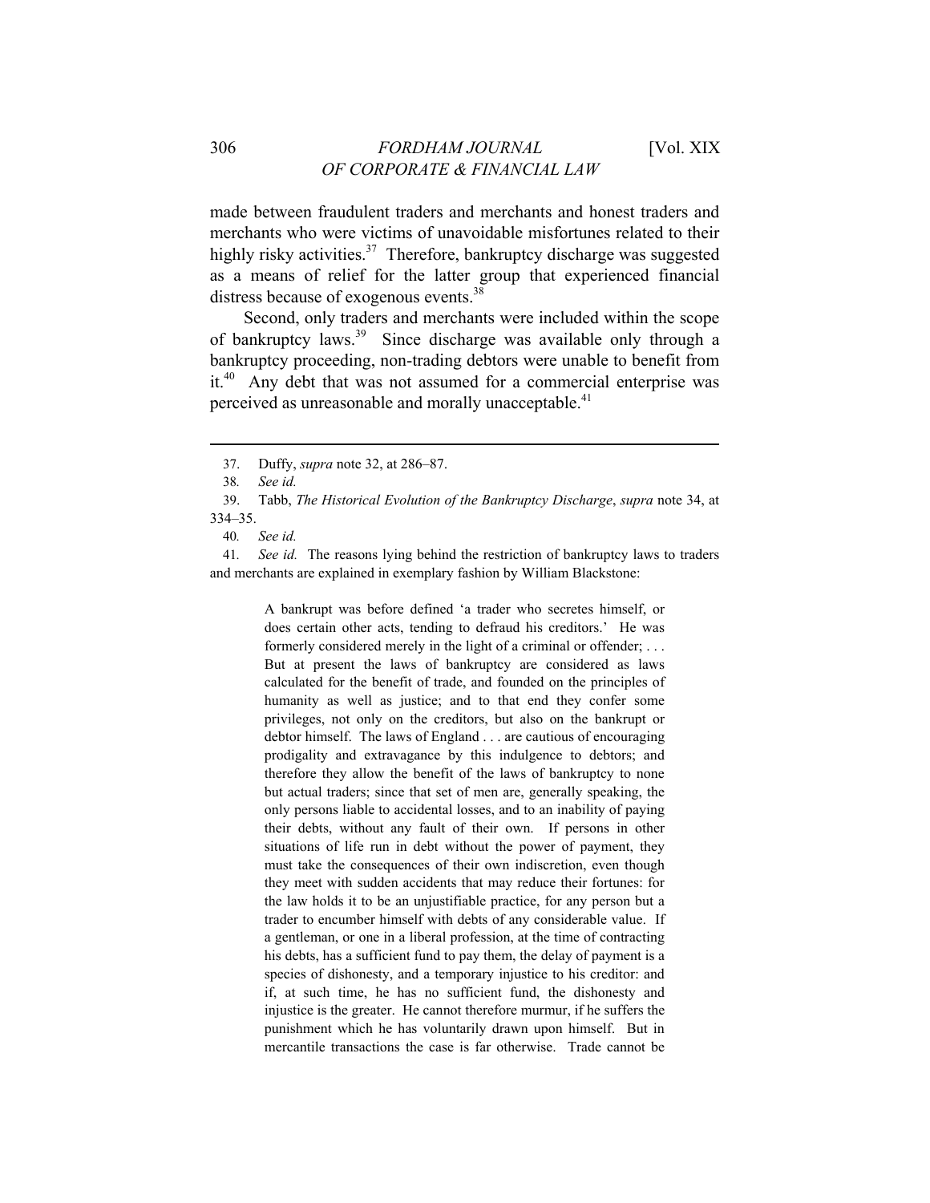made between fraudulent traders and merchants and honest traders and merchants who were victims of unavoidable misfortunes related to their highly risky activities.[37] Therefore, bankruptcy discharge was suggested as a means of relief for the latter group that experienced financial distress because of exogenous events.[38]

Second, only traders and merchants were included within the scope of bankruptcy laws.[39] Since discharge was available only through a bankruptcy proceeding, non-trading debtors were unable to benefit from it.[40] Any debt that was not assumed for a commercial enterprise was perceived as unreasonable and morally unacceptable.[41]

---

37. Duffy, *supra* note 32, at 286–87.

38. *See id.*

39. Tabb, *The Historical Evolution of the Bankruptcy Discharge*, *supra* note 34, at 334–35.

40. *See id.*

41. *See id.* The reasons lying behind the restriction of bankruptcy laws to traders and merchants are explained in exemplary fashion by William Blackstone:

> A bankrupt was before defined 'a trader who secretes himself, or does certain other acts, tending to defraud his creditors.' He was formerly considered merely in the light of a criminal or offender; . . . But at present the laws of bankruptcy are considered as laws calculated for the benefit of trade, and founded on the principles of humanity as well as justice; and to that end they confer some privileges, not only on the creditors, but also on the bankrupt or debtor himself. The laws of England . . . are cautious of encouraging prodigality and extravagance by this indulgence to debtors; and therefore they allow the benefit of the laws of bankruptcy to none but actual traders; since that set of men are, generally speaking, the only persons liable to accidental losses, and to an inability of paying their debts, without any fault of their own. If persons in other situations of life run in debt without the power of payment, they must take the consequences of their own indiscretion, even though they meet with sudden accidents that may reduce their fortunes: for the law holds it to be an unjustifiable practice, for any person but a trader to encumber himself with debts of any considerable value. If a gentleman, or one in a liberal profession, at the time of contracting his debts, has a sufficient fund to pay them, the delay of payment is a species of dishonesty, and a temporary injustice to his creditor: and if, at such time, he has no sufficient fund, the dishonesty and injustice is the greater. He cannot therefore murmur, if he suffers the punishment which he has voluntarily drawn upon himself. But in mercantile transactions the case is far otherwise. Trade cannot be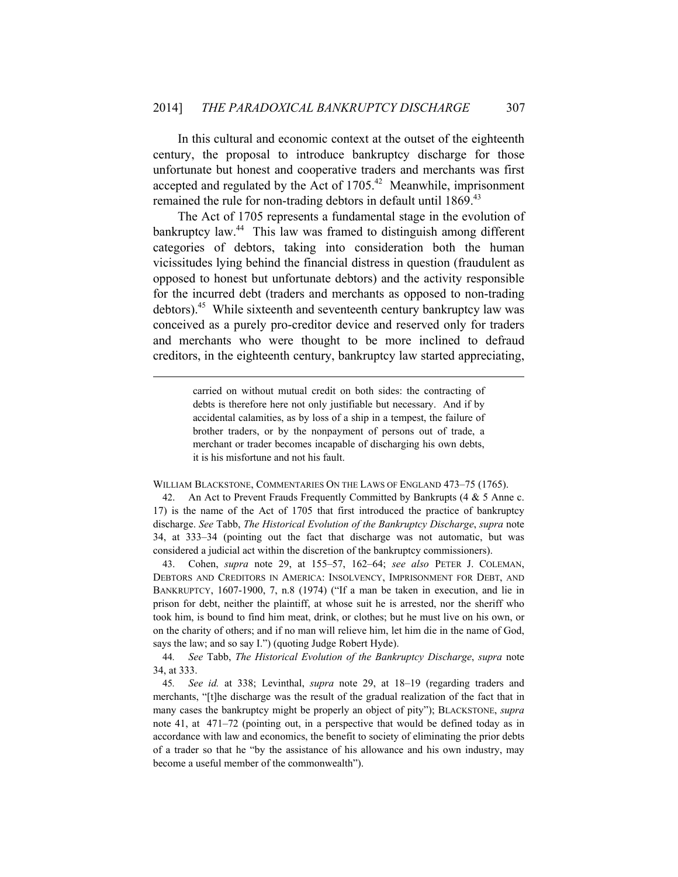In this cultural and economic context at the outset of the eighteenth century, the proposal to introduce bankruptcy discharge for those unfortunate but honest and cooperative traders and merchants was first accepted and regulated by the Act of 1705.[42] Meanwhile, imprisonment remained the rule for non-trading debtors in default until 1869.[43]

The Act of 1705 represents a fundamental stage in the evolution of bankruptcy law.[44] This law was framed to distinguish among different categories of debtors, taking into consideration both the human vicissitudes lying behind the financial distress in question (fraudulent as opposed to honest but unfortunate debtors) and the activity responsible for the incurred debt (traders and merchants as opposed to non-trading debtors).[45] While sixteenth and seventeenth century bankruptcy law was conceived as a purely pro-creditor device and reserved only for traders and merchants who were thought to be more inclined to defraud creditors, in the eighteenth century, bankruptcy law started appreciating,

---

> carried on without mutual credit on both sides: the contracting of debts is therefore here not only justifiable but necessary. And if by accidental calamities, as by loss of a ship in a tempest, the failure of brother traders, or by the nonpayment of persons out of trade, a merchant or trader becomes incapable of discharging his own debts, it is his misfortune and not his fault.

WILLIAM BLACKSTONE, COMMENTARIES ON THE LAWS OF ENGLAND 473–75 (1765).

42. An Act to Prevent Frauds Frequently Committed by Bankrupts (4 & 5 Anne c. 17) is the name of the Act of 1705 that first introduced the practice of bankruptcy discharge. *See* Tabb, *The Historical Evolution of the Bankruptcy Discharge*, *supra* note 34, at 333–34 (pointing out the fact that discharge was not automatic, but was considered a judicial act within the discretion of the bankruptcy commissioners).

43. Cohen, *supra* note 29, at 155–57, 162–64; *see also* PETER J. COLEMAN, DEBTORS AND CREDITORS IN AMERICA: INSOLVENCY, IMPRISONMENT FOR DEBT, AND BANKRUPTCY, 1607-1900, 7, n.8 (1974) ("If a man be taken in execution, and lie in prison for debt, neither the plaintiff, at whose suit he is arrested, nor the sheriff who took him, is bound to find him meat, drink, or clothes; but he must live on his own, or on the charity of others; and if no man will relieve him, let him die in the name of God, says the law; and so say I.") (quoting Judge Robert Hyde).

44. *See* Tabb, *The Historical Evolution of the Bankruptcy Discharge*, *supra* note 34, at 333.

45. *See id.* at 338; Levinthal, *supra* note 29, at 18–19 (regarding traders and merchants, "[t]he discharge was the result of the gradual realization of the fact that in many cases the bankruptcy might be properly an object of pity"); BLACKSTONE, *supra* note 41, at 471–72 (pointing out, in a perspective that would be defined today as in accordance with law and economics, the benefit to society of eliminating the prior debts of a trader so that he "by the assistance of his allowance and his own industry, may become a useful member of the commonwealth").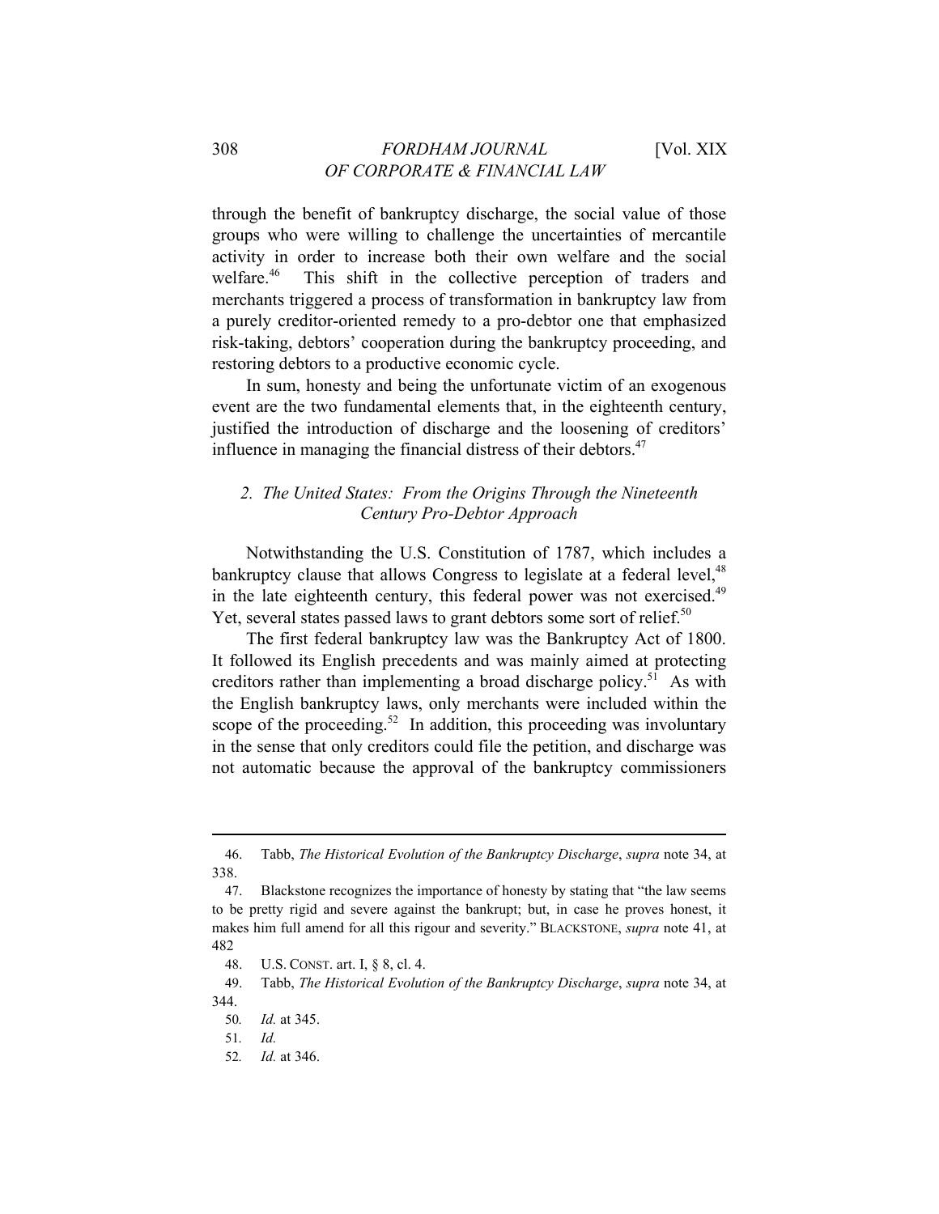through the benefit of bankruptcy discharge, the social value of those groups who were willing to challenge the uncertainties of mercantile activity in order to increase both their own welfare and the social welfare.[46] This shift in the collective perception of traders and merchants triggered a process of transformation in bankruptcy law from a purely creditor-oriented remedy to a pro-debtor one that emphasized risk-taking, debtors' cooperation during the bankruptcy proceeding, and restoring debtors to a productive economic cycle.

In sum, honesty and being the unfortunate victim of an exogenous event are the two fundamental elements that, in the eighteenth century, justified the introduction of discharge and the loosening of creditors' influence in managing the financial distress of their debtors.[47]

### *2. The United States: From the Origins Through the Nineteenth Century Pro-Debtor Approach*

Notwithstanding the U.S. Constitution of 1787, which includes a bankruptcy clause that allows Congress to legislate at a federal level,[48] in the late eighteenth century, this federal power was not exercised.[49] Yet, several states passed laws to grant debtors some sort of relief.[50]

The first federal bankruptcy law was the Bankruptcy Act of 1800. It followed its English precedents and was mainly aimed at protecting creditors rather than implementing a broad discharge policy.[51] As with the English bankruptcy laws, only merchants were included within the scope of the proceeding.[52] In addition, this proceeding was involuntary in the sense that only creditors could file the petition, and discharge was not automatic because the approval of the bankruptcy commissioners

---

46. Tabb, *The Historical Evolution of the Bankruptcy Discharge*, *supra* note 34, at 338.

47. Blackstone recognizes the importance of honesty by stating that "the law seems to be pretty rigid and severe against the bankrupt; but, in case he proves honest, it makes him full amend for all this rigour and severity." BLACKSTONE, *supra* note 41, at 482

48. U.S. CONST. art. I, § 8, cl. 4.

49. Tabb, *The Historical Evolution of the Bankruptcy Discharge*, *supra* note 34, at 344.

50. *Id.* at 345.

51. *Id.*

52. *Id.* at 346.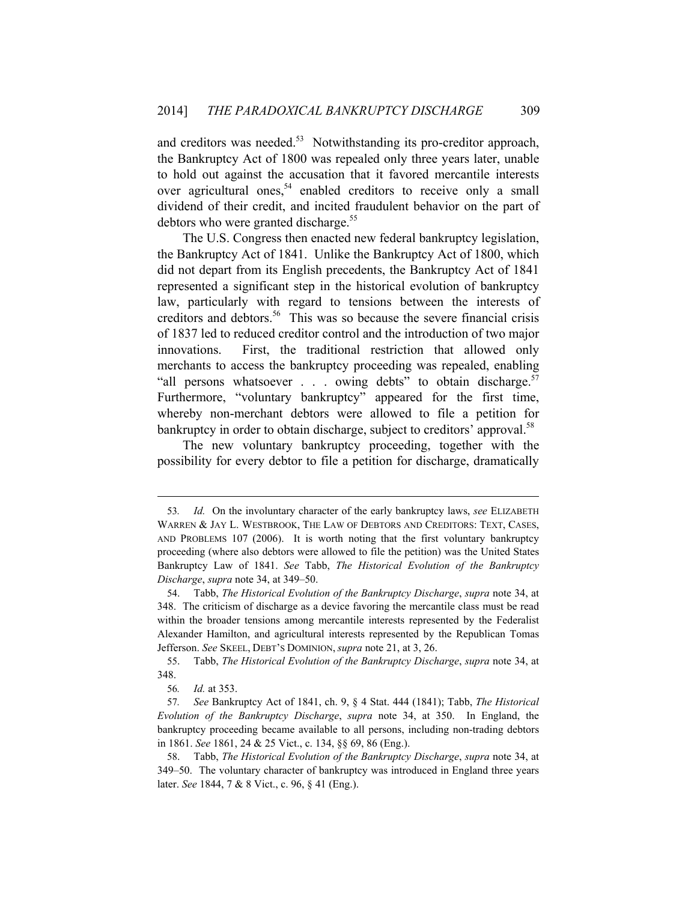and creditors was needed.[53] Notwithstanding its pro-creditor approach, the Bankruptcy Act of 1800 was repealed only three years later, unable to hold out against the accusation that it favored mercantile interests over agricultural ones,[54] enabled creditors to receive only a small dividend of their credit, and incited fraudulent behavior on the part of debtors who were granted discharge.[55]

The U.S. Congress then enacted new federal bankruptcy legislation, the Bankruptcy Act of 1841. Unlike the Bankruptcy Act of 1800, which did not depart from its English precedents, the Bankruptcy Act of 1841 represented a significant step in the historical evolution of bankruptcy law, particularly with regard to tensions between the interests of creditors and debtors.[56] This was so because the severe financial crisis of 1837 led to reduced creditor control and the introduction of two major innovations. First, the traditional restriction that allowed only merchants to access the bankruptcy proceeding was repealed, enabling "all persons whatsoever . . . owing debts" to obtain discharge.[57] Furthermore, "voluntary bankruptcy" appeared for the first time, whereby non-merchant debtors were allowed to file a petition for bankruptcy in order to obtain discharge, subject to creditors' approval.[58]

The new voluntary bankruptcy proceeding, together with the possibility for every debtor to file a petition for discharge, dramatically

---

53. *Id.* On the involuntary character of the early bankruptcy laws, *see* ELIZABETH WARREN & JAY L. WESTBROOK, THE LAW OF DEBTORS AND CREDITORS: TEXT, CASES, AND PROBLEMS 107 (2006). It is worth noting that the first voluntary bankruptcy proceeding (where also debtors were allowed to file the petition) was the United States Bankruptcy Law of 1841. *See* Tabb, *The Historical Evolution of the Bankruptcy Discharge*, *supra* note 34, at 349–50.

54. Tabb, *The Historical Evolution of the Bankruptcy Discharge*, *supra* note 34, at 348. The criticism of discharge as a device favoring the mercantile class must be read within the broader tensions among mercantile interests represented by the Federalist Alexander Hamilton, and agricultural interests represented by the Republican Tomas Jefferson. *See* SKEEL, DEBT'S DOMINION, *supra* note 21, at 3, 26.

55. Tabb, *The Historical Evolution of the Bankruptcy Discharge*, *supra* note 34, at 348.

56. *Id.* at 353.

57. *See* Bankruptcy Act of 1841, ch. 9, § 4 Stat. 444 (1841); Tabb, *The Historical Evolution of the Bankruptcy Discharge*, *supra* note 34, at 350. In England, the bankruptcy proceeding became available to all persons, including non-trading debtors in 1861. *See* 1861, 24 & 25 Vict., c. 134, §§ 69, 86 (Eng.).

58. Tabb, *The Historical Evolution of the Bankruptcy Discharge*, *supra* note 34, at 349–50. The voluntary character of bankruptcy was introduced in England three years later. *See* 1844, 7 & 8 Vict., c. 96, § 41 (Eng.).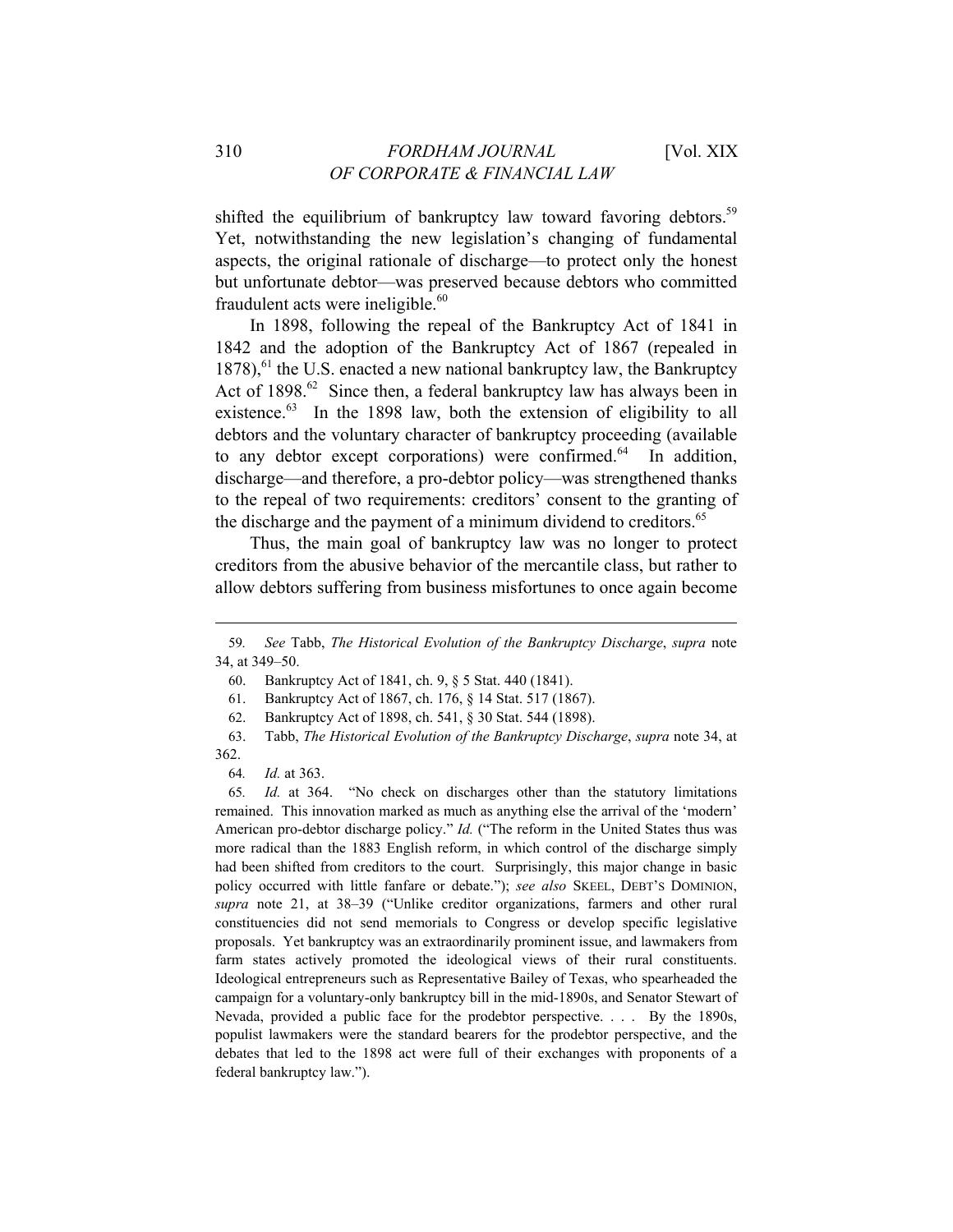shifted the equilibrium of bankruptcy law toward favoring debtors.[59] Yet, notwithstanding the new legislation's changing of fundamental aspects, the original rationale of discharge—to protect only the honest but unfortunate debtor—was preserved because debtors who committed fraudulent acts were ineligible.[60]

In 1898, following the repeal of the Bankruptcy Act of 1841 in 1842 and the adoption of the Bankruptcy Act of 1867 (repealed in 1878),[61] the U.S. enacted a new national bankruptcy law, the Bankruptcy Act of 1898.[62] Since then, a federal bankruptcy law has always been in existence.[63] In the 1898 law, both the extension of eligibility to all debtors and the voluntary character of bankruptcy proceeding (available to any debtor except corporations) were confirmed.[64] In addition, discharge—and therefore, a pro-debtor policy—was strengthened thanks to the repeal of two requirements: creditors' consent to the granting of the discharge and the payment of a minimum dividend to creditors.[65]

Thus, the main goal of bankruptcy law was no longer to protect creditors from the abusive behavior of the mercantile class, but rather to allow debtors suffering from business misfortunes to once again become

---

59. *See* Tabb, *The Historical Evolution of the Bankruptcy Discharge*, *supra* note 34, at 349–50.

60. Bankruptcy Act of 1841, ch. 9, § 5 Stat. 440 (1841).

61. Bankruptcy Act of 1867, ch. 176, § 14 Stat. 517 (1867).

62. Bankruptcy Act of 1898, ch. 541, § 30 Stat. 544 (1898).

63. Tabb, *The Historical Evolution of the Bankruptcy Discharge*, *supra* note 34, at 362.

64. *Id.* at 363.

65. *Id.* at 364. "No check on discharges other than the statutory limitations remained. This innovation marked as much as anything else the arrival of the 'modern' American pro-debtor discharge policy." *Id.* ("The reform in the United States thus was more radical than the 1883 English reform, in which control of the discharge simply had been shifted from creditors to the court. Surprisingly, this major change in basic policy occurred with little fanfare or debate."); *see also* SKEEL, DEBT'S DOMINION, *supra* note 21, at 38–39 ("Unlike creditor organizations, farmers and other rural constituencies did not send memorials to Congress or develop specific legislative proposals. Yet bankruptcy was an extraordinarily prominent issue, and lawmakers from farm states actively promoted the ideological views of their rural constituents. Ideological entrepreneurs such as Representative Bailey of Texas, who spearheaded the campaign for a voluntary-only bankruptcy bill in the mid-1890s, and Senator Stewart of Nevada, provided a public face for the prodebtor perspective. . . . By the 1890s, populist lawmakers were the standard bearers for the prodebtor perspective, and the debates that led to the 1898 act were full of their exchanges with proponents of a federal bankruptcy law.").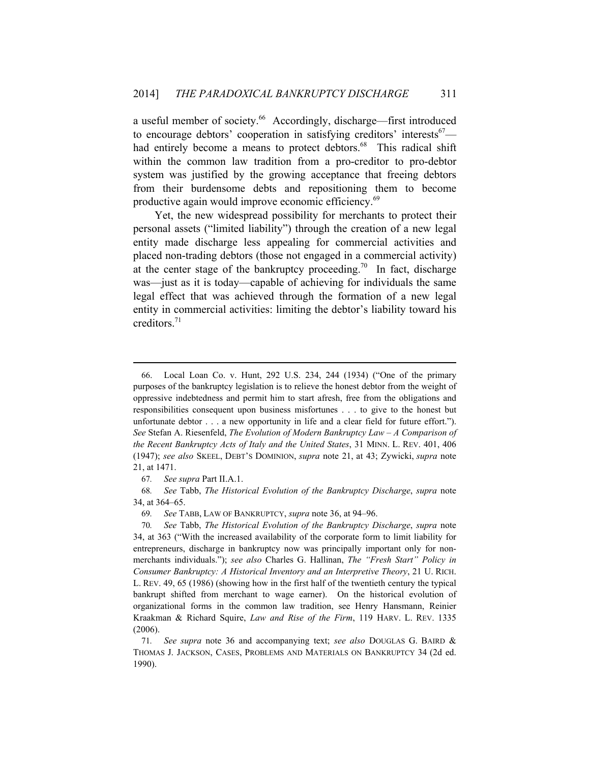a useful member of society.[66] Accordingly, discharge—first introduced to encourage debtors' cooperation in satisfying creditors' interests[67]—had entirely become a means to protect debtors.[68] This radical shift within the common law tradition from a pro-creditor to pro-debtor system was justified by the growing acceptance that freeing debtors from their burdensome debts and repositioning them to become productive again would improve economic efficiency.[69]

Yet, the new widespread possibility for merchants to protect their personal assets ("limited liability") through the creation of a new legal entity made discharge less appealing for commercial activities and placed non-trading debtors (those not engaged in a commercial activity) at the center stage of the bankruptcy proceeding.[70] In fact, discharge was—just as it is today—capable of achieving for individuals the same legal effect that was achieved through the formation of a new legal entity in commercial activities: limiting the debtor's liability toward his creditors.[71]

---

66. Local Loan Co. v. Hunt, 292 U.S. 234, 244 (1934) ("One of the primary purposes of the bankruptcy legislation is to relieve the honest debtor from the weight of oppressive indebtedness and permit him to start afresh, free from the obligations and responsibilities consequent upon business misfortunes . . . to give to the honest but unfortunate debtor . . . a new opportunity in life and a clear field for future effort."). *See* Stefan A. Riesenfeld, *The Evolution of Modern Bankruptcy Law – A Comparison of the Recent Bankruptcy Acts of Italy and the United States*, 31 MINN. L. REV. 401, 406 (1947); *see also* SKEEL, DEBT'S DOMINION, *supra* note 21, at 43; Zywicki, *supra* note 21, at 1471.

67. *See supra* Part II.A.1.

68. *See* Tabb, *The Historical Evolution of the Bankruptcy Discharge*, *supra* note 34, at 364–65.

69. *See* TABB, LAW OF BANKRUPTCY, *supra* note 36, at 94–96.

70. *See* Tabb, *The Historical Evolution of the Bankruptcy Discharge*, *supra* note 34, at 363 ("With the increased availability of the corporate form to limit liability for entrepreneurs, discharge in bankruptcy now was principally important only for non-merchants individuals."); *see also* Charles G. Hallinan, *The "Fresh Start" Policy in Consumer Bankruptcy: A Historical Inventory and an Interpretive Theory*, 21 U. RICH. L. REV. 49, 65 (1986) (showing how in the first half of the twentieth century the typical bankrupt shifted from merchant to wage earner). On the historical evolution of organizational forms in the common law tradition, see Henry Hansmann, Reinier Kraakman & Richard Squire, *Law and Rise of the Firm*, 119 HARV. L. REV. 1335 (2006).

71. *See supra* note 36 and accompanying text; *see also* DOUGLAS G. BAIRD & THOMAS J. JACKSON, CASES, PROBLEMS AND MATERIALS ON BANKRUPTCY 34 (2d ed. 1990).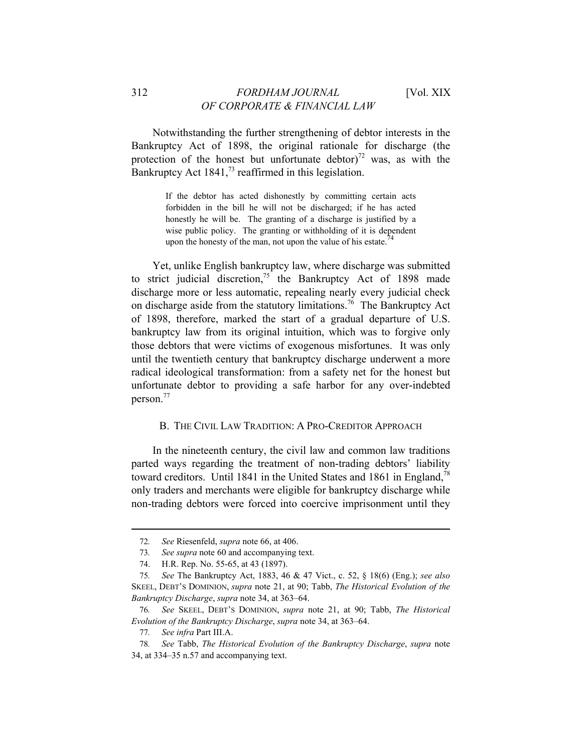Notwithstanding the further strengthening of debtor interests in the Bankruptcy Act of 1898, the original rationale for discharge (the protection of the honest but unfortunate debtor)[72] was, as with the Bankruptcy Act 1841,[73] reaffirmed in this legislation.

> If the debtor has acted dishonestly by committing certain acts forbidden in the bill he will not be discharged; if he has acted honestly he will be. The granting of a discharge is justified by a wise public policy. The granting or withholding of it is dependent upon the honesty of the man, not upon the value of his estate.[74]

Yet, unlike English bankruptcy law, where discharge was submitted to strict judicial discretion,[75] the Bankruptcy Act of 1898 made discharge more or less automatic, repealing nearly every judicial check on discharge aside from the statutory limitations.[76] The Bankruptcy Act of 1898, therefore, marked the start of a gradual departure of U.S. bankruptcy law from its original intuition, which was to forgive only those debtors that were victims of exogenous misfortunes. It was only until the twentieth century that bankruptcy discharge underwent a more radical ideological transformation: from a safety net for the honest but unfortunate debtor to providing a safe harbor for any over-indebted person.[77]

### B. The Civil Law Tradition: A Pro-Creditor Approach

In the nineteenth century, the civil law and common law traditions parted ways regarding the treatment of non-trading debtors' liability toward creditors. Until 1841 in the United States and 1861 in England,[78] only traders and merchants were eligible for bankruptcy discharge while non-trading debtors were forced into coercive imprisonment until they

---

72. *See* Riesenfeld, *supra* note 66, at 406.

73. *See supra* note 60 and accompanying text.

74. H.R. Rep. No. 55-65, at 43 (1897).

75. *See* The Bankruptcy Act, 1883, 46 & 47 Vict., c. 52, § 18(6) (Eng.); *see also* Skeel, Debt's Dominion, *supra* note 21, at 90; Tabb, *The Historical Evolution of the Bankruptcy Discharge*, *supra* note 34, at 363–64.

76. *See* Skeel, Debt's Dominion, *supra* note 21, at 90; Tabb, *The Historical Evolution of the Bankruptcy Discharge*, *supra* note 34, at 363–64.

77. *See infra* Part III.A.

78. *See* Tabb, *The Historical Evolution of the Bankruptcy Discharge*, *supra* note 34, at 334–35 n.57 and accompanying text.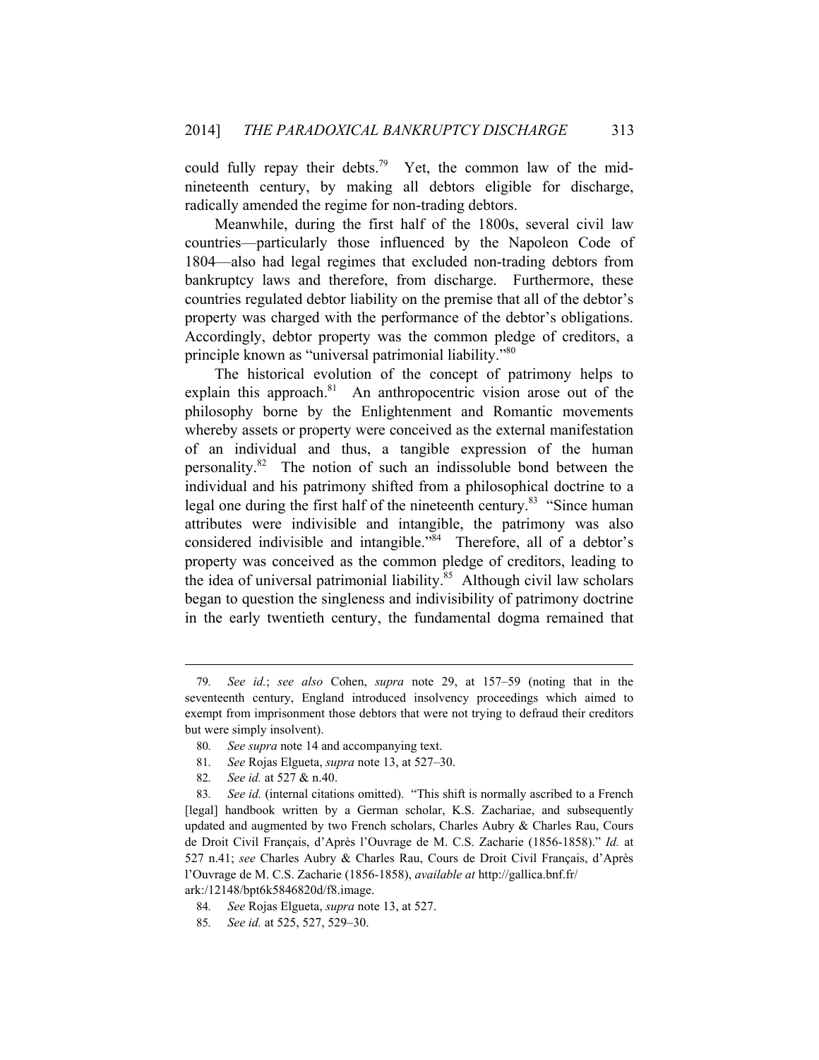could fully repay their debts.[79] Yet, the common law of the mid-nineteenth century, by making all debtors eligible for discharge, radically amended the regime for non-trading debtors.

Meanwhile, during the first half of the 1800s, several civil law countries—particularly those influenced by the Napoleon Code of 1804—also had legal regimes that excluded non-trading debtors from bankruptcy laws and therefore, from discharge. Furthermore, these countries regulated debtor liability on the premise that all of the debtor's property was charged with the performance of the debtor's obligations. Accordingly, debtor property was the common pledge of creditors, a principle known as "universal patrimonial liability."[80]

The historical evolution of the concept of patrimony helps to explain this approach.[81] An anthropocentric vision arose out of the philosophy borne by the Enlightenment and Romantic movements whereby assets or property were conceived as the external manifestation of an individual and thus, a tangible expression of the human personality.[82] The notion of such an indissoluble bond between the individual and his patrimony shifted from a philosophical doctrine to a legal one during the first half of the nineteenth century.[83] "Since human attributes were indivisible and intangible, the patrimony was also considered indivisible and intangible."[84] Therefore, all of a debtor's property was conceived as the common pledge of creditors, leading to the idea of universal patrimonial liability.[85] Although civil law scholars began to question the singleness and indivisibility of patrimony doctrine in the early twentieth century, the fundamental dogma remained that

---

79. *See id.*; *see also* Cohen, *supra* note 29, at 157–59 (noting that in the seventeenth century, England introduced insolvency proceedings which aimed to exempt from imprisonment those debtors that were not trying to defraud their creditors but were simply insolvent).

80. *See supra* note 14 and accompanying text.

81. *See* Rojas Elgueta, *supra* note 13, at 527–30.

82. *See id.* at 527 & n.40.

83. *See id.* (internal citations omitted). "This shift is normally ascribed to a French [legal] handbook written by a German scholar, K.S. Zachariae, and subsequently updated and augmented by two French scholars, Charles Aubry & Charles Rau, Cours de Droit Civil Français, d'Après l'Ouvrage de M. C.S. Zacharie (1856-1858)." *Id.* at 527 n.41; *see* Charles Aubry & Charles Rau, Cours de Droit Civil Français, d'Après l'Ouvrage de M. C.S. Zacharie (1856-1858), *available at* http://gallica.bnf.fr/ark:/12148/bpt6k5846820d/f8.image.

84. *See* Rojas Elgueta, *supra* note 13, at 527.

85. *See id.* at 525, 527, 529–30.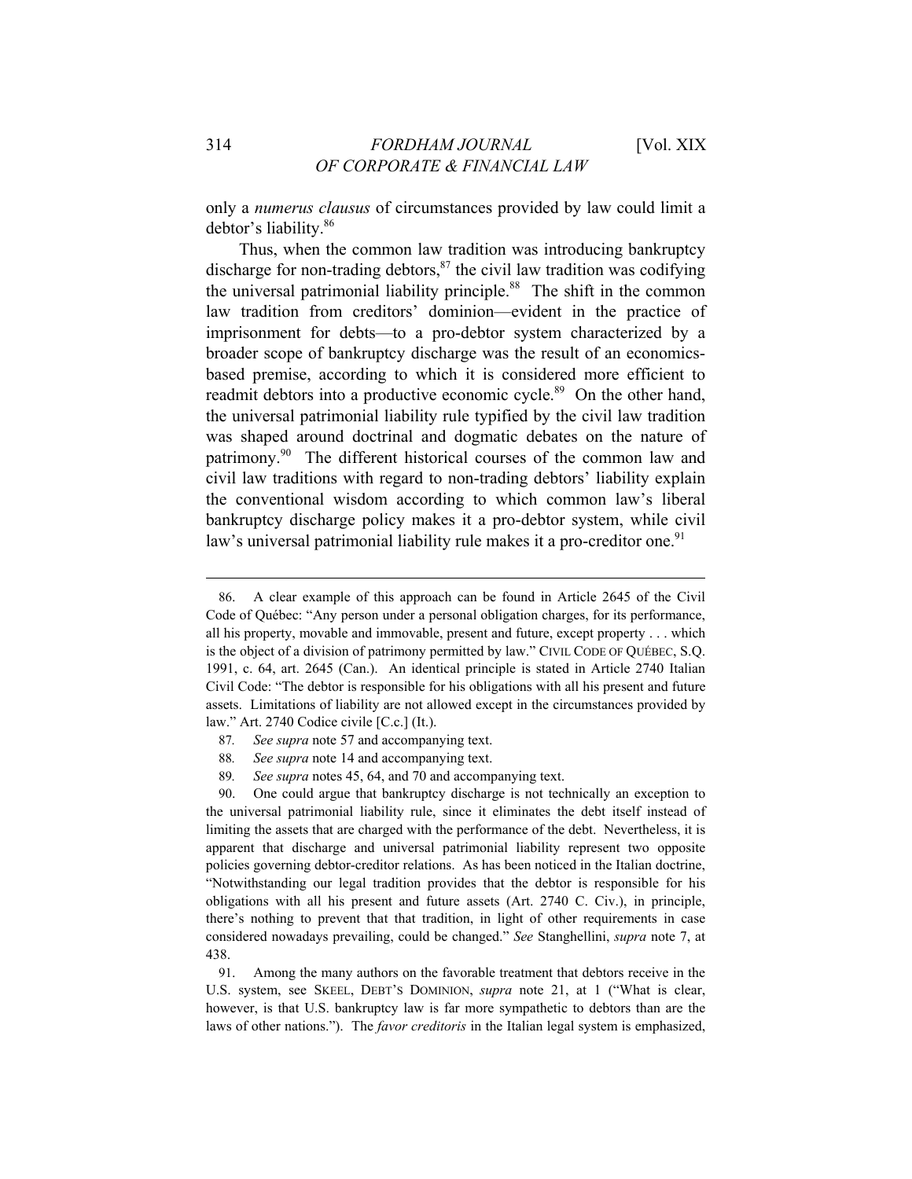only a *numerus clausus* of circumstances provided by law could limit a debtor's liability.[86]

Thus, when the common law tradition was introducing bankruptcy discharge for non-trading debtors,[87] the civil law tradition was codifying the universal patrimonial liability principle.[88] The shift in the common law tradition from creditors' dominion—evident in the practice of imprisonment for debts—to a pro-debtor system characterized by a broader scope of bankruptcy discharge was the result of an economics-based premise, according to which it is considered more efficient to readmit debtors into a productive economic cycle.[89] On the other hand, the universal patrimonial liability rule typified by the civil law tradition was shaped around doctrinal and dogmatic debates on the nature of patrimony.[90] The different historical courses of the common law and civil law traditions with regard to non-trading debtors' liability explain the conventional wisdom according to which common law's liberal bankruptcy discharge policy makes it a pro-debtor system, while civil law's universal patrimonial liability rule makes it a pro-creditor one.[91]

---

86. A clear example of this approach can be found in Article 2645 of the Civil Code of Québec: "Any person under a personal obligation charges, for its performance, all his property, movable and immovable, present and future, except property . . . which is the object of a division of patrimony permitted by law." CIVIL CODE OF QUÉBEC, S.Q. 1991, c. 64, art. 2645 (Can.). An identical principle is stated in Article 2740 Italian Civil Code: "The debtor is responsible for his obligations with all his present and future assets. Limitations of liability are not allowed except in the circumstances provided by law." Art. 2740 Codice civile [C.c.] (It.).

87. *See supra* note 57 and accompanying text.

88. *See supra* note 14 and accompanying text.

89. *See supra* notes 45, 64, and 70 and accompanying text.

90. One could argue that bankruptcy discharge is not technically an exception to the universal patrimonial liability rule, since it eliminates the debt itself instead of limiting the assets that are charged with the performance of the debt. Nevertheless, it is apparent that discharge and universal patrimonial liability represent two opposite policies governing debtor-creditor relations. As has been noticed in the Italian doctrine, "Notwithstanding our legal tradition provides that the debtor is responsible for his obligations with all his present and future assets (Art. 2740 C. Civ.), in principle, there's nothing to prevent that that tradition, in light of other requirements in case considered nowadays prevailing, could be changed." *See* Stanghellini, *supra* note 7, at 438.

91. Among the many authors on the favorable treatment that debtors receive in the U.S. system, see SKEEL, DEBT'S DOMINION, *supra* note 21, at 1 ("What is clear, however, is that U.S. bankruptcy law is far more sympathetic to debtors than are the laws of other nations."). The *favor creditoris* in the Italian legal system is emphasized,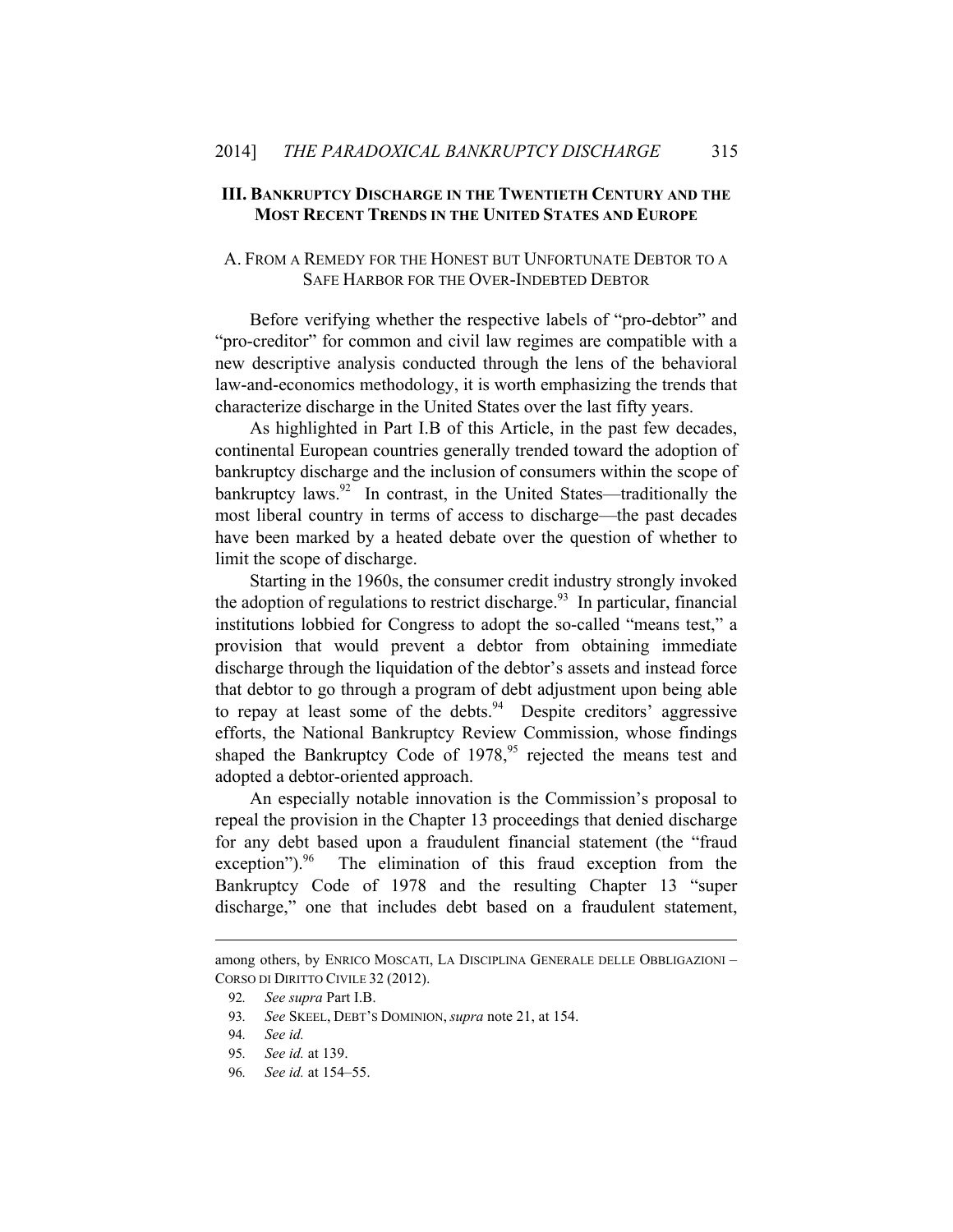## III. BANKRUPTCY DISCHARGE IN THE TWENTIETH CENTURY AND THE MOST RECENT TRENDS IN THE UNITED STATES AND EUROPE

### A. FROM A REMEDY FOR THE HONEST BUT UNFORTUNATE DEBTOR TO A SAFE HARBOR FOR THE OVER-INDEBTED DEBTOR

Before verifying whether the respective labels of "pro-debtor" and "pro-creditor" for common and civil law regimes are compatible with a new descriptive analysis conducted through the lens of the behavioral law-and-economics methodology, it is worth emphasizing the trends that characterize discharge in the United States over the last fifty years.

As highlighted in Part I.B of this Article, in the past few decades, continental European countries generally trended toward the adoption of bankruptcy discharge and the inclusion of consumers within the scope of bankruptcy laws.[92] In contrast, in the United States—traditionally the most liberal country in terms of access to discharge—the past decades have been marked by a heated debate over the question of whether to limit the scope of discharge.

Starting in the 1960s, the consumer credit industry strongly invoked the adoption of regulations to restrict discharge.[93] In particular, financial institutions lobbied for Congress to adopt the so-called "means test," a provision that would prevent a debtor from obtaining immediate discharge through the liquidation of the debtor's assets and instead force that debtor to go through a program of debt adjustment upon being able to repay at least some of the debts.[94] Despite creditors' aggressive efforts, the National Bankruptcy Review Commission, whose findings shaped the Bankruptcy Code of 1978,[95] rejected the means test and adopted a debtor-oriented approach.

An especially notable innovation is the Commission's proposal to repeal the provision in the Chapter 13 proceedings that denied discharge for any debt based upon a fraudulent financial statement (the "fraud exception").[96] The elimination of this fraud exception from the Bankruptcy Code of 1978 and the resulting Chapter 13 "super discharge," one that includes debt based on a fraudulent statement,

---

among others, by ENRICO MOSCATI, LA DISCIPLINA GENERALE DELLE OBBLIGAZIONI – CORSO DI DIRITTO CIVILE 32 (2012).

92. *See supra* Part I.B.

93. *See* SKEEL, DEBT'S DOMINION, *supra* note 21, at 154.

94. *See id.*

95. *See id.* at 139.

96. *See id.* at 154–55.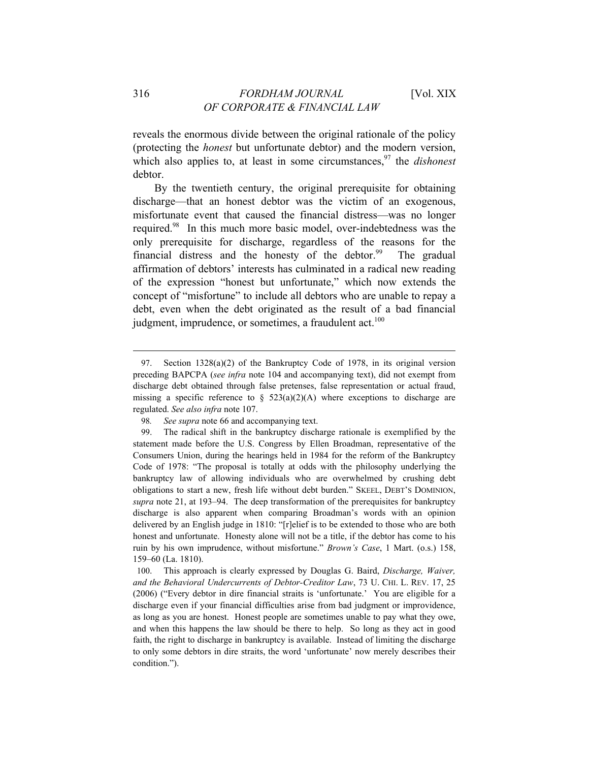reveals the enormous divide between the original rationale of the policy (protecting the *honest* but unfortunate debtor) and the modern version, which also applies to, at least in some circumstances,[97] the *dishonest* debtor.

By the twentieth century, the original prerequisite for obtaining discharge—that an honest debtor was the victim of an exogenous, misfortunate event that caused the financial distress—was no longer required.[98] In this much more basic model, over-indebtedness was the only prerequisite for discharge, regardless of the reasons for the financial distress and the honesty of the debtor.[99] The gradual affirmation of debtors' interests has culminated in a radical new reading of the expression "honest but unfortunate," which now extends the concept of "misfortune" to include all debtors who are unable to repay a debt, even when the debt originated as the result of a bad financial judgment, imprudence, or sometimes, a fraudulent act.[100]

---

97. Section 1328(a)(2) of the Bankruptcy Code of 1978, in its original version preceding BAPCPA (*see infra* note 104 and accompanying text), did not exempt from discharge debt obtained through false pretenses, false representation or actual fraud, missing a specific reference to § 523(a)(2)(A) where exceptions to discharge are regulated. *See also infra* note 107.

98. *See supra* note 66 and accompanying text.

99. The radical shift in the bankruptcy discharge rationale is exemplified by the statement made before the U.S. Congress by Ellen Broadman, representative of the Consumers Union, during the hearings held in 1984 for the reform of the Bankruptcy Code of 1978: "The proposal is totally at odds with the philosophy underlying the bankruptcy law of allowing individuals who are overwhelmed by crushing debt obligations to start a new, fresh life without debt burden." SKEEL, DEBT'S DOMINION, *supra* note 21, at 193–94. The deep transformation of the prerequisites for bankruptcy discharge is also apparent when comparing Broadman's words with an opinion delivered by an English judge in 1810: "[r]elief is to be extended to those who are both honest and unfortunate. Honesty alone will not be a title, if the debtor has come to his ruin by his own imprudence, without misfortune." *Brown's Case*, 1 Mart. (o.s.) 158, 159–60 (La. 1810).

100. This approach is clearly expressed by Douglas G. Baird, *Discharge, Waiver, and the Behavioral Undercurrents of Debtor-Creditor Law*, 73 U. CHI. L. REV. 17, 25 (2006) ("Every debtor in dire financial straits is 'unfortunate.' You are eligible for a discharge even if your financial difficulties arise from bad judgment or improvidence, as long as you are honest. Honest people are sometimes unable to pay what they owe, and when this happens the law should be there to help. So long as they act in good faith, the right to discharge in bankruptcy is available. Instead of limiting the discharge to only some debtors in dire straits, the word 'unfortunate' now merely describes their condition.").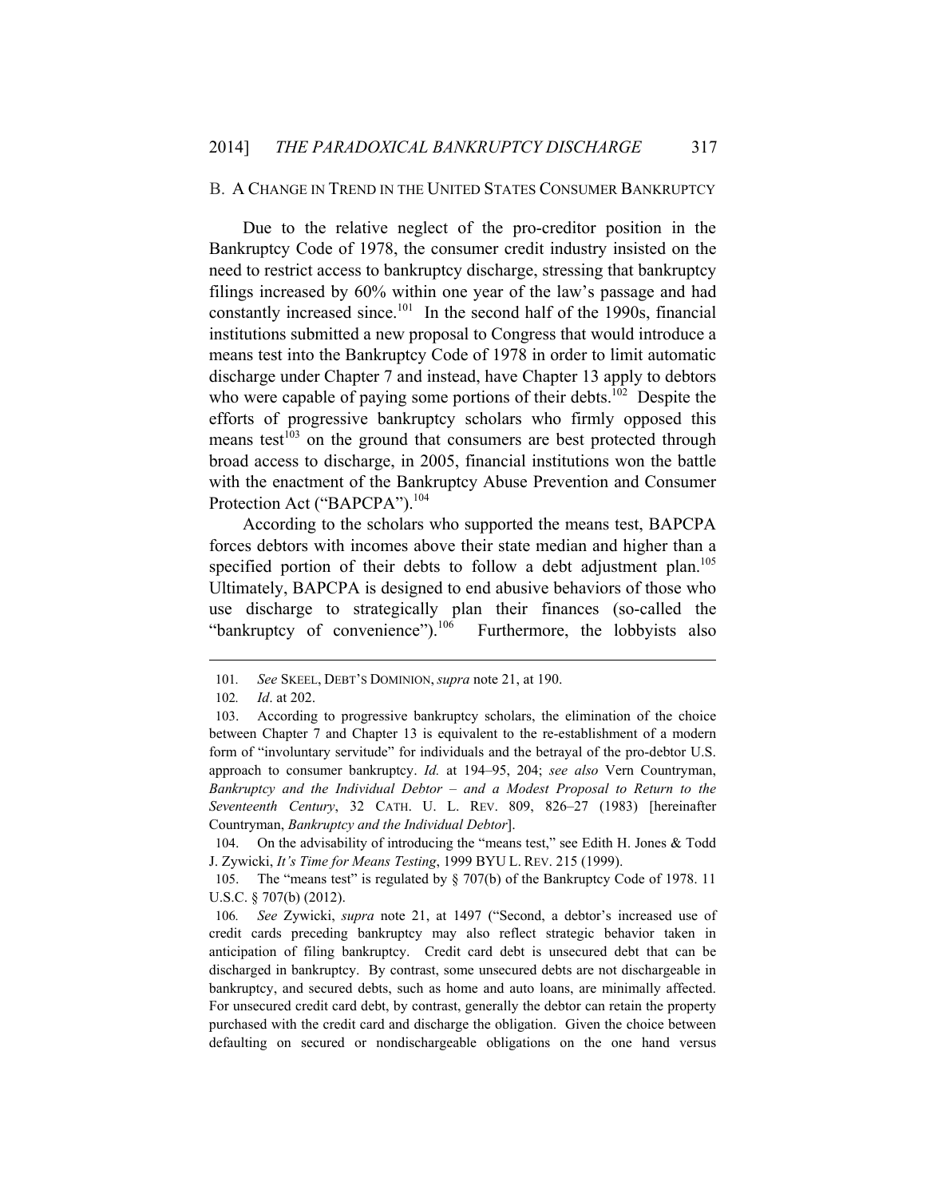## B. A CHANGE IN TREND IN THE UNITED STATES CONSUMER BANKRUPTCY

Due to the relative neglect of the pro-creditor position in the Bankruptcy Code of 1978, the consumer credit industry insisted on the need to restrict access to bankruptcy discharge, stressing that bankruptcy filings increased by 60% within one year of the law's passage and had constantly increased since.[101] In the second half of the 1990s, financial institutions submitted a new proposal to Congress that would introduce a means test into the Bankruptcy Code of 1978 in order to limit automatic discharge under Chapter 7 and instead, have Chapter 13 apply to debtors who were capable of paying some portions of their debts.[102] Despite the efforts of progressive bankruptcy scholars who firmly opposed this means test[103] on the ground that consumers are best protected through broad access to discharge, in 2005, financial institutions won the battle with the enactment of the Bankruptcy Abuse Prevention and Consumer Protection Act ("BAPCPA").[104]

According to the scholars who supported the means test, BAPCPA forces debtors with incomes above their state median and higher than a specified portion of their debts to follow a debt adjustment plan.[105] Ultimately, BAPCPA is designed to end abusive behaviors of those who use discharge to strategically plan their finances (so-called the "bankruptcy of convenience").[106] Furthermore, the lobbyists also

---

101. *See* SKEEL, DEBT'S DOMINION, *supra* note 21, at 190.

102. *Id*. at 202.

103. According to progressive bankruptcy scholars, the elimination of the choice between Chapter 7 and Chapter 13 is equivalent to the re-establishment of a modern form of "involuntary servitude" for individuals and the betrayal of the pro-debtor U.S. approach to consumer bankruptcy. *Id.* at 194–95, 204; *see also* Vern Countryman, *Bankruptcy and the Individual Debtor – and a Modest Proposal to Return to the Seventeenth Century*, 32 CATH. U. L. REV. 809, 826–27 (1983) [hereinafter Countryman, *Bankruptcy and the Individual Debtor*].

104. On the advisability of introducing the "means test," see Edith H. Jones & Todd J. Zywicki, *It's Time for Means Testing*, 1999 BYU L. REV. 215 (1999).

105. The "means test" is regulated by § 707(b) of the Bankruptcy Code of 1978. 11 U.S.C. § 707(b) (2012).

106. *See* Zywicki, *supra* note 21, at 1497 ("Second, a debtor's increased use of credit cards preceding bankruptcy may also reflect strategic behavior taken in anticipation of filing bankruptcy. Credit card debt is unsecured debt that can be discharged in bankruptcy. By contrast, some unsecured debts are not dischargeable in bankruptcy, and secured debts, such as home and auto loans, are minimally affected. For unsecured credit card debt, by contrast, generally the debtor can retain the property purchased with the credit card and discharge the obligation. Given the choice between defaulting on secured or nondischargeable obligations on the one hand versus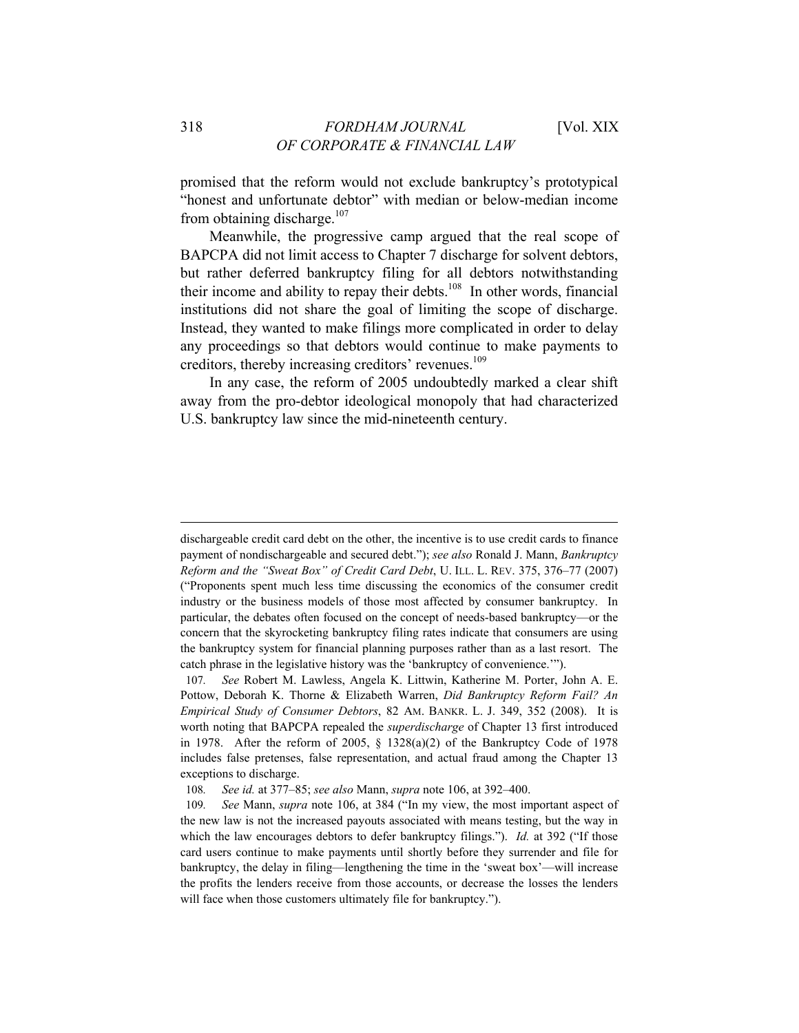promised that the reform would not exclude bankruptcy's prototypical "honest and unfortunate debtor" with median or below-median income from obtaining discharge.[107]

Meanwhile, the progressive camp argued that the real scope of BAPCPA did not limit access to Chapter 7 discharge for solvent debtors, but rather deferred bankruptcy filing for all debtors notwithstanding their income and ability to repay their debts.[108] In other words, financial institutions did not share the goal of limiting the scope of discharge. Instead, they wanted to make filings more complicated in order to delay any proceedings so that debtors would continue to make payments to creditors, thereby increasing creditors' revenues.[109]

In any case, the reform of 2005 undoubtedly marked a clear shift away from the pro-debtor ideological monopoly that had characterized U.S. bankruptcy law since the mid-nineteenth century.

---

dischargeable credit card debt on the other, the incentive is to use credit cards to finance payment of nondischargeable and secured debt."); *see also* Ronald J. Mann, *Bankruptcy Reform and the "Sweat Box" of Credit Card Debt*, U. ILL. L. REV. 375, 376–77 (2007) ("Proponents spent much less time discussing the economics of the consumer credit industry or the business models of those most affected by consumer bankruptcy. In particular, the debates often focused on the concept of needs-based bankruptcy—or the concern that the skyrocketing bankruptcy filing rates indicate that consumers are using the bankruptcy system for financial planning purposes rather than as a last resort. The catch phrase in the legislative history was the 'bankruptcy of convenience.'").

107. *See* Robert M. Lawless, Angela K. Littwin, Katherine M. Porter, John A. E. Pottow, Deborah K. Thorne & Elizabeth Warren, *Did Bankruptcy Reform Fail? An Empirical Study of Consumer Debtors*, 82 AM. BANKR. L. J. 349, 352 (2008). It is worth noting that BAPCPA repealed the *superdischarge* of Chapter 13 first introduced in 1978. After the reform of 2005, § 1328(a)(2) of the Bankruptcy Code of 1978 includes false pretenses, false representation, and actual fraud among the Chapter 13 exceptions to discharge.

108. *See id.* at 377–85; *see also* Mann, *supra* note 106, at 392–400.

109. *See* Mann, *supra* note 106, at 384 ("In my view, the most important aspect of the new law is not the increased payouts associated with means testing, but the way in which the law encourages debtors to defer bankruptcy filings."). *Id.* at 392 ("If those card users continue to make payments until shortly before they surrender and file for bankruptcy, the delay in filing—lengthening the time in the 'sweat box'—will increase the profits the lenders receive from those accounts, or decrease the losses the lenders will face when those customers ultimately file for bankruptcy.").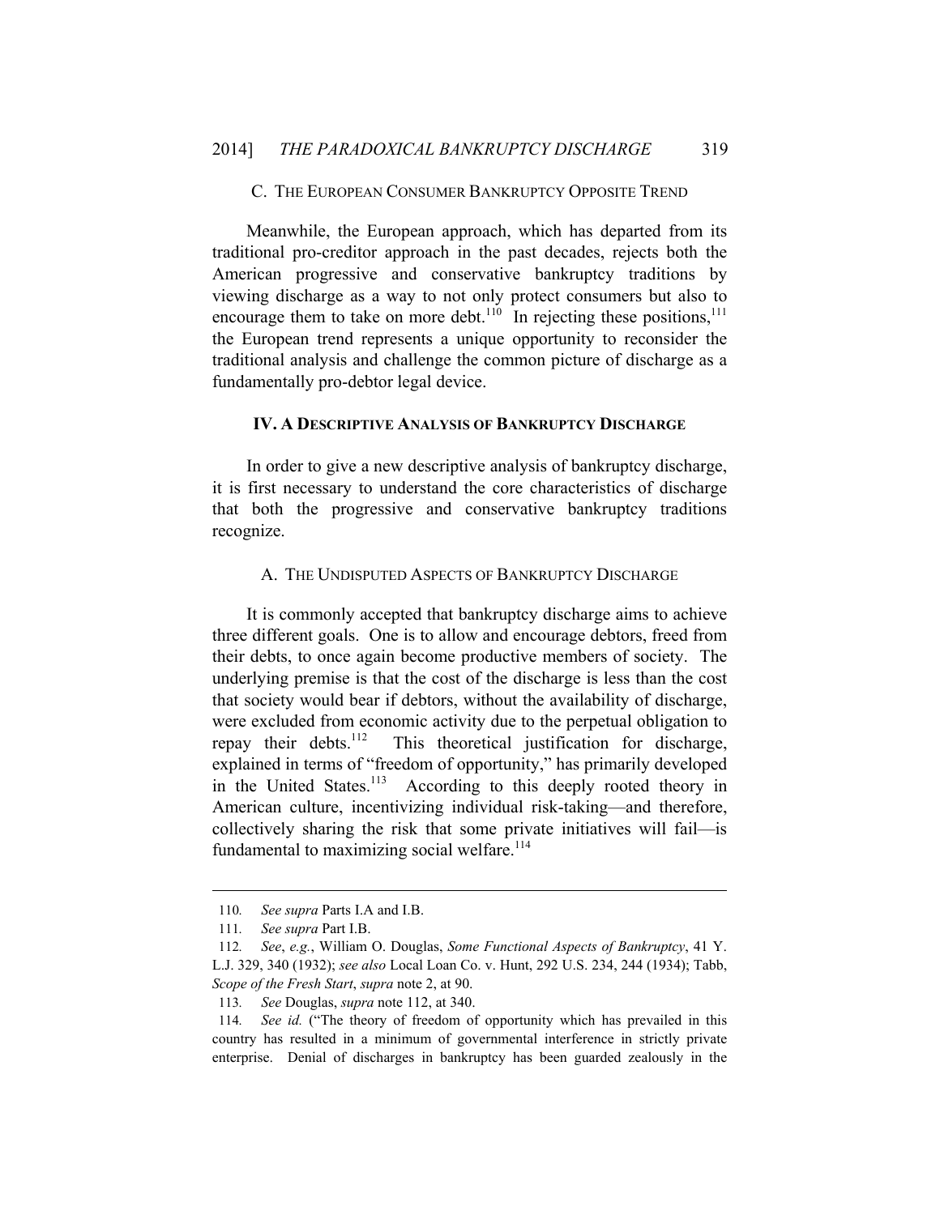### C. The European Consumer Bankruptcy Opposite Trend

Meanwhile, the European approach, which has departed from its traditional pro-creditor approach in the past decades, rejects both the American progressive and conservative bankruptcy traditions by viewing discharge as a way to not only protect consumers but also to encourage them to take on more debt.[110] In rejecting these positions,[111] the European trend represents a unique opportunity to reconsider the traditional analysis and challenge the common picture of discharge as a fundamentally pro-debtor legal device.

## IV. A Descriptive Analysis of Bankruptcy Discharge

In order to give a new descriptive analysis of bankruptcy discharge, it is first necessary to understand the core characteristics of discharge that both the progressive and conservative bankruptcy traditions recognize.

### A. The Undisputed Aspects of Bankruptcy Discharge

It is commonly accepted that bankruptcy discharge aims to achieve three different goals. One is to allow and encourage debtors, freed from their debts, to once again become productive members of society. The underlying premise is that the cost of the discharge is less than the cost that society would bear if debtors, without the availability of discharge, were excluded from economic activity due to the perpetual obligation to repay their debts.[112] This theoretical justification for discharge, explained in terms of "freedom of opportunity," has primarily developed in the United States.[113] According to this deeply rooted theory in American culture, incentivizing individual risk-taking—and therefore, collectively sharing the risk that some private initiatives will fail—is fundamental to maximizing social welfare.[114]

---

110. *See supra* Parts I.A and I.B.

111. *See supra* Part I.B.

112. *See*, *e.g.*, William O. Douglas, *Some Functional Aspects of Bankruptcy*, 41 Y. L.J. 329, 340 (1932); *see also* Local Loan Co. v. Hunt, 292 U.S. 234, 244 (1934); Tabb, *Scope of the Fresh Start*, *supra* note 2, at 90.

113. *See* Douglas, *supra* note 112, at 340.

114. *See id.* ("The theory of freedom of opportunity which has prevailed in this country has resulted in a minimum of governmental interference in strictly private enterprise. Denial of discharges in bankruptcy has been guarded zealously in the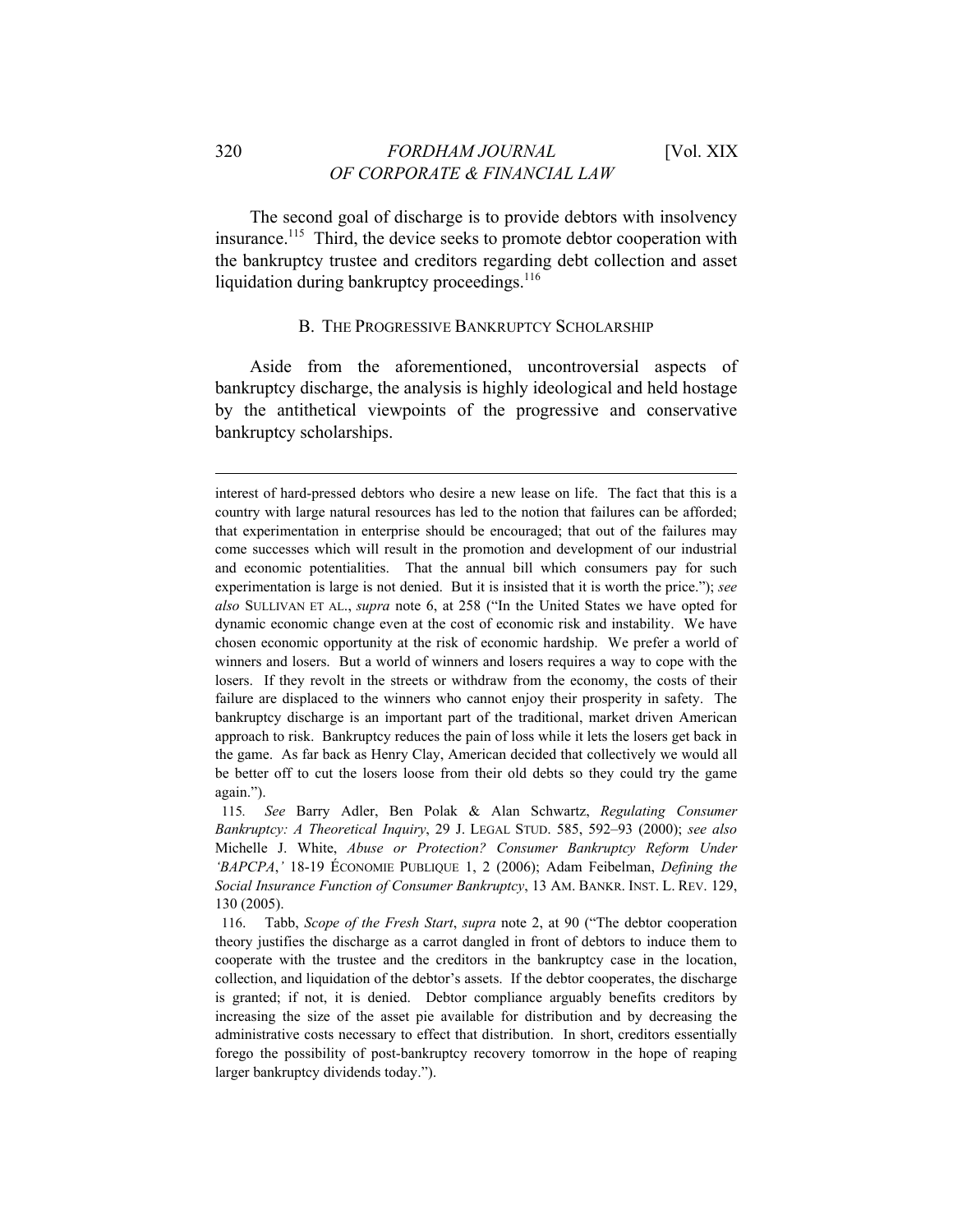The second goal of discharge is to provide debtors with insolvency insurance.[115] Third, the device seeks to promote debtor cooperation with the bankruptcy trustee and creditors regarding debt collection and asset liquidation during bankruptcy proceedings.[116]

### B. The Progressive Bankruptcy Scholarship

Aside from the aforementioned, uncontroversial aspects of bankruptcy discharge, the analysis is highly ideological and held hostage by the antithetical viewpoints of the progressive and conservative bankruptcy scholarships.

---

interest of hard-pressed debtors who desire a new lease on life. The fact that this is a country with large natural resources has led to the notion that failures can be afforded; that experimentation in enterprise should be encouraged; that out of the failures may come successes which will result in the promotion and development of our industrial and economic potentialities. That the annual bill which consumers pay for such experimentation is large is not denied. But it is insisted that it is worth the price."); *see also* SULLIVAN ET AL., *supra* note 6, at 258 ("In the United States we have opted for dynamic economic change even at the cost of economic risk and instability. We have chosen economic opportunity at the risk of economic hardship. We prefer a world of winners and losers. But a world of winners and losers requires a way to cope with the losers. If they revolt in the streets or withdraw from the economy, the costs of their failure are displaced to the winners who cannot enjoy their prosperity in safety. The bankruptcy discharge is an important part of the traditional, market driven American approach to risk. Bankruptcy reduces the pain of loss while it lets the losers get back in the game. As far back as Henry Clay, American decided that collectively we would all be better off to cut the losers loose from their old debts so they could try the game again.").

115. *See* Barry Adler, Ben Polak & Alan Schwartz, *Regulating Consumer Bankruptcy: A Theoretical Inquiry*, 29 J. LEGAL STUD. 585, 592–93 (2000); *see also* Michelle J. White, *Abuse or Protection? Consumer Bankruptcy Reform Under 'BAPCPA,'* 18-19 ÉCONOMIE PUBLIQUE 1, 2 (2006); Adam Feibelman, *Defining the Social Insurance Function of Consumer Bankruptcy*, 13 AM. BANKR. INST. L. REV. 129, 130 (2005).

116. Tabb, *Scope of the Fresh Start*, *supra* note 2, at 90 ("The debtor cooperation theory justifies the discharge as a carrot dangled in front of debtors to induce them to cooperate with the trustee and the creditors in the bankruptcy case in the location, collection, and liquidation of the debtor's assets. If the debtor cooperates, the discharge is granted; if not, it is denied. Debtor compliance arguably benefits creditors by increasing the size of the asset pie available for distribution and by decreasing the administrative costs necessary to effect that distribution. In short, creditors essentially forego the possibility of post-bankruptcy recovery tomorrow in the hope of reaping larger bankruptcy dividends today.").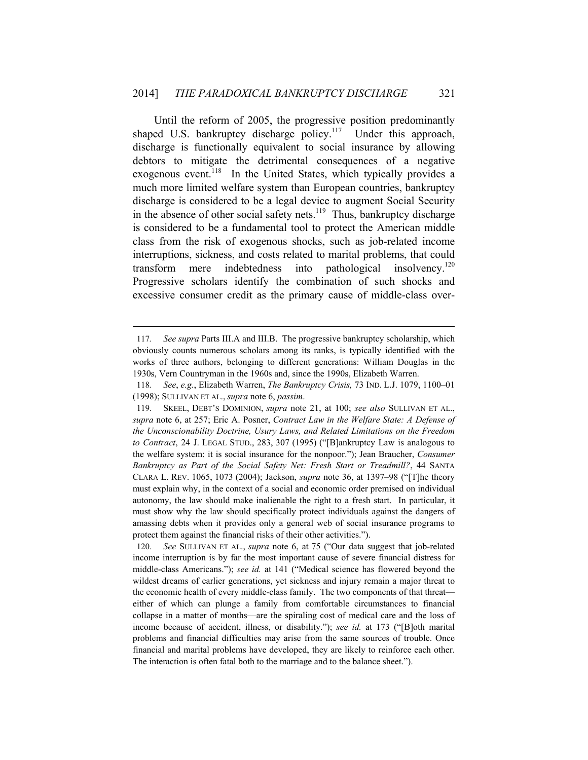Until the reform of 2005, the progressive position predominantly shaped U.S. bankruptcy discharge policy.[117] Under this approach, discharge is functionally equivalent to social insurance by allowing debtors to mitigate the detrimental consequences of a negative exogenous event.[118] In the United States, which typically provides a much more limited welfare system than European countries, bankruptcy discharge is considered to be a legal device to augment Social Security in the absence of other social safety nets.[119] Thus, bankruptcy discharge is considered to be a fundamental tool to protect the American middle class from the risk of exogenous shocks, such as job-related income interruptions, sickness, and costs related to marital problems, that could transform mere indebtedness into pathological insolvency.[120] Progressive scholars identify the combination of such shocks and excessive consumer credit as the primary cause of middle-class over-

---

117. *See supra* Parts III.A and III.B. The progressive bankruptcy scholarship, which obviously counts numerous scholars among its ranks, is typically identified with the works of three authors, belonging to different generations: William Douglas in the 1930s, Vern Countryman in the 1960s and, since the 1990s, Elizabeth Warren.

118. *See*, *e.g.*, Elizabeth Warren, *The Bankruptcy Crisis,* 73 IND. L.J. 1079, 1100–01 (1998); SULLIVAN ET AL., *supra* note 6, *passim*.

119. SKEEL, DEBT'S DOMINION, *supra* note 21, at 100; *see also* SULLIVAN ET AL., *supra* note 6, at 257; Eric A. Posner, *Contract Law in the Welfare State: A Defense of the Unconscionability Doctrine, Usury Laws, and Related Limitations on the Freedom to Contract*, 24 J. LEGAL STUD., 283, 307 (1995) ("[B]ankruptcy Law is analogous to the welfare system: it is social insurance for the nonpoor."); Jean Braucher, *Consumer Bankruptcy as Part of the Social Safety Net: Fresh Start or Treadmill?*, 44 SANTA CLARA L. REV. 1065, 1073 (2004); Jackson, *supra* note 36, at 1397–98 ("[T]he theory must explain why, in the context of a social and economic order premised on individual autonomy, the law should make inalienable the right to a fresh start. In particular, it must show why the law should specifically protect individuals against the dangers of amassing debts when it provides only a general web of social insurance programs to protect them against the financial risks of their other activities.").

120. *See* SULLIVAN ET AL., *supra* note 6, at 75 ("Our data suggest that job-related income interruption is by far the most important cause of severe financial distress for middle-class Americans."); *see id.* at 141 ("Medical science has flowered beyond the wildest dreams of earlier generations, yet sickness and injury remain a major threat to the economic health of every middle-class family. The two components of that threat—either of which can plunge a family from comfortable circumstances to financial collapse in a matter of months—are the spiraling cost of medical care and the loss of income because of accident, illness, or disability."); *see id.* at 173 ("[B]oth marital problems and financial difficulties may arise from the same sources of trouble. Once financial and marital problems have developed, they are likely to reinforce each other. The interaction is often fatal both to the marriage and to the balance sheet.").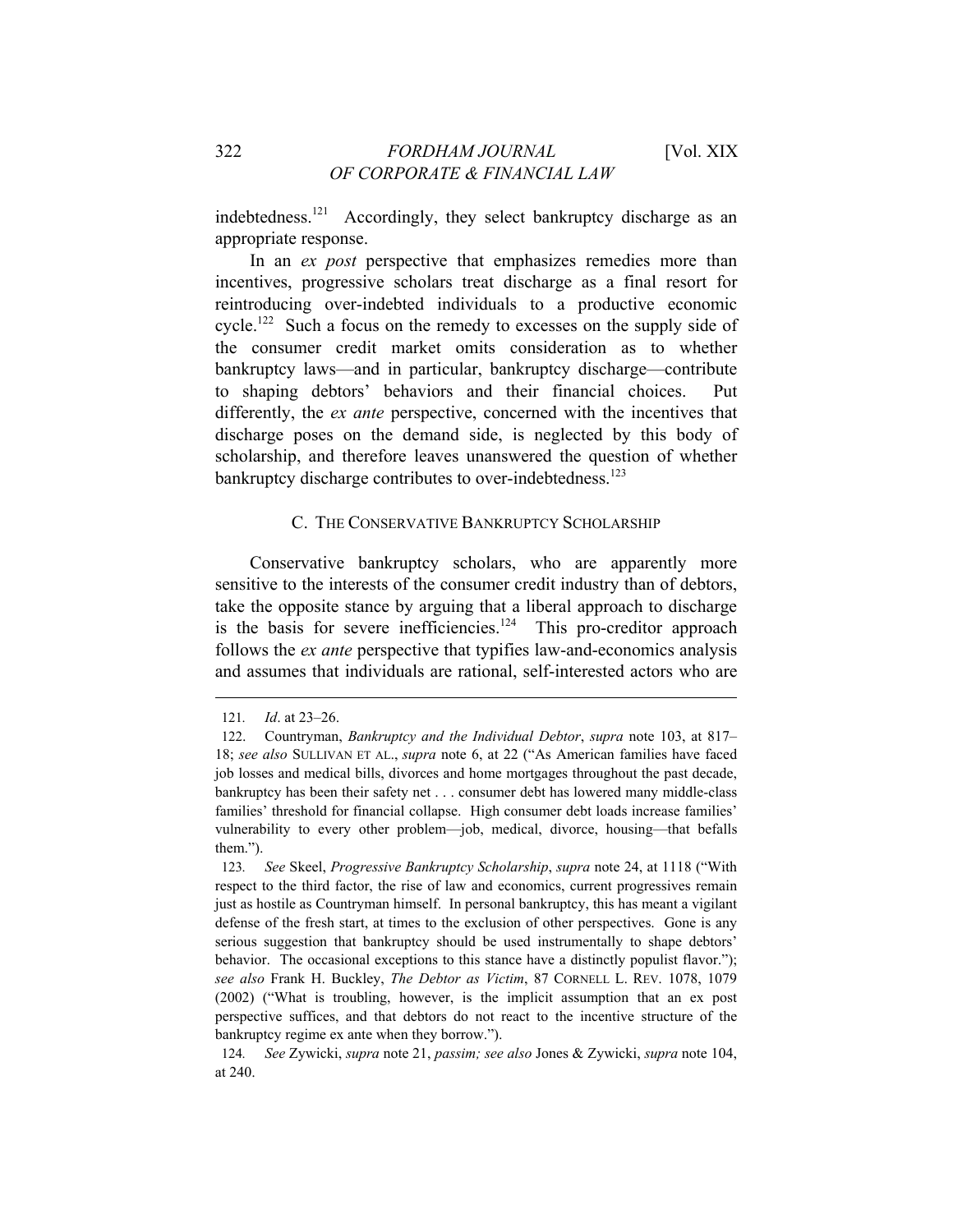indebtedness.[121] Accordingly, they select bankruptcy discharge as an appropriate response.

In an *ex post* perspective that emphasizes remedies more than incentives, progressive scholars treat discharge as a final resort for reintroducing over-indebted individuals to a productive economic cycle.[122] Such a focus on the remedy to excesses on the supply side of the consumer credit market omits consideration as to whether bankruptcy laws—and in particular, bankruptcy discharge—contribute to shaping debtors' behaviors and their financial choices. Put differently, the *ex ante* perspective, concerned with the incentives that discharge poses on the demand side, is neglected by this body of scholarship, and therefore leaves unanswered the question of whether bankruptcy discharge contributes to over-indebtedness.[123]

### C. THE CONSERVATIVE BANKRUPTCY SCHOLARSHIP

Conservative bankruptcy scholars, who are apparently more sensitive to the interests of the consumer credit industry than of debtors, take the opposite stance by arguing that a liberal approach to discharge is the basis for severe inefficiencies.[124] This pro-creditor approach follows the *ex ante* perspective that typifies law-and-economics analysis and assumes that individuals are rational, self-interested actors who are

---

121. *Id*. at 23–26.

122. Countryman, *Bankruptcy and the Individual Debtor*, *supra* note 103, at 817–18; *see also* SULLIVAN ET AL., *supra* note 6, at 22 ("As American families have faced job losses and medical bills, divorces and home mortgages throughout the past decade, bankruptcy has been their safety net . . . consumer debt has lowered many middle-class families' threshold for financial collapse. High consumer debt loads increase families' vulnerability to every other problem—job, medical, divorce, housing—that befalls them.").

123. *See* Skeel, *Progressive Bankruptcy Scholarship*, *supra* note 24, at 1118 ("With respect to the third factor, the rise of law and economics, current progressives remain just as hostile as Countryman himself. In personal bankruptcy, this has meant a vigilant defense of the fresh start, at times to the exclusion of other perspectives. Gone is any serious suggestion that bankruptcy should be used instrumentally to shape debtors' behavior. The occasional exceptions to this stance have a distinctly populist flavor."); *see also* Frank H. Buckley, *The Debtor as Victim*, 87 CORNELL L. REV. 1078, 1079 (2002) ("What is troubling, however, is the implicit assumption that an ex post perspective suffices, and that debtors do not react to the incentive structure of the bankruptcy regime ex ante when they borrow.").

124. *See* Zywicki, *supra* note 21, *passim; see also* Jones & Zywicki, *supra* note 104, at 240.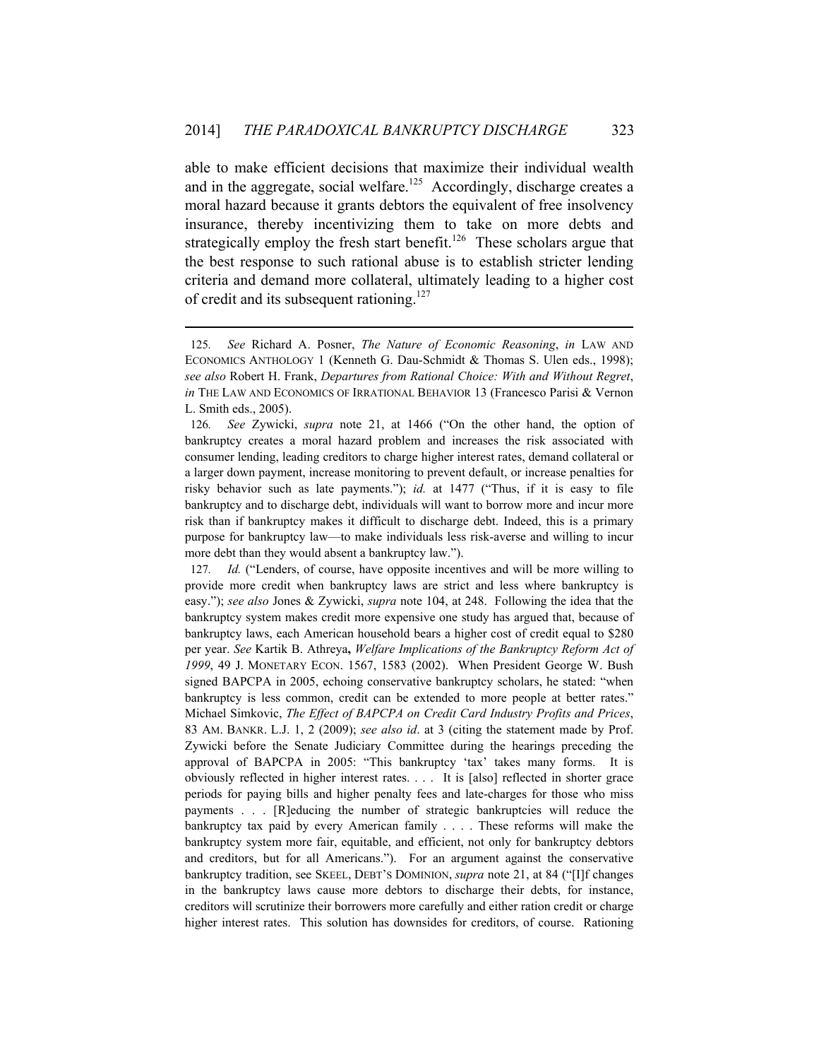able to make efficient decisions that maximize their individual wealth and in the aggregate, social welfare.[125] Accordingly, discharge creates a moral hazard because it grants debtors the equivalent of free insolvency insurance, thereby incentivizing them to take on more debts and strategically employ the fresh start benefit.[126] These scholars argue that the best response to such rational abuse is to establish stricter lending criteria and demand more collateral, ultimately leading to a higher cost of credit and its subsequent rationing.[127]

---

125. *See* Richard A. Posner, *The Nature of Economic Reasoning*, *in* LAW AND ECONOMICS ANTHOLOGY 1 (Kenneth G. Dau-Schmidt & Thomas S. Ulen eds., 1998); *see also* Robert H. Frank, *Departures from Rational Choice: With and Without Regret*, *in* THE LAW AND ECONOMICS OF IRRATIONAL BEHAVIOR 13 (Francesco Parisi & Vernon L. Smith eds., 2005).

126. *See* Zywicki, *supra* note 21, at 1466 ("On the other hand, the option of bankruptcy creates a moral hazard problem and increases the risk associated with consumer lending, leading creditors to charge higher interest rates, demand collateral or a larger down payment, increase monitoring to prevent default, or increase penalties for risky behavior such as late payments."); *id.* at 1477 ("Thus, if it is easy to file bankruptcy and to discharge debt, individuals will want to borrow more and incur more risk than if bankruptcy makes it difficult to discharge debt. Indeed, this is a primary purpose for bankruptcy law—to make individuals less risk-averse and willing to incur more debt than they would absent a bankruptcy law.").

127. *Id.* ("Lenders, of course, have opposite incentives and will be more willing to provide more credit when bankruptcy laws are strict and less where bankruptcy is easy."); *see also* Jones & Zywicki, *supra* note 104, at 248. Following the idea that the bankruptcy system makes credit more expensive one study has argued that, because of bankruptcy laws, each American household bears a higher cost of credit equal to $280 per year. *See* Kartik B. Athreya**,** *Welfare Implications of the Bankruptcy Reform Act of 1999*, 49 J. MONETARY ECON. 1567, 1583 (2002). When President George W. Bush signed BAPCPA in 2005, echoing conservative bankruptcy scholars, he stated: "when bankruptcy is less common, credit can be extended to more people at better rates." Michael Simkovic, *The Effect of BAPCPA on Credit Card Industry Profits and Prices*, 83 AM. BANKR. L.J. 1, 2 (2009); *see also id*. at 3 (citing the statement made by Prof. Zywicki before the Senate Judiciary Committee during the hearings preceding the approval of BAPCPA in 2005: "This bankruptcy 'tax' takes many forms. It is obviously reflected in higher interest rates. . . . It is [also] reflected in shorter grace periods for paying bills and higher penalty fees and late-charges for those who miss payments . . . [R]educing the number of strategic bankruptcies will reduce the bankruptcy tax paid by every American family . . . . These reforms will make the bankruptcy system more fair, equitable, and efficient, not only for bankruptcy debtors and creditors, but for all Americans."). For an argument against the conservative bankruptcy tradition, see SKEEL, DEBT'S DOMINION, *supra* note 21, at 84 ("[I]f changes in the bankruptcy laws cause more debtors to discharge their debts, for instance, creditors will scrutinize their borrowers more carefully and either ration credit or charge higher interest rates. This solution has downsides for creditors, of course. Rationing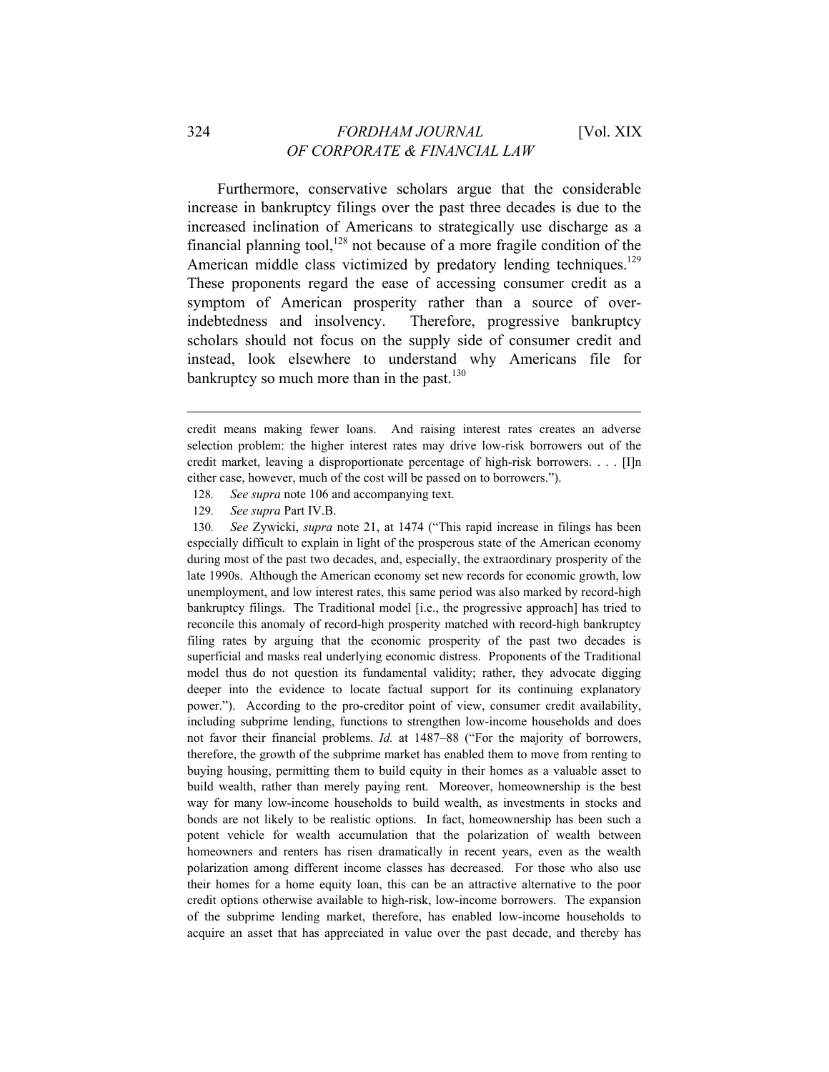Furthermore, conservative scholars argue that the considerable increase in bankruptcy filings over the past three decades is due to the increased inclination of Americans to strategically use discharge as a financial planning tool,[128] not because of a more fragile condition of the American middle class victimized by predatory lending techniques.[129] These proponents regard the ease of accessing consumer credit as a symptom of American prosperity rather than a source of over-indebtedness and insolvency. Therefore, progressive bankruptcy scholars should not focus on the supply side of consumer credit and instead, look elsewhere to understand why Americans file for bankruptcy so much more than in the past.[130]

---

credit means making fewer loans. And raising interest rates creates an adverse selection problem: the higher interest rates may drive low-risk borrowers out of the credit market, leaving a disproportionate percentage of high-risk borrowers. . . . [I]n either case, however, much of the cost will be passed on to borrowers.").

128. *See supra* note 106 and accompanying text.

129. *See supra* Part IV.B.

130. *See* Zywicki, *supra* note 21, at 1474 ("This rapid increase in filings has been especially difficult to explain in light of the prosperous state of the American economy during most of the past two decades, and, especially, the extraordinary prosperity of the late 1990s. Although the American economy set new records for economic growth, low unemployment, and low interest rates, this same period was also marked by record-high bankruptcy filings. The Traditional model [i.e., the progressive approach] has tried to reconcile this anomaly of record-high prosperity matched with record-high bankruptcy filing rates by arguing that the economic prosperity of the past two decades is superficial and masks real underlying economic distress. Proponents of the Traditional model thus do not question its fundamental validity; rather, they advocate digging deeper into the evidence to locate factual support for its continuing explanatory power."). According to the pro-creditor point of view, consumer credit availability, including subprime lending, functions to strengthen low-income households and does not favor their financial problems. *Id.* at 1487–88 ("For the majority of borrowers, therefore, the growth of the subprime market has enabled them to move from renting to buying housing, permitting them to build equity in their homes as a valuable asset to build wealth, rather than merely paying rent. Moreover, homeownership is the best way for many low-income households to build wealth, as investments in stocks and bonds are not likely to be realistic options. In fact, homeownership has been such a potent vehicle for wealth accumulation that the polarization of wealth between homeowners and renters has risen dramatically in recent years, even as the wealth polarization among different income classes has decreased. For those who also use their homes for a home equity loan, this can be an attractive alternative to the poor credit options otherwise available to high-risk, low-income borrowers. The expansion of the subprime lending market, therefore, has enabled low-income households to acquire an asset that has appreciated in value over the past decade, and thereby has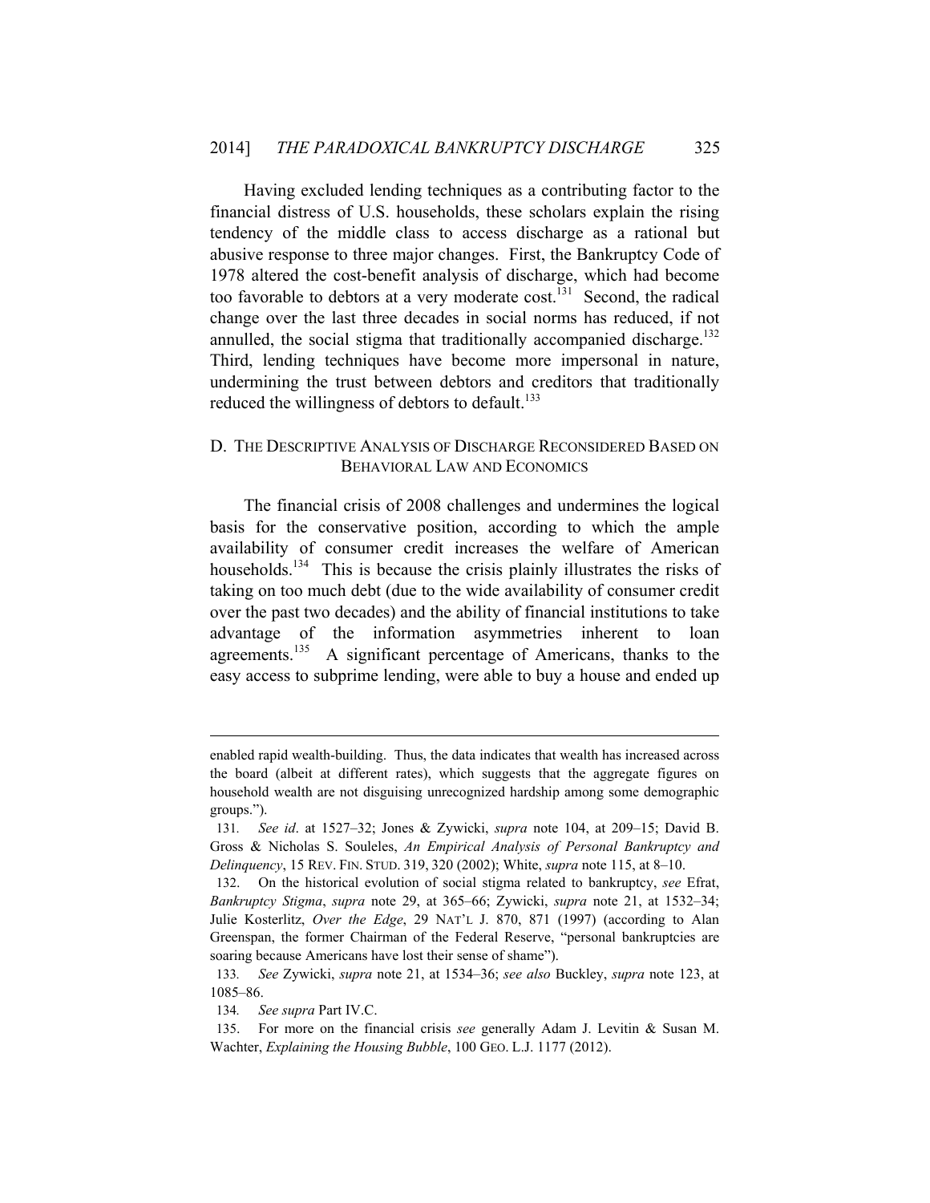Having excluded lending techniques as a contributing factor to the financial distress of U.S. households, these scholars explain the rising tendency of the middle class to access discharge as a rational but abusive response to three major changes. First, the Bankruptcy Code of 1978 altered the cost-benefit analysis of discharge, which had become too favorable to debtors at a very moderate cost.[131] Second, the radical change over the last three decades in social norms has reduced, if not annulled, the social stigma that traditionally accompanied discharge.[132] Third, lending techniques have become more impersonal in nature, undermining the trust between debtors and creditors that traditionally reduced the willingness of debtors to default.[133]

## D. THE DESCRIPTIVE ANALYSIS OF DISCHARGE RECONSIDERED BASED ON BEHAVIORAL LAW AND ECONOMICS

The financial crisis of 2008 challenges and undermines the logical basis for the conservative position, according to which the ample availability of consumer credit increases the welfare of American households.[134] This is because the crisis plainly illustrates the risks of taking on too much debt (due to the wide availability of consumer credit over the past two decades) and the ability of financial institutions to take advantage of the information asymmetries inherent to loan agreements.[135] A significant percentage of Americans, thanks to the easy access to subprime lending, were able to buy a house and ended up

---

enabled rapid wealth-building. Thus, the data indicates that wealth has increased across the board (albeit at different rates), which suggests that the aggregate figures on household wealth are not disguising unrecognized hardship among some demographic groups.").

131. *See id*. at 1527–32; Jones & Zywicki, *supra* note 104, at 209–15; David B. Gross & Nicholas S. Souleles, *An Empirical Analysis of Personal Bankruptcy and Delinquency*, 15 REV. FIN. STUD. 319, 320 (2002); White, *supra* note 115, at 8–10.

132. On the historical evolution of social stigma related to bankruptcy, *see* Efrat, *Bankruptcy Stigma*, *supra* note 29, at 365–66; Zywicki, *supra* note 21, at 1532–34; Julie Kosterlitz, *Over the Edge*, 29 NAT'L J. 870, 871 (1997) (according to Alan Greenspan, the former Chairman of the Federal Reserve, "personal bankruptcies are soaring because Americans have lost their sense of shame").

133. *See* Zywicki, *supra* note 21, at 1534–36; *see also* Buckley, *supra* note 123, at 1085–86.

134. *See supra* Part IV.C.

135. For more on the financial crisis *see* generally Adam J. Levitin & Susan M. Wachter, *Explaining the Housing Bubble*, 100 GEO. L.J. 1177 (2012).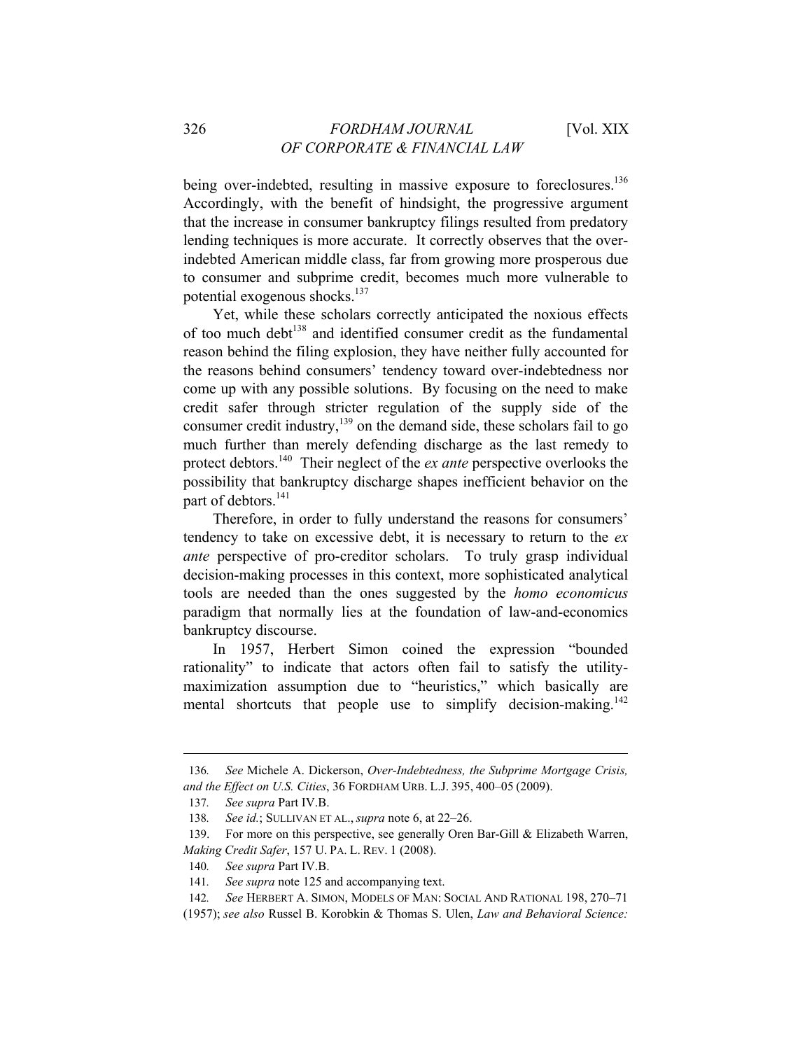being over-indebted, resulting in massive exposure to foreclosures.[136] Accordingly, with the benefit of hindsight, the progressive argument that the increase in consumer bankruptcy filings resulted from predatory lending techniques is more accurate. It correctly observes that the over-indebted American middle class, far from growing more prosperous due to consumer and subprime credit, becomes much more vulnerable to potential exogenous shocks.[137]

Yet, while these scholars correctly anticipated the noxious effects of too much debt[138] and identified consumer credit as the fundamental reason behind the filing explosion, they have neither fully accounted for the reasons behind consumers' tendency toward over-indebtedness nor come up with any possible solutions. By focusing on the need to make credit safer through stricter regulation of the supply side of the consumer credit industry,[139] on the demand side, these scholars fail to go much further than merely defending discharge as the last remedy to protect debtors.[140] Their neglect of the *ex ante* perspective overlooks the possibility that bankruptcy discharge shapes inefficient behavior on the part of debtors.[141]

Therefore, in order to fully understand the reasons for consumers' tendency to take on excessive debt, it is necessary to return to the *ex ante* perspective of pro-creditor scholars. To truly grasp individual decision-making processes in this context, more sophisticated analytical tools are needed than the ones suggested by the *homo economicus* paradigm that normally lies at the foundation of law-and-economics bankruptcy discourse.

In 1957, Herbert Simon coined the expression "bounded rationality" to indicate that actors often fail to satisfy the utility-maximization assumption due to "heuristics," which basically are mental shortcuts that people use to simplify decision-making.[142]

---

136. *See* Michele A. Dickerson, *Over-Indebtedness, the Subprime Mortgage Crisis, and the Effect on U.S. Cities*, 36 FORDHAM URB. L.J. 395, 400–05 (2009).

137. *See supra* Part IV.B.

138. *See id.*; SULLIVAN ET AL., *supra* note 6, at 22–26.

139. For more on this perspective, see generally Oren Bar-Gill & Elizabeth Warren, *Making Credit Safer*, 157 U. PA. L. REV. 1 (2008).

140. *See supra* Part IV.B.

141. *See supra* note 125 and accompanying text.

142. *See* HERBERT A. SIMON, MODELS OF MAN: SOCIAL AND RATIONAL 198, 270–71 (1957); *see also* Russel B. Korobkin & Thomas S. Ulen, *Law and Behavioral Science:*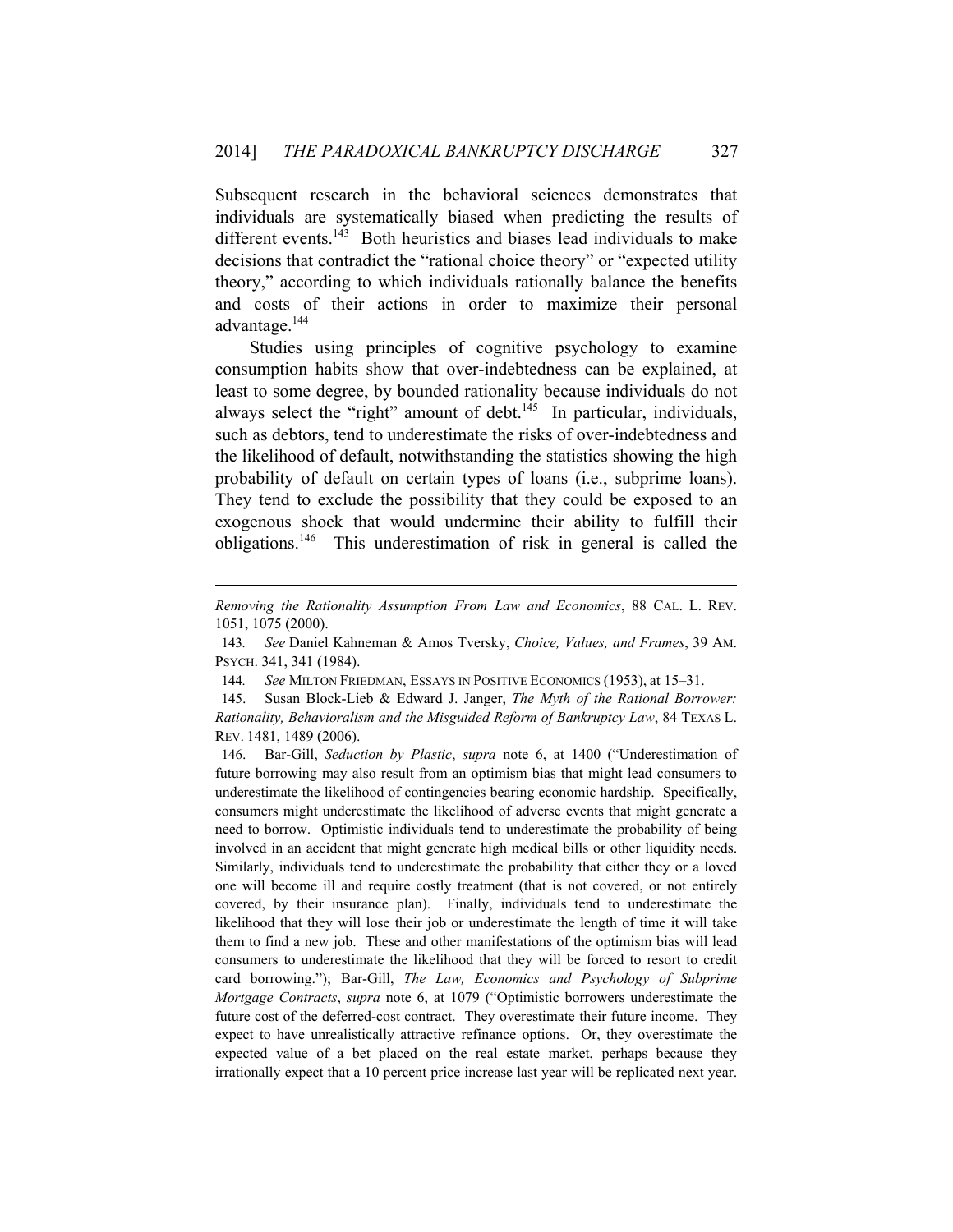Subsequent research in the behavioral sciences demonstrates that individuals are systematically biased when predicting the results of different events.[143] Both heuristics and biases lead individuals to make decisions that contradict the "rational choice theory" or "expected utility theory," according to which individuals rationally balance the benefits and costs of their actions in order to maximize their personal advantage.[144]

Studies using principles of cognitive psychology to examine consumption habits show that over-indebtedness can be explained, at least to some degree, by bounded rationality because individuals do not always select the "right" amount of debt.[145] In particular, individuals, such as debtors, tend to underestimate the risks of over-indebtedness and the likelihood of default, notwithstanding the statistics showing the high probability of default on certain types of loans (i.e., subprime loans). They tend to exclude the possibility that they could be exposed to an exogenous shock that would undermine their ability to fulfill their obligations.[146] This underestimation of risk in general is called the

---

*Removing the Rationality Assumption From Law and Economics*, 88 CAL. L. REV. 1051, 1075 (2000).

143. *See* Daniel Kahneman & Amos Tversky, *Choice, Values, and Frames*, 39 AM. PSYCH. 341, 341 (1984).

144. *See* MILTON FRIEDMAN, ESSAYS IN POSITIVE ECONOMICS (1953), at 15–31.

145. Susan Block-Lieb & Edward J. Janger, *The Myth of the Rational Borrower: Rationality, Behavioralism and the Misguided Reform of Bankruptcy Law*, 84 TEXAS L. REV. 1481, 1489 (2006).

146. Bar-Gill, *Seduction by Plastic*, *supra* note 6, at 1400 ("Underestimation of future borrowing may also result from an optimism bias that might lead consumers to underestimate the likelihood of contingencies bearing economic hardship. Specifically, consumers might underestimate the likelihood of adverse events that might generate a need to borrow. Optimistic individuals tend to underestimate the probability of being involved in an accident that might generate high medical bills or other liquidity needs. Similarly, individuals tend to underestimate the probability that either they or a loved one will become ill and require costly treatment (that is not covered, or not entirely covered, by their insurance plan). Finally, individuals tend to underestimate the likelihood that they will lose their job or underestimate the length of time it will take them to find a new job. These and other manifestations of the optimism bias will lead consumers to underestimate the likelihood that they will be forced to resort to credit card borrowing."); Bar-Gill, *The Law, Economics and Psychology of Subprime Mortgage Contracts*, *supra* note 6, at 1079 ("Optimistic borrowers underestimate the future cost of the deferred-cost contract. They overestimate their future income. They expect to have unrealistically attractive refinance options. Or, they overestimate the expected value of a bet placed on the real estate market, perhaps because they irrationally expect that a 10 percent price increase last year will be replicated next year.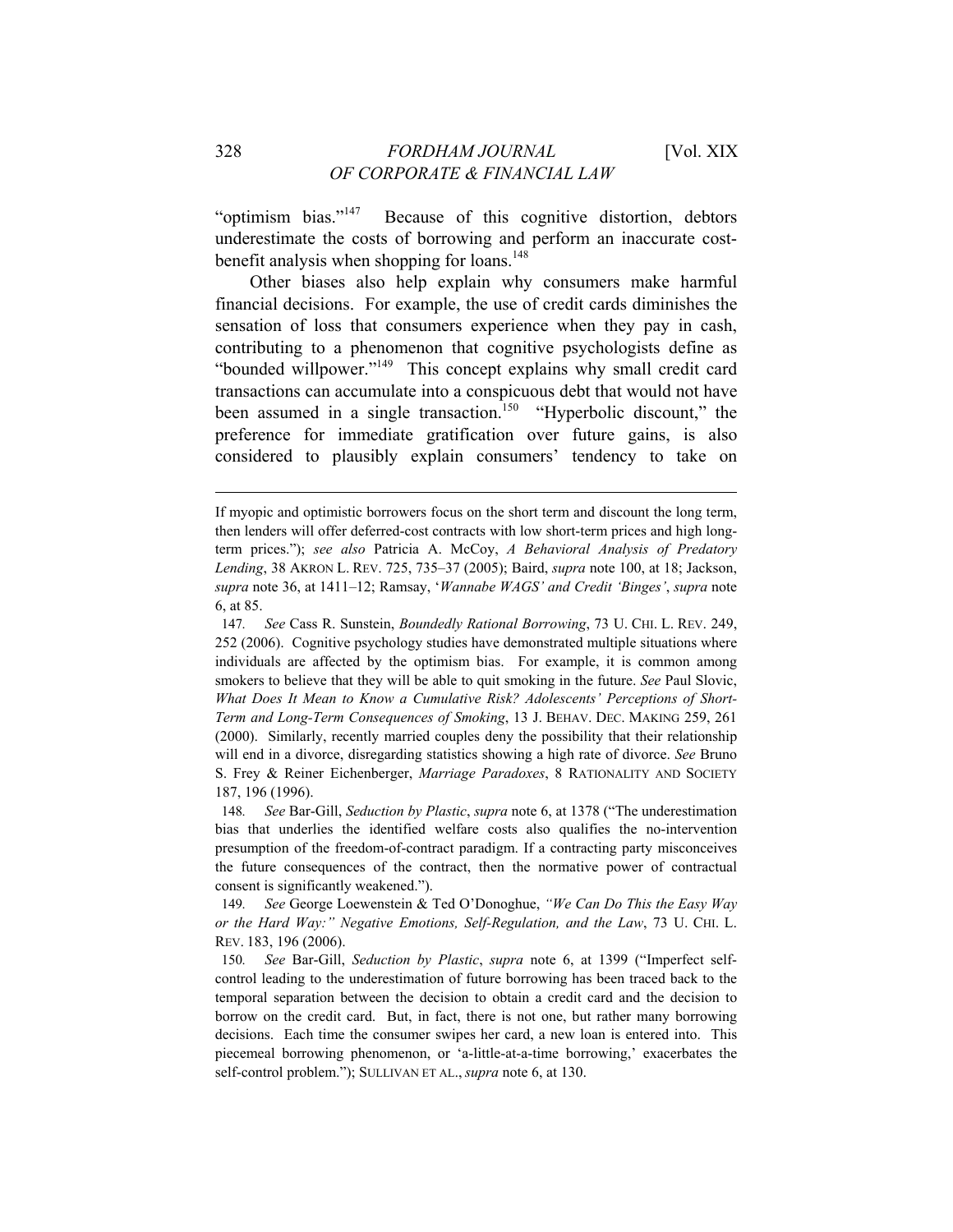"optimism bias."[147] Because of this cognitive distortion, debtors underestimate the costs of borrowing and perform an inaccurate cost-benefit analysis when shopping for loans.[148]

Other biases also help explain why consumers make harmful financial decisions. For example, the use of credit cards diminishes the sensation of loss that consumers experience when they pay in cash, contributing to a phenomenon that cognitive psychologists define as "bounded willpower."[149] This concept explains why small credit card transactions can accumulate into a conspicuous debt that would not have been assumed in a single transaction.[150] "Hyperbolic discount," the preference for immediate gratification over future gains, is also considered to plausibly explain consumers' tendency to take on

---

If myopic and optimistic borrowers focus on the short term and discount the long term, then lenders will offer deferred-cost contracts with low short-term prices and high long-term prices."); *see also* Patricia A. McCoy, *A Behavioral Analysis of Predatory Lending*, 38 AKRON L. REV. 725, 735–37 (2005); Baird, *supra* note 100, at 18; Jackson, *supra* note 36, at 1411–12; Ramsay, '*Wannabe WAGS' and Credit 'Binges'*, *supra* note 6, at 85.

147. *See* Cass R. Sunstein, *Boundedly Rational Borrowing*, 73 U. CHI. L. REV. 249, 252 (2006). Cognitive psychology studies have demonstrated multiple situations where individuals are affected by the optimism bias. For example, it is common among smokers to believe that they will be able to quit smoking in the future. *See* Paul Slovic, *What Does It Mean to Know a Cumulative Risk? Adolescents' Perceptions of Short-Term and Long-Term Consequences of Smoking*, 13 J. BEHAV. DEC. MAKING 259, 261 (2000). Similarly, recently married couples deny the possibility that their relationship will end in a divorce, disregarding statistics showing a high rate of divorce. *See* Bruno S. Frey & Reiner Eichenberger, *Marriage Paradoxes*, 8 RATIONALITY AND SOCIETY 187, 196 (1996).

148. *See* Bar-Gill, *Seduction by Plastic*, *supra* note 6, at 1378 ("The underestimation bias that underlies the identified welfare costs also qualifies the no-intervention presumption of the freedom-of-contract paradigm. If a contracting party misconceives the future consequences of the contract, then the normative power of contractual consent is significantly weakened.").

149. *See* George Loewenstein & Ted O'Donoghue, *"We Can Do This the Easy Way or the Hard Way:" Negative Emotions, Self-Regulation, and the Law*, 73 U. CHI. L. REV. 183, 196 (2006).

150. *See* Bar-Gill, *Seduction by Plastic*, *supra* note 6, at 1399 ("Imperfect self-control leading to the underestimation of future borrowing has been traced back to the temporal separation between the decision to obtain a credit card and the decision to borrow on the credit card. But, in fact, there is not one, but rather many borrowing decisions. Each time the consumer swipes her card, a new loan is entered into. This piecemeal borrowing phenomenon, or 'a-little-at-a-time borrowing,' exacerbates the self-control problem."); SULLIVAN ET AL., *supra* note 6, at 130.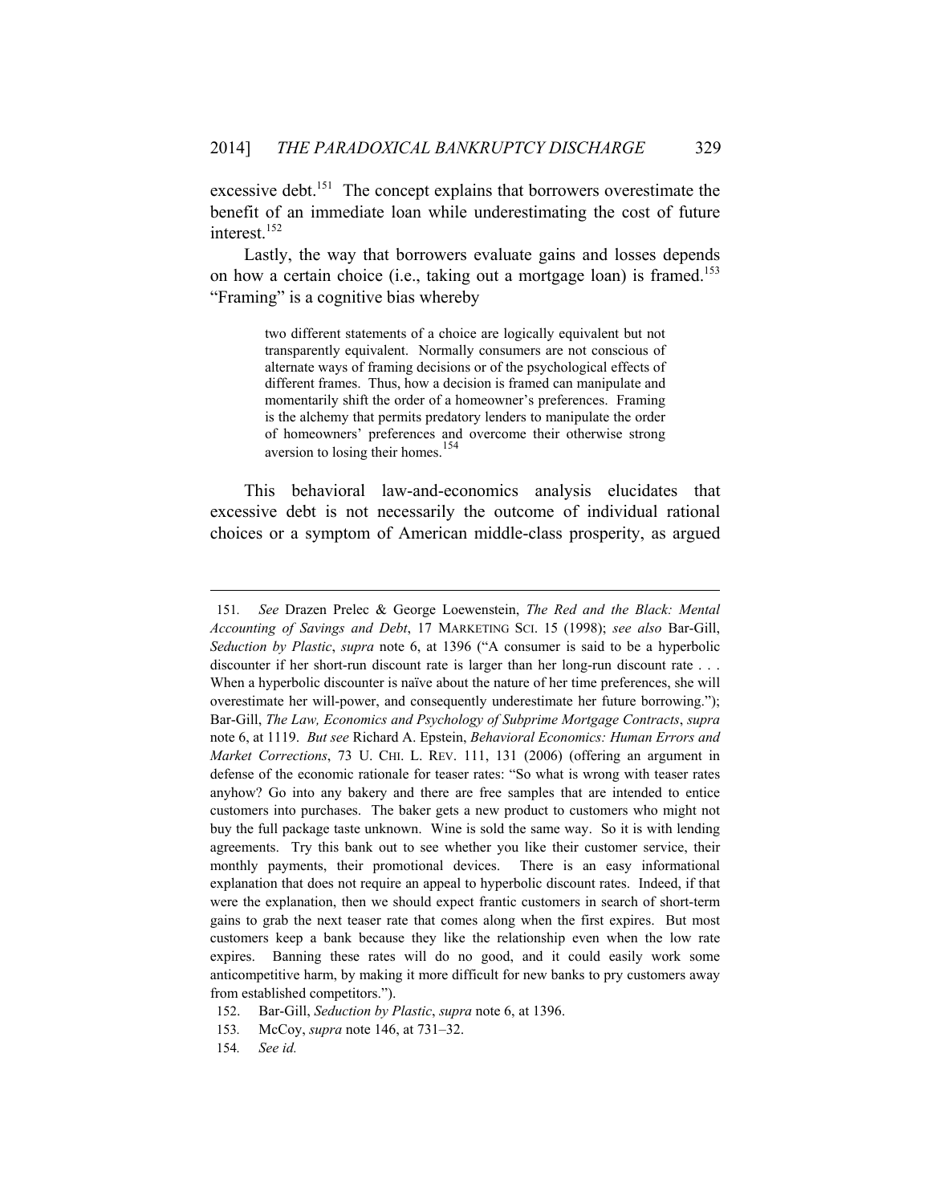excessive debt.[151] The concept explains that borrowers overestimate the benefit of an immediate loan while underestimating the cost of future interest.[152]

Lastly, the way that borrowers evaluate gains and losses depends on how a certain choice (i.e., taking out a mortgage loan) is framed.[153] "Framing" is a cognitive bias whereby

> two different statements of a choice are logically equivalent but not transparently equivalent. Normally consumers are not conscious of alternate ways of framing decisions or of the psychological effects of different frames. Thus, how a decision is framed can manipulate and momentarily shift the order of a homeowner's preferences. Framing is the alchemy that permits predatory lenders to manipulate the order of homeowners' preferences and overcome their otherwise strong aversion to losing their homes.[154]

This behavioral law-and-economics analysis elucidates that excessive debt is not necessarily the outcome of individual rational choices or a symptom of American middle-class prosperity, as argued

---

151. *See* Drazen Prelec & George Loewenstein, *The Red and the Black: Mental Accounting of Savings and Debt*, 17 MARKETING SCI. 15 (1998); *see also* Bar-Gill, *Seduction by Plastic*, *supra* note 6, at 1396 ("A consumer is said to be a hyperbolic discounter if her short-run discount rate is larger than her long-run discount rate . . . When a hyperbolic discounter is naïve about the nature of her time preferences, she will overestimate her will-power, and consequently underestimate her future borrowing."); Bar-Gill, *The Law, Economics and Psychology of Subprime Mortgage Contracts*, *supra* note 6, at 1119. *But see* Richard A. Epstein, *Behavioral Economics: Human Errors and Market Corrections*, 73 U. CHI. L. REV. 111, 131 (2006) (offering an argument in defense of the economic rationale for teaser rates: "So what is wrong with teaser rates anyhow? Go into any bakery and there are free samples that are intended to entice customers into purchases. The baker gets a new product to customers who might not buy the full package taste unknown. Wine is sold the same way. So it is with lending agreements. Try this bank out to see whether you like their customer service, their monthly payments, their promotional devices. There is an easy informational explanation that does not require an appeal to hyperbolic discount rates. Indeed, if that were the explanation, then we should expect frantic customers in search of short-term gains to grab the next teaser rate that comes along when the first expires. But most customers keep a bank because they like the relationship even when the low rate expires. Banning these rates will do no good, and it could easily work some anticompetitive harm, by making it more difficult for new banks to pry customers away from established competitors.").

152. Bar-Gill, *Seduction by Plastic*, *supra* note 6, at 1396.

153. McCoy, *supra* note 146, at 731–32.

154. *See id.*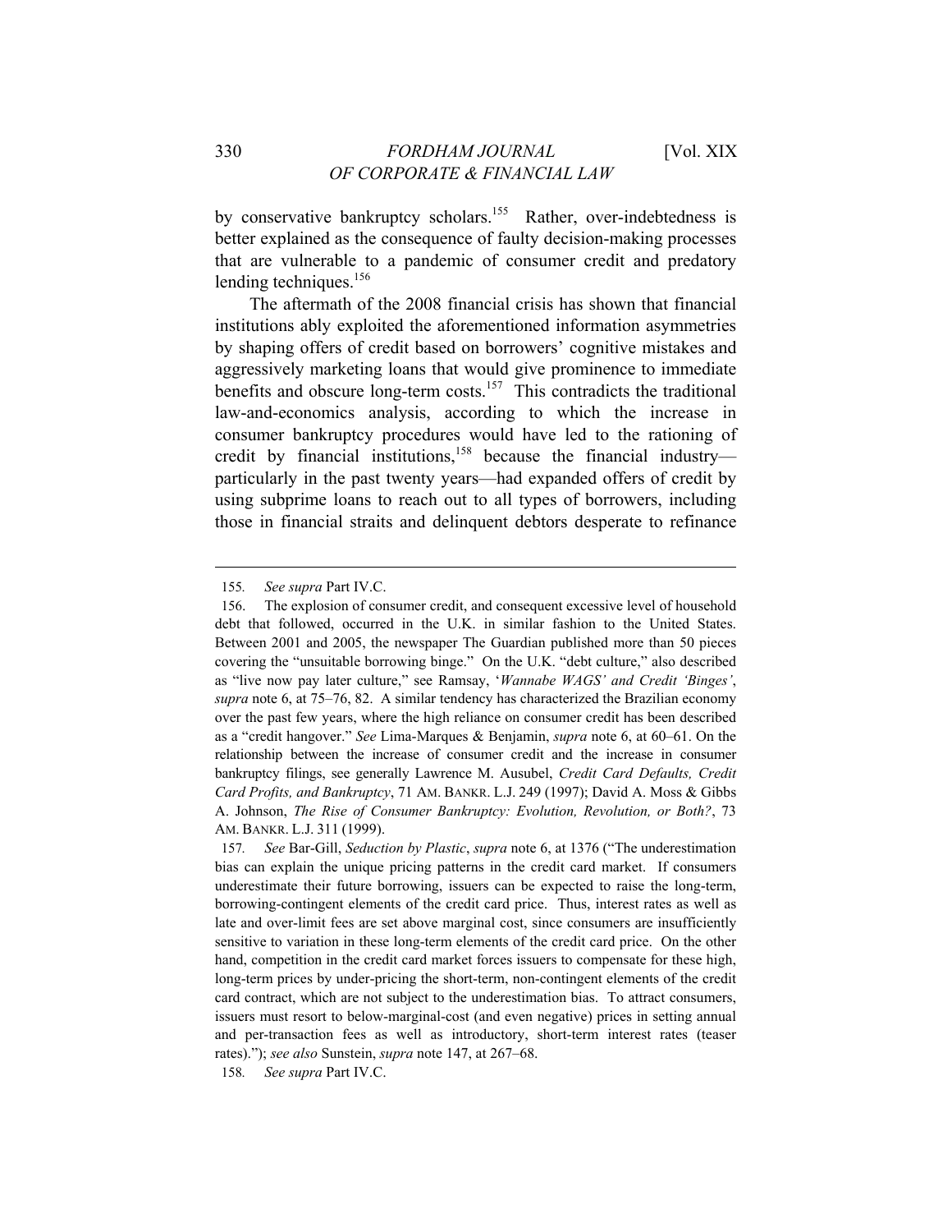by conservative bankruptcy scholars.[155] Rather, over-indebtedness is better explained as the consequence of faulty decision-making processes that are vulnerable to a pandemic of consumer credit and predatory lending techniques.[156]

The aftermath of the 2008 financial crisis has shown that financial institutions ably exploited the aforementioned information asymmetries by shaping offers of credit based on borrowers' cognitive mistakes and aggressively marketing loans that would give prominence to immediate benefits and obscure long-term costs.[157] This contradicts the traditional law-and-economics analysis, according to which the increase in consumer bankruptcy procedures would have led to the rationing of credit by financial institutions,[158] because the financial industry—particularly in the past twenty years—had expanded offers of credit by using subprime loans to reach out to all types of borrowers, including those in financial straits and delinquent debtors desperate to refinance

---

155. *See supra* Part IV.C.

156. The explosion of consumer credit, and consequent excessive level of household debt that followed, occurred in the U.K. in similar fashion to the United States. Between 2001 and 2005, the newspaper The Guardian published more than 50 pieces covering the "unsuitable borrowing binge." On the U.K. "debt culture," also described as "live now pay later culture," see Ramsay, '*Wannabe WAGS' and Credit 'Binges'*, *supra* note 6, at 75–76, 82. A similar tendency has characterized the Brazilian economy over the past few years, where the high reliance on consumer credit has been described as a "credit hangover." *See* Lima-Marques & Benjamin, *supra* note 6, at 60–61. On the relationship between the increase of consumer credit and the increase in consumer bankruptcy filings, see generally Lawrence M. Ausubel, *Credit Card Defaults, Credit Card Profits, and Bankruptcy*, 71 AM. BANKR. L.J. 249 (1997); David A. Moss & Gibbs A. Johnson, *The Rise of Consumer Bankruptcy: Evolution, Revolution, or Both?*, 73 AM. BANKR. L.J. 311 (1999).

157. *See* Bar-Gill, *Seduction by Plastic*, *supra* note 6, at 1376 ("The underestimation bias can explain the unique pricing patterns in the credit card market. If consumers underestimate their future borrowing, issuers can be expected to raise the long-term, borrowing-contingent elements of the credit card price. Thus, interest rates as well as late and over-limit fees are set above marginal cost, since consumers are insufficiently sensitive to variation in these long-term elements of the credit card price. On the other hand, competition in the credit card market forces issuers to compensate for these high, long-term prices by under-pricing the short-term, non-contingent elements of the credit card contract, which are not subject to the underestimation bias. To attract consumers, issuers must resort to below-marginal-cost (and even negative) prices in setting annual and per-transaction fees as well as introductory, short-term interest rates (teaser rates)."); *see also* Sunstein, *supra* note 147, at 267–68.

158. *See supra* Part IV.C.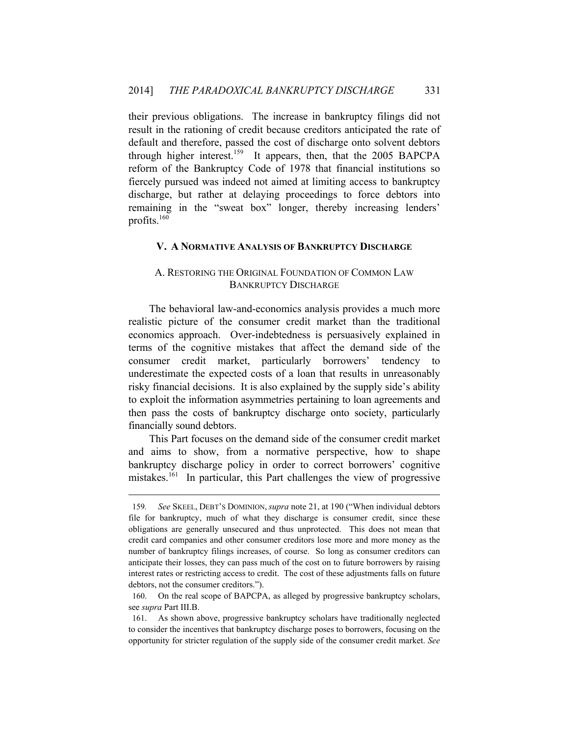their previous obligations. The increase in bankruptcy filings did not result in the rationing of credit because creditors anticipated the rate of default and therefore, passed the cost of discharge onto solvent debtors through higher interest.[159] It appears, then, that the 2005 BAPCPA reform of the Bankruptcy Code of 1978 that financial institutions so fiercely pursued was indeed not aimed at limiting access to bankruptcy discharge, but rather at delaying proceedings to force debtors into remaining in the "sweat box" longer, thereby increasing lenders' profits.[160]

## V. A NORMATIVE ANALYSIS OF BANKRUPTCY DISCHARGE

### A. RESTORING THE ORIGINAL FOUNDATION OF COMMON LAW BANKRUPTCY DISCHARGE

The behavioral law-and-economics analysis provides a much more realistic picture of the consumer credit market than the traditional economics approach. Over-indebtedness is persuasively explained in terms of the cognitive mistakes that affect the demand side of the consumer credit market, particularly borrowers' tendency to underestimate the expected costs of a loan that results in unreasonably risky financial decisions. It is also explained by the supply side's ability to exploit the information asymmetries pertaining to loan agreements and then pass the costs of bankruptcy discharge onto society, particularly financially sound debtors.

This Part focuses on the demand side of the consumer credit market and aims to show, from a normative perspective, how to shape bankruptcy discharge policy in order to correct borrowers' cognitive mistakes.[161] In particular, this Part challenges the view of progressive

---

159. *See* SKEEL, DEBT'S DOMINION, *supra* note 21, at 190 ("When individual debtors file for bankruptcy, much of what they discharge is consumer credit, since these obligations are generally unsecured and thus unprotected. This does not mean that credit card companies and other consumer creditors lose more and more money as the number of bankruptcy filings increases, of course. So long as consumer creditors can anticipate their losses, they can pass much of the cost on to future borrowers by raising interest rates or restricting access to credit. The cost of these adjustments falls on future debtors, not the consumer creditors.").

160. On the real scope of BAPCPA, as alleged by progressive bankruptcy scholars, see *supra* Part III.B.

161. As shown above, progressive bankruptcy scholars have traditionally neglected to consider the incentives that bankruptcy discharge poses to borrowers, focusing on the opportunity for stricter regulation of the supply side of the consumer credit market. *See*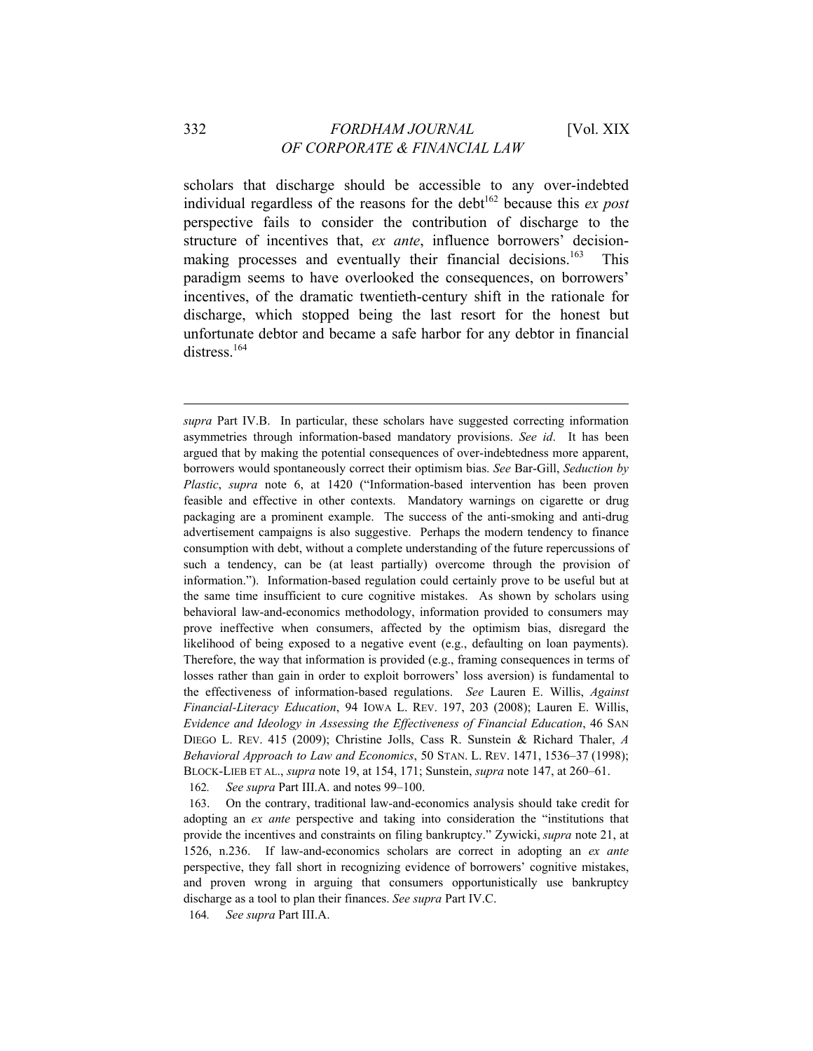scholars that discharge should be accessible to any over-indebted individual regardless of the reasons for the debt[162] because this *ex post* perspective fails to consider the contribution of discharge to the structure of incentives that, *ex ante*, influence borrowers' decision-making processes and eventually their financial decisions.[163] This paradigm seems to have overlooked the consequences, on borrowers' incentives, of the dramatic twentieth-century shift in the rationale for discharge, which stopped being the last resort for the honest but unfortunate debtor and became a safe harbor for any debtor in financial distress.[164]

---

*supra* Part IV.B. In particular, these scholars have suggested correcting information asymmetries through information-based mandatory provisions. *See id*. It has been argued that by making the potential consequences of over-indebtedness more apparent, borrowers would spontaneously correct their optimism bias. *See* Bar-Gill, *Seduction by Plastic*, *supra* note 6, at 1420 ("Information-based intervention has been proven feasible and effective in other contexts. Mandatory warnings on cigarette or drug packaging are a prominent example. The success of the anti-smoking and anti-drug advertisement campaigns is also suggestive. Perhaps the modern tendency to finance consumption with debt, without a complete understanding of the future repercussions of such a tendency, can be (at least partially) overcome through the provision of information."). Information-based regulation could certainly prove to be useful but at the same time insufficient to cure cognitive mistakes. As shown by scholars using behavioral law-and-economics methodology, information provided to consumers may prove ineffective when consumers, affected by the optimism bias, disregard the likelihood of being exposed to a negative event (e.g., defaulting on loan payments). Therefore, the way that information is provided (e.g., framing consequences in terms of losses rather than gain in order to exploit borrowers' loss aversion) is fundamental to the effectiveness of information-based regulations. *See* Lauren E. Willis, *Against Financial-Literacy Education*, 94 IOWA L. REV. 197, 203 (2008); Lauren E. Willis, *Evidence and Ideology in Assessing the Effectiveness of Financial Education*, 46 SAN DIEGO L. REV. 415 (2009); Christine Jolls, Cass R. Sunstein & Richard Thaler, *A Behavioral Approach to Law and Economics*, 50 STAN. L. REV. 1471, 1536–37 (1998); BLOCK-LIEB ET AL., *supra* note 19, at 154, 171; Sunstein, *supra* note 147, at 260–61.

162. *See supra* Part III.A. and notes 99–100.

163. On the contrary, traditional law-and-economics analysis should take credit for adopting an *ex ante* perspective and taking into consideration the "institutions that provide the incentives and constraints on filing bankruptcy." Zywicki, *supra* note 21, at 1526, n.236. If law-and-economics scholars are correct in adopting an *ex ante* perspective, they fall short in recognizing evidence of borrowers' cognitive mistakes, and proven wrong in arguing that consumers opportunistically use bankruptcy discharge as a tool to plan their finances. *See supra* Part IV.C.

164. *See supra* Part III.A.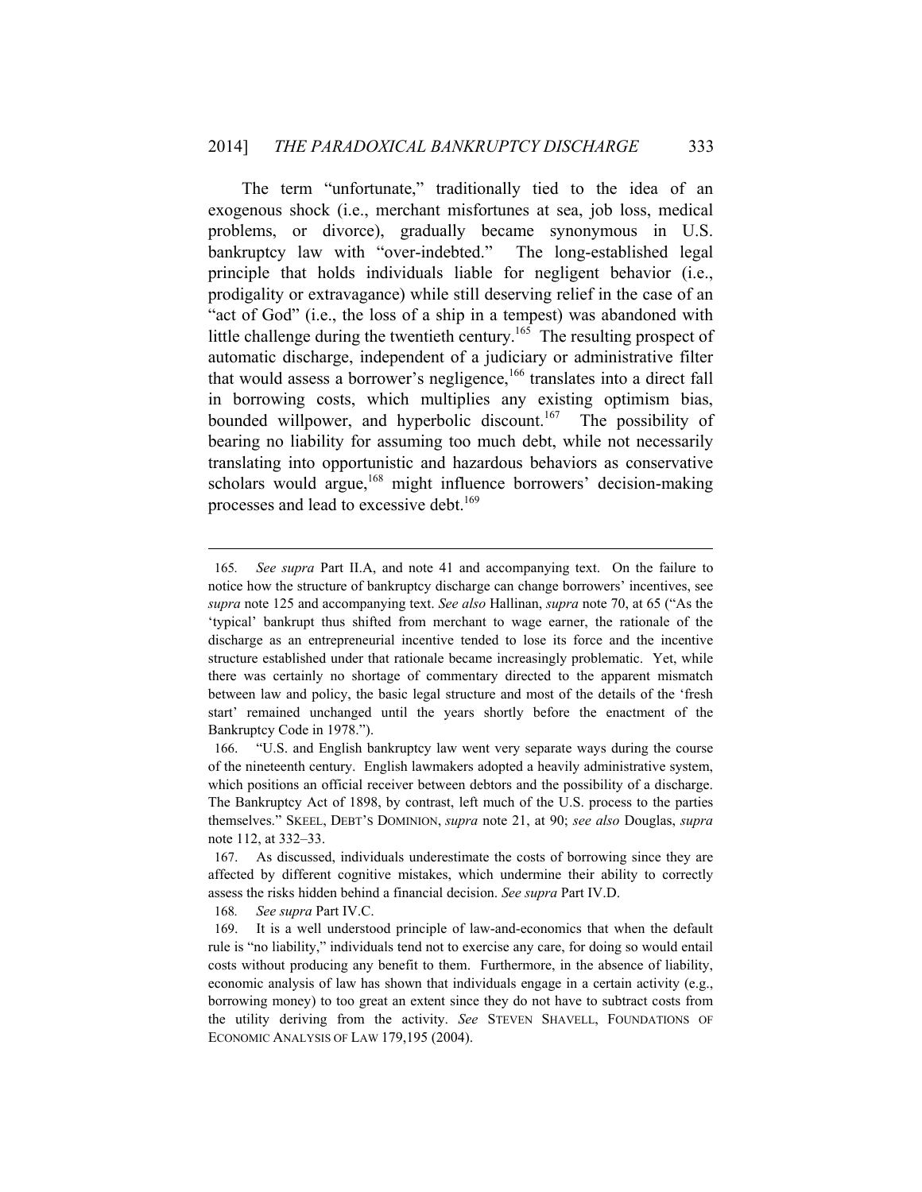The term "unfortunate," traditionally tied to the idea of an exogenous shock (i.e., merchant misfortunes at sea, job loss, medical problems, or divorce), gradually became synonymous in U.S. bankruptcy law with "over-indebted." The long-established legal principle that holds individuals liable for negligent behavior (i.e., prodigality or extravagance) while still deserving relief in the case of an "act of God" (i.e., the loss of a ship in a tempest) was abandoned with little challenge during the twentieth century.[165] The resulting prospect of automatic discharge, independent of a judiciary or administrative filter that would assess a borrower's negligence,[166] translates into a direct fall in borrowing costs, which multiplies any existing optimism bias, bounded willpower, and hyperbolic discount.[167] The possibility of bearing no liability for assuming too much debt, while not necessarily translating into opportunistic and hazardous behaviors as conservative scholars would argue,[168] might influence borrowers' decision-making processes and lead to excessive debt.[169]

---

165. *See supra* Part II.A, and note 41 and accompanying text. On the failure to notice how the structure of bankruptcy discharge can change borrowers' incentives, see *supra* note 125 and accompanying text. *See also* Hallinan, *supra* note 70, at 65 ("As the 'typical' bankrupt thus shifted from merchant to wage earner, the rationale of the discharge as an entrepreneurial incentive tended to lose its force and the incentive structure established under that rationale became increasingly problematic. Yet, while there was certainly no shortage of commentary directed to the apparent mismatch between law and policy, the basic legal structure and most of the details of the 'fresh start' remained unchanged until the years shortly before the enactment of the Bankruptcy Code in 1978.").

166. "U.S. and English bankruptcy law went very separate ways during the course of the nineteenth century. English lawmakers adopted a heavily administrative system, which positions an official receiver between debtors and the possibility of a discharge. The Bankruptcy Act of 1898, by contrast, left much of the U.S. process to the parties themselves." SKEEL, DEBT'S DOMINION, *supra* note 21, at 90; *see also* Douglas, *supra* note 112, at 332–33.

167. As discussed, individuals underestimate the costs of borrowing since they are affected by different cognitive mistakes, which undermine their ability to correctly assess the risks hidden behind a financial decision. *See supra* Part IV.D.

168. *See supra* Part IV.C.

169. It is a well understood principle of law-and-economics that when the default rule is "no liability," individuals tend not to exercise any care, for doing so would entail costs without producing any benefit to them. Furthermore, in the absence of liability, economic analysis of law has shown that individuals engage in a certain activity (e.g., borrowing money) to too great an extent since they do not have to subtract costs from the utility deriving from the activity. *See* STEVEN SHAVELL, FOUNDATIONS OF ECONOMIC ANALYSIS OF LAW 179,195 (2004).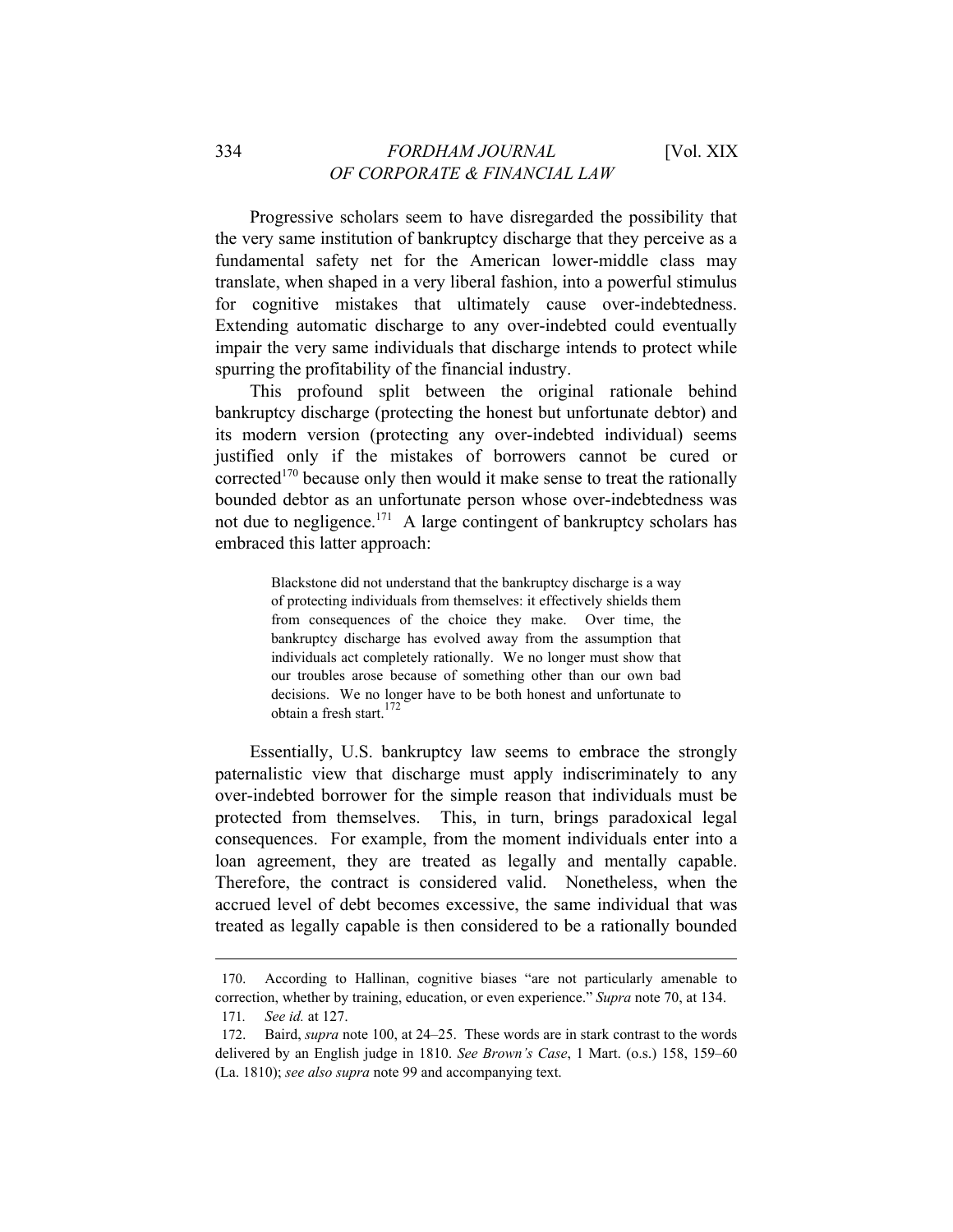Progressive scholars seem to have disregarded the possibility that the very same institution of bankruptcy discharge that they perceive as a fundamental safety net for the American lower-middle class may translate, when shaped in a very liberal fashion, into a powerful stimulus for cognitive mistakes that ultimately cause over-indebtedness. Extending automatic discharge to any over-indebted could eventually impair the very same individuals that discharge intends to protect while spurring the profitability of the financial industry.

This profound split between the original rationale behind bankruptcy discharge (protecting the honest but unfortunate debtor) and its modern version (protecting any over-indebted individual) seems justified only if the mistakes of borrowers cannot be cured or corrected[170] because only then would it make sense to treat the rationally bounded debtor as an unfortunate person whose over-indebtedness was not due to negligence.[171] A large contingent of bankruptcy scholars has embraced this latter approach:

> Blackstone did not understand that the bankruptcy discharge is a way of protecting individuals from themselves: it effectively shields them from consequences of the choice they make. Over time, the bankruptcy discharge has evolved away from the assumption that individuals act completely rationally. We no longer must show that our troubles arose because of something other than our own bad decisions. We no longer have to be both honest and unfortunate to obtain a fresh start.[172]

Essentially, U.S. bankruptcy law seems to embrace the strongly paternalistic view that discharge must apply indiscriminately to any over-indebted borrower for the simple reason that individuals must be protected from themselves. This, in turn, brings paradoxical legal consequences. For example, from the moment individuals enter into a loan agreement, they are treated as legally and mentally capable. Therefore, the contract is considered valid. Nonetheless, when the accrued level of debt becomes excessive, the same individual that was treated as legally capable is then considered to be a rationally bounded

---

170. According to Hallinan, cognitive biases "are not particularly amenable to correction, whether by training, education, or even experience." *Supra* note 70, at 134.

171. *See id.* at 127.

172. Baird, *supra* note 100, at 24–25. These words are in stark contrast to the words delivered by an English judge in 1810. *See Brown's Case*, 1 Mart. (o.s.) 158, 159–60 (La. 1810); *see also supra* note 99 and accompanying text.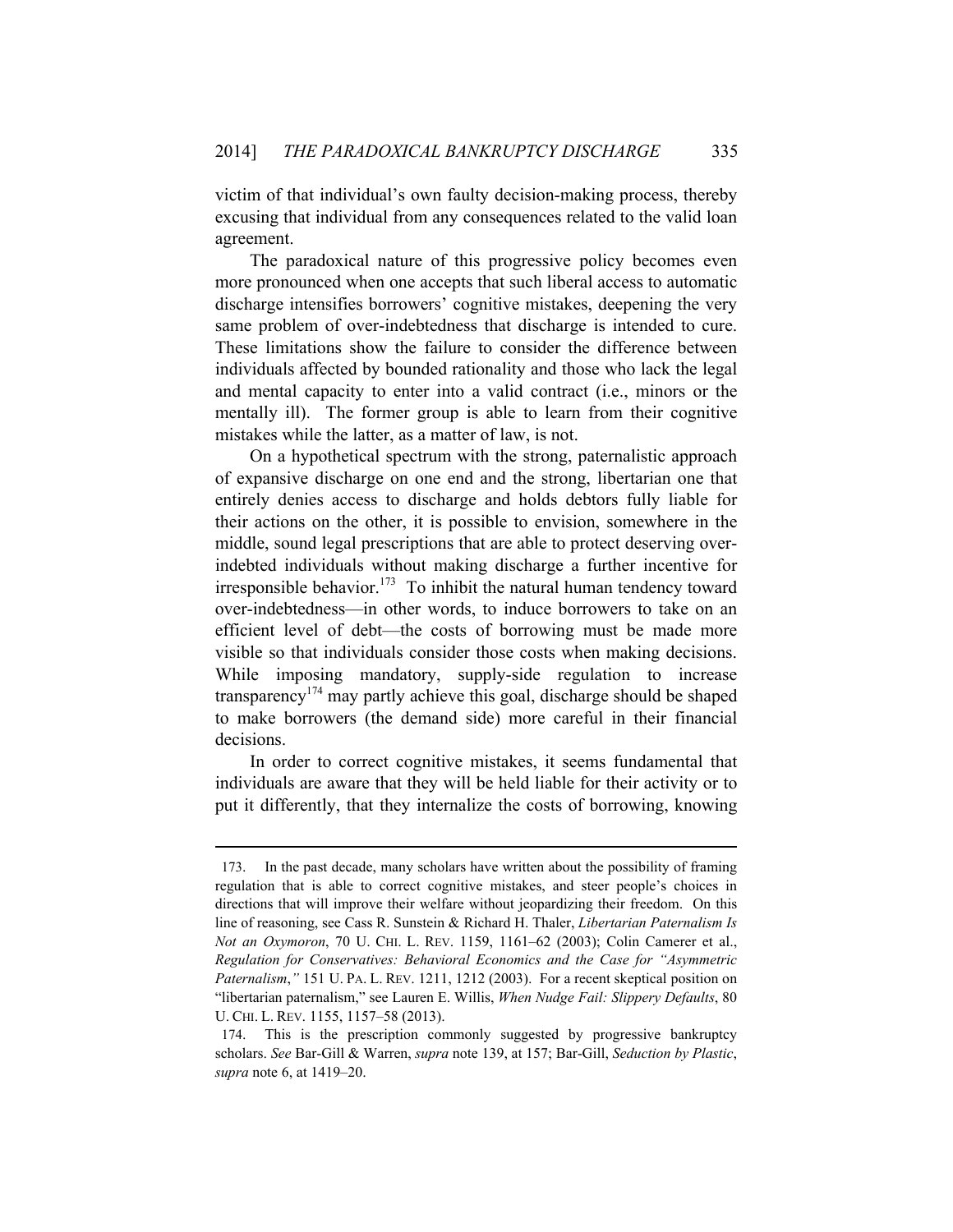victim of that individual's own faulty decision-making process, thereby excusing that individual from any consequences related to the valid loan agreement.

The paradoxical nature of this progressive policy becomes even more pronounced when one accepts that such liberal access to automatic discharge intensifies borrowers' cognitive mistakes, deepening the very same problem of over-indebtedness that discharge is intended to cure. These limitations show the failure to consider the difference between individuals affected by bounded rationality and those who lack the legal and mental capacity to enter into a valid contract (i.e., minors or the mentally ill). The former group is able to learn from their cognitive mistakes while the latter, as a matter of law, is not.

On a hypothetical spectrum with the strong, paternalistic approach of expansive discharge on one end and the strong, libertarian one that entirely denies access to discharge and holds debtors fully liable for their actions on the other, it is possible to envision, somewhere in the middle, sound legal prescriptions that are able to protect deserving over-indebted individuals without making discharge a further incentive for irresponsible behavior.[173] To inhibit the natural human tendency toward over-indebtedness—in other words, to induce borrowers to take on an efficient level of debt—the costs of borrowing must be made more visible so that individuals consider those costs when making decisions. While imposing mandatory, supply-side regulation to increase transparency[174] may partly achieve this goal, discharge should be shaped to make borrowers (the demand side) more careful in their financial decisions.

In order to correct cognitive mistakes, it seems fundamental that individuals are aware that they will be held liable for their activity or to put it differently, that they internalize the costs of borrowing, knowing

---

173. In the past decade, many scholars have written about the possibility of framing regulation that is able to correct cognitive mistakes, and steer people's choices in directions that will improve their welfare without jeopardizing their freedom. On this line of reasoning, see Cass R. Sunstein & Richard H. Thaler, *Libertarian Paternalism Is Not an Oxymoron*, 70 U. CHI. L. REV. 1159, 1161–62 (2003); Colin Camerer et al., *Regulation for Conservatives: Behavioral Economics and the Case for "Asymmetric Paternalism*,*"* 151 U. PA. L. REV. 1211, 1212 (2003). For a recent skeptical position on "libertarian paternalism," see Lauren E. Willis, *When Nudge Fail: Slippery Defaults*, 80 U. CHI. L. REV. 1155, 1157–58 (2013).

174. This is the prescription commonly suggested by progressive bankruptcy scholars. *See* Bar-Gill & Warren, *supra* note 139, at 157; Bar-Gill, *Seduction by Plastic*, *supra* note 6, at 1419–20.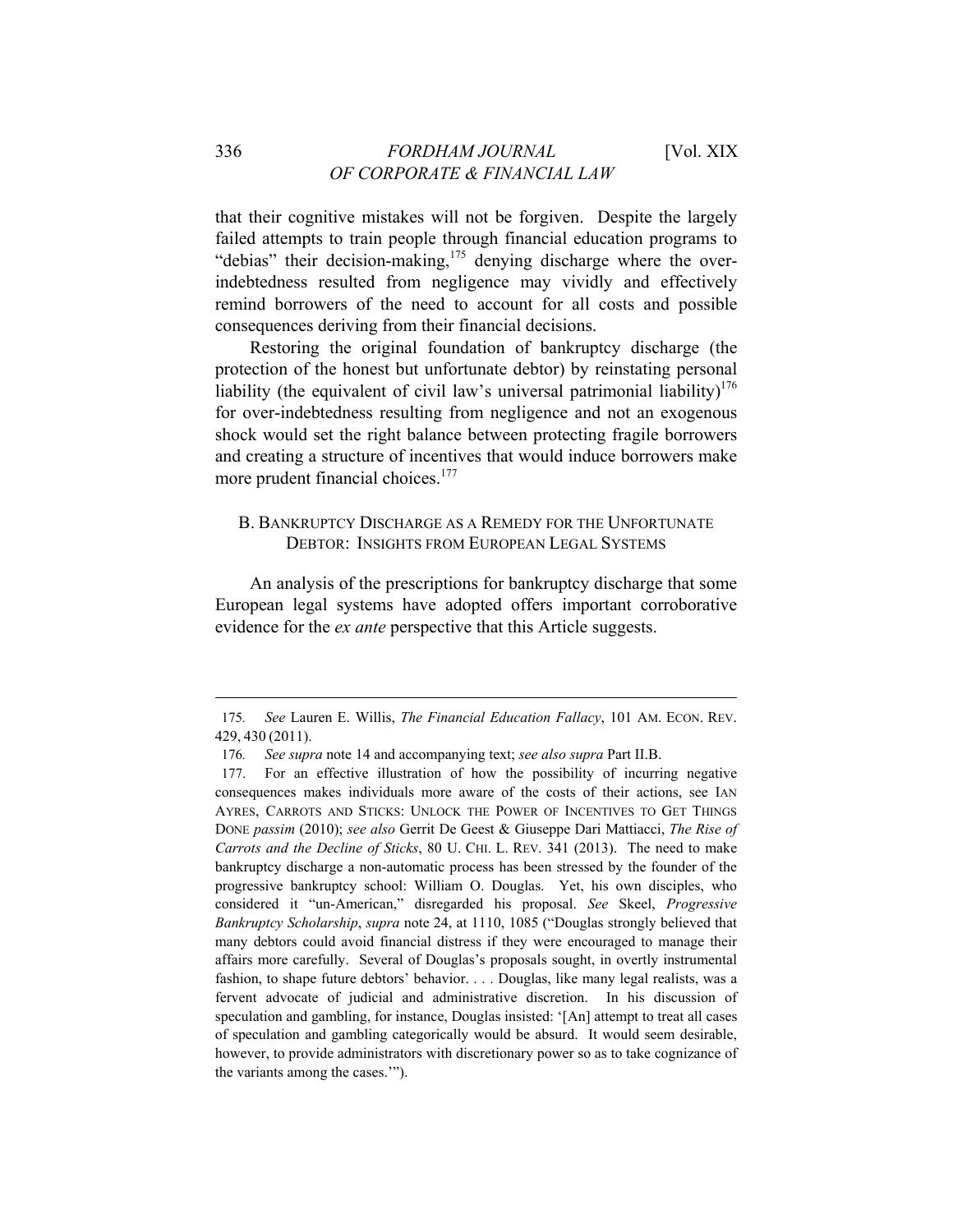that their cognitive mistakes will not be forgiven. Despite the largely failed attempts to train people through financial education programs to "debias" their decision-making,[175] denying discharge where the over-indebtedness resulted from negligence may vividly and effectively remind borrowers of the need to account for all costs and possible consequences deriving from their financial decisions.

Restoring the original foundation of bankruptcy discharge (the protection of the honest but unfortunate debtor) by reinstating personal liability (the equivalent of civil law's universal patrimonial liability)[176] for over-indebtedness resulting from negligence and not an exogenous shock would set the right balance between protecting fragile borrowers and creating a structure of incentives that would induce borrowers make more prudent financial choices.[177]

### B. Bankruptcy Discharge as a Remedy for the Unfortunate Debtor: Insights from European Legal Systems

An analysis of the prescriptions for bankruptcy discharge that some European legal systems have adopted offers important corroborative evidence for the *ex ante* perspective that this Article suggests.

---

175. *See* Lauren E. Willis, *The Financial Education Fallacy*, 101 AM. ECON. REV. 429, 430 (2011).

176. *See supra* note 14 and accompanying text; *see also supra* Part II.B.

177. For an effective illustration of how the possibility of incurring negative consequences makes individuals more aware of the costs of their actions, see IAN AYRES, CARROTS AND STICKS: UNLOCK THE POWER OF INCENTIVES TO GET THINGS DONE *passim* (2010); *see also* Gerrit De Geest & Giuseppe Dari Mattiacci, *The Rise of Carrots and the Decline of Sticks*, 80 U. CHI. L. REV. 341 (2013). The need to make bankruptcy discharge a non-automatic process has been stressed by the founder of the progressive bankruptcy school: William O. Douglas. Yet, his own disciples, who considered it "un-American," disregarded his proposal. *See* Skeel, *Progressive Bankruptcy Scholarship*, *supra* note 24, at 1110, 1085 ("Douglas strongly believed that many debtors could avoid financial distress if they were encouraged to manage their affairs more carefully. Several of Douglas's proposals sought, in overtly instrumental fashion, to shape future debtors' behavior. . . . Douglas, like many legal realists, was a fervent advocate of judicial and administrative discretion. In his discussion of speculation and gambling, for instance, Douglas insisted: '[An] attempt to treat all cases of speculation and gambling categorically would be absurd. It would seem desirable, however, to provide administrators with discretionary power so as to take cognizance of the variants among the cases.'").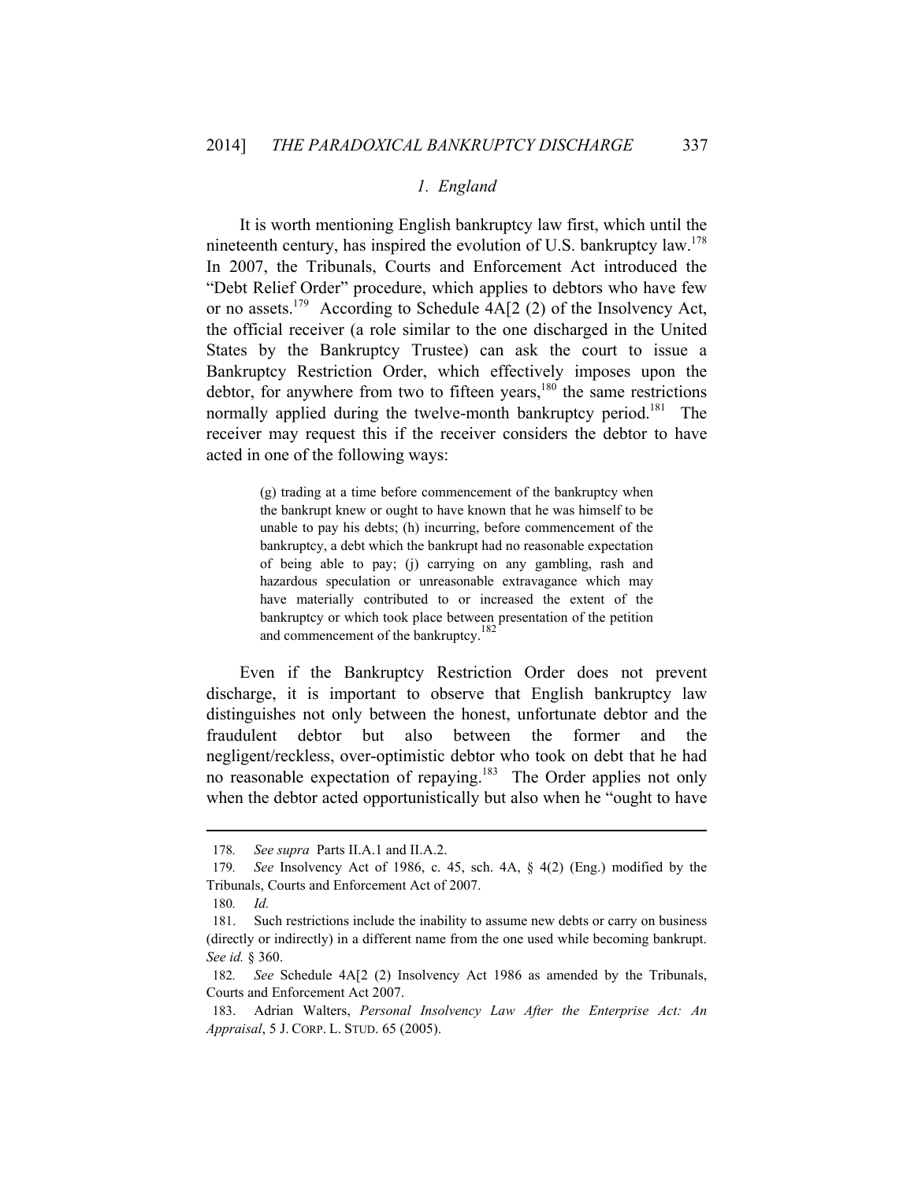### *1. England*

It is worth mentioning English bankruptcy law first, which until the nineteenth century, has inspired the evolution of U.S. bankruptcy law.[178] In 2007, the Tribunals, Courts and Enforcement Act introduced the "Debt Relief Order" procedure, which applies to debtors who have few or no assets.[179] According to Schedule 4A[2 (2) of the Insolvency Act, the official receiver (a role similar to the one discharged in the United States by the Bankruptcy Trustee) can ask the court to issue a Bankruptcy Restriction Order, which effectively imposes upon the debtor, for anywhere from two to fifteen years,[180] the same restrictions normally applied during the twelve-month bankruptcy period.[181] The receiver may request this if the receiver considers the debtor to have acted in one of the following ways:

> (g) trading at a time before commencement of the bankruptcy when the bankrupt knew or ought to have known that he was himself to be unable to pay his debts; (h) incurring, before commencement of the bankruptcy, a debt which the bankrupt had no reasonable expectation of being able to pay; (j) carrying on any gambling, rash and hazardous speculation or unreasonable extravagance which may have materially contributed to or increased the extent of the bankruptcy or which took place between presentation of the petition and commencement of the bankruptcy.[182]

Even if the Bankruptcy Restriction Order does not prevent discharge, it is important to observe that English bankruptcy law distinguishes not only between the honest, unfortunate debtor and the fraudulent debtor but also between the former and the negligent/reckless, over-optimistic debtor who took on debt that he had no reasonable expectation of repaying.[183] The Order applies not only when the debtor acted opportunistically but also when he "ought to have

---

178. *See supra* Parts II.A.1 and II.A.2.

179. *See* Insolvency Act of 1986, c. 45, sch. 4A, § 4(2) (Eng.) modified by the Tribunals, Courts and Enforcement Act of 2007.

180. *Id.*

181. Such restrictions include the inability to assume new debts or carry on business (directly or indirectly) in a different name from the one used while becoming bankrupt. *See id.* § 360.

182. *See* Schedule 4A[2 (2) Insolvency Act 1986 as amended by the Tribunals, Courts and Enforcement Act 2007.

183. Adrian Walters, *Personal Insolvency Law After the Enterprise Act: An Appraisal*, 5 J. CORP. L. STUD. 65 (2005).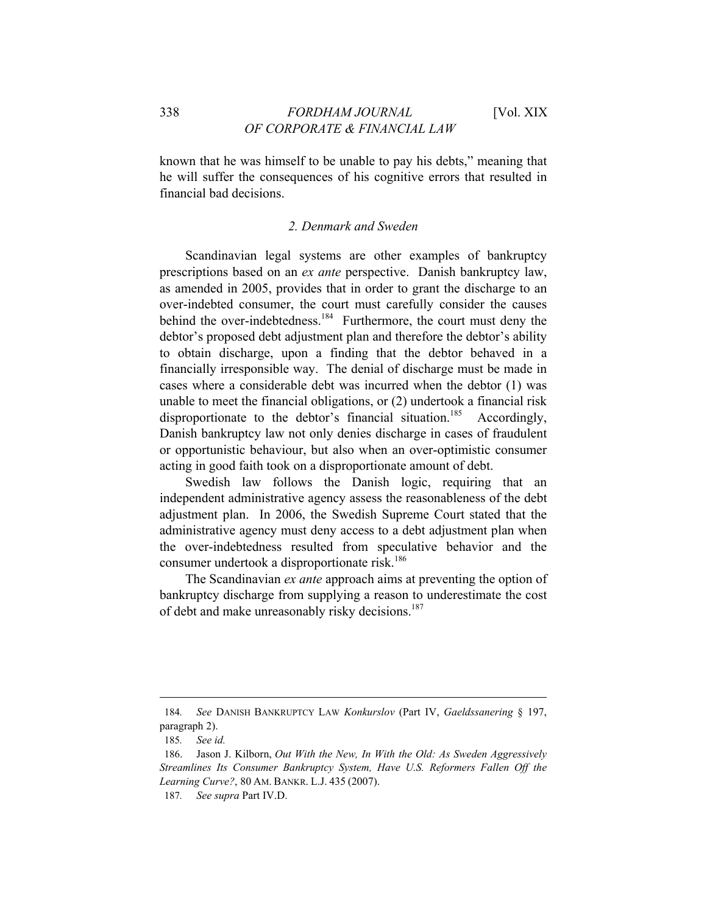known that he was himself to be unable to pay his debts," meaning that he will suffer the consequences of his cognitive errors that resulted in financial bad decisions.

### *2. Denmark and Sweden*

Scandinavian legal systems are other examples of bankruptcy prescriptions based on an *ex ante* perspective. Danish bankruptcy law, as amended in 2005, provides that in order to grant the discharge to an over-indebted consumer, the court must carefully consider the causes behind the over-indebtedness.[184] Furthermore, the court must deny the debtor's proposed debt adjustment plan and therefore the debtor's ability to obtain discharge, upon a finding that the debtor behaved in a financially irresponsible way. The denial of discharge must be made in cases where a considerable debt was incurred when the debtor (1) was unable to meet the financial obligations, or (2) undertook a financial risk disproportionate to the debtor's financial situation.[185] Accordingly, Danish bankruptcy law not only denies discharge in cases of fraudulent or opportunistic behaviour, but also when an over-optimistic consumer acting in good faith took on a disproportionate amount of debt.

Swedish law follows the Danish logic, requiring that an independent administrative agency assess the reasonableness of the debt adjustment plan. In 2006, the Swedish Supreme Court stated that the administrative agency must deny access to a debt adjustment plan when the over-indebtedness resulted from speculative behavior and the consumer undertook a disproportionate risk.[186]

The Scandinavian *ex ante* approach aims at preventing the option of bankruptcy discharge from supplying a reason to underestimate the cost of debt and make unreasonably risky decisions.[187]

---

184. *See* DANISH BANKRUPTCY LAW *Konkurslov* (Part IV, *Gaeldssanering* § 197, paragraph 2).

185. *See id.*

186. Jason J. Kilborn, *Out With the New, In With the Old: As Sweden Aggressively Streamlines Its Consumer Bankruptcy System, Have U.S. Reformers Fallen Off the Learning Curve?*, 80 AM. BANKR. L.J. 435 (2007).

187. *See supra* Part IV.D.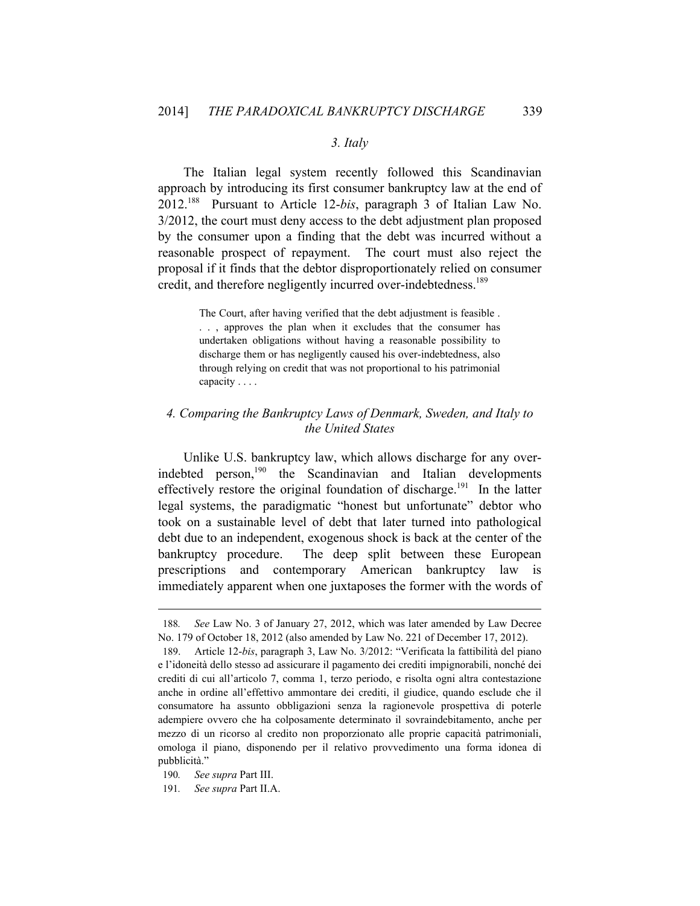### 3. Italy

The Italian legal system recently followed this Scandinavian approach by introducing its first consumer bankruptcy law at the end of 2012.[188] Pursuant to Article 12-*bis*, paragraph 3 of Italian Law No. 3/2012, the court must deny access to the debt adjustment plan proposed by the consumer upon a finding that the debt was incurred without a reasonable prospect of repayment. The court must also reject the proposal if it finds that the debtor disproportionately relied on consumer credit, and therefore negligently incurred over-indebtedness.[189]

> The Court, after having verified that the debt adjustment is feasible . . . , approves the plan when it excludes that the consumer has undertaken obligations without having a reasonable possibility to discharge them or has negligently caused his over-indebtedness, also through relying on credit that was not proportional to his patrimonial capacity . . . .

### 4. Comparing the Bankruptcy Laws of Denmark, Sweden, and Italy to the United States

Unlike U.S. bankruptcy law, which allows discharge for any over-indebted person,[190] the Scandinavian and Italian developments effectively restore the original foundation of discharge.[191] In the latter legal systems, the paradigmatic "honest but unfortunate" debtor who took on a sustainable level of debt that later turned into pathological debt due to an independent, exogenous shock is back at the center of the bankruptcy procedure. The deep split between these European prescriptions and contemporary American bankruptcy law is immediately apparent when one juxtaposes the former with the words of

---

188. *See* Law No. 3 of January 27, 2012, which was later amended by Law Decree No. 179 of October 18, 2012 (also amended by Law No. 221 of December 17, 2012).

189. Article 12-*bis*, paragraph 3, Law No. 3/2012: "Verificata la fattibilità del piano e l'idoneità dello stesso ad assicurare il pagamento dei crediti impignorabili, nonché dei crediti di cui all'articolo 7, comma 1, terzo periodo, e risolta ogni altra contestazione anche in ordine all'effettivo ammontare dei crediti, il giudice, quando esclude che il consumatore ha assunto obbligazioni senza la ragionevole prospettiva di poterle adempiere ovvero che ha colposamente determinato il sovraindebitamento, anche per mezzo di un ricorso al credito non proporzionato alle proprie capacità patrimoniali, omologa il piano, disponendo per il relativo provvedimento una forma idonea di pubblicità."

190. *See supra* Part III.

191. *See supra* Part II.A.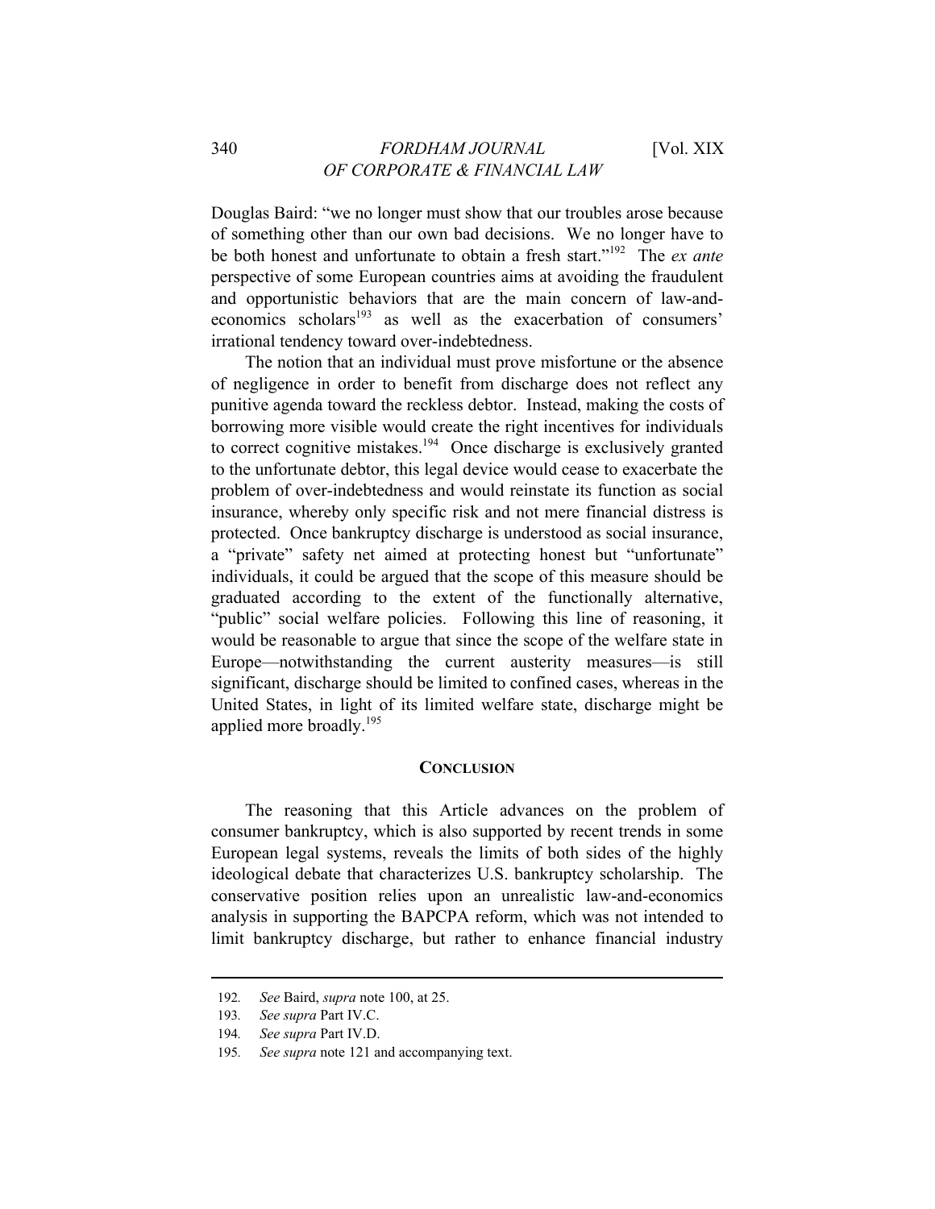Douglas Baird: "we no longer must show that our troubles arose because of something other than our own bad decisions. We no longer have to be both honest and unfortunate to obtain a fresh start."[192] The *ex ante* perspective of some European countries aims at avoiding the fraudulent and opportunistic behaviors that are the main concern of law-and-economics scholars[193] as well as the exacerbation of consumers' irrational tendency toward over-indebtedness.

The notion that an individual must prove misfortune or the absence of negligence in order to benefit from discharge does not reflect any punitive agenda toward the reckless debtor. Instead, making the costs of borrowing more visible would create the right incentives for individuals to correct cognitive mistakes.[194] Once discharge is exclusively granted to the unfortunate debtor, this legal device would cease to exacerbate the problem of over-indebtedness and would reinstate its function as social insurance, whereby only specific risk and not mere financial distress is protected. Once bankruptcy discharge is understood as social insurance, a "private" safety net aimed at protecting honest but "unfortunate" individuals, it could be argued that the scope of this measure should be graduated according to the extent of the functionally alternative, "public" social welfare policies. Following this line of reasoning, it would be reasonable to argue that since the scope of the welfare state in Europe—notwithstanding the current austerity measures—is still significant, discharge should be limited to confined cases, whereas in the United States, in light of its limited welfare state, discharge might be applied more broadly.[195]

## CONCLUSION

The reasoning that this Article advances on the problem of consumer bankruptcy, which is also supported by recent trends in some European legal systems, reveals the limits of both sides of the highly ideological debate that characterizes U.S. bankruptcy scholarship. The conservative position relies upon an unrealistic law-and-economics analysis in supporting the BAPCPA reform, which was not intended to limit bankruptcy discharge, but rather to enhance financial industry

---

192. *See* Baird, *supra* note 100, at 25.

193. *See supra* Part IV.C.

194. *See supra* Part IV.D.

195. *See supra* note 121 and accompanying text.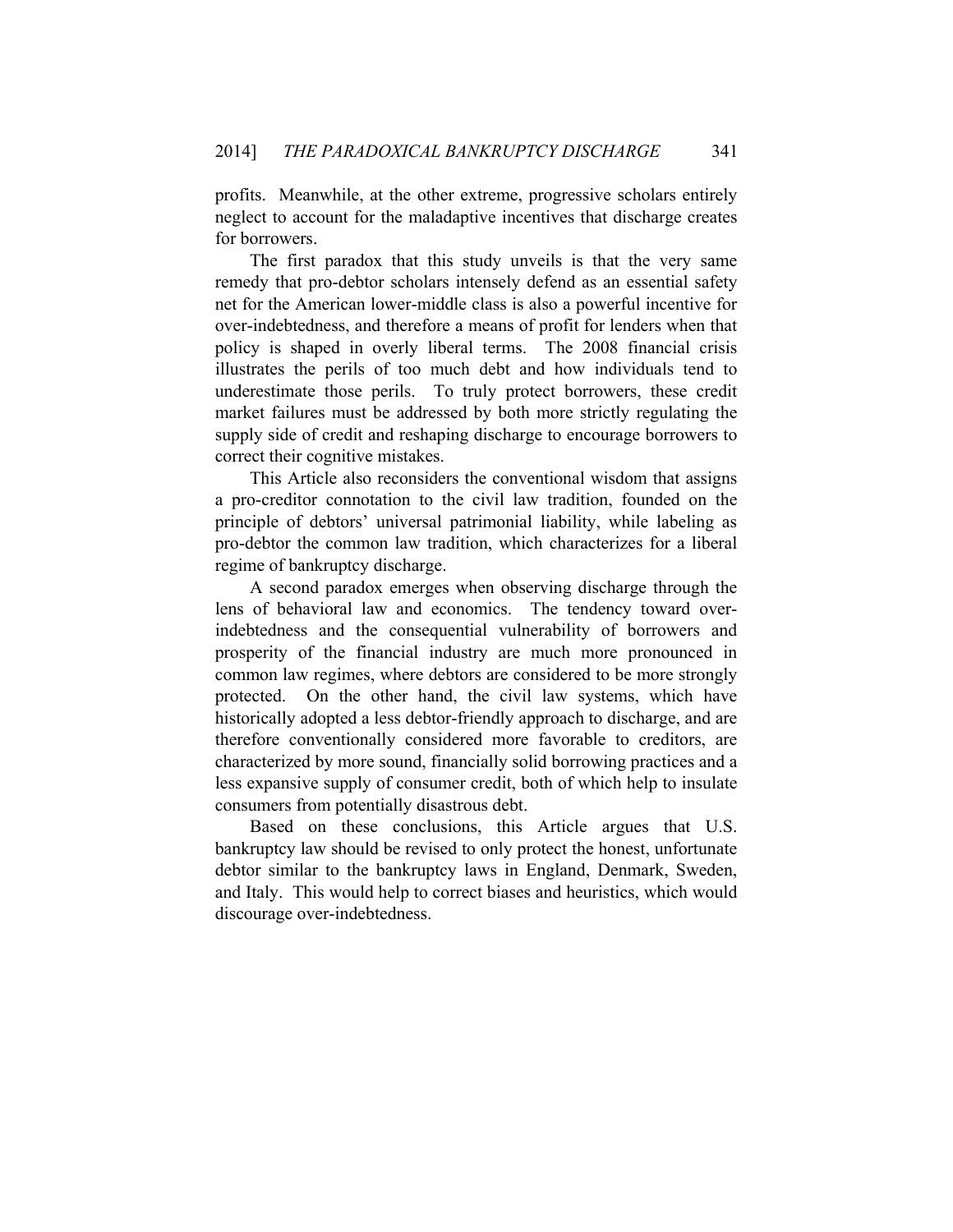profits. Meanwhile, at the other extreme, progressive scholars entirely neglect to account for the maladaptive incentives that discharge creates for borrowers.

The first paradox that this study unveils is that the very same remedy that pro-debtor scholars intensely defend as an essential safety net for the American lower-middle class is also a powerful incentive for over-indebtedness, and therefore a means of profit for lenders when that policy is shaped in overly liberal terms. The 2008 financial crisis illustrates the perils of too much debt and how individuals tend to underestimate those perils. To truly protect borrowers, these credit market failures must be addressed by both more strictly regulating the supply side of credit and reshaping discharge to encourage borrowers to correct their cognitive mistakes.

This Article also reconsiders the conventional wisdom that assigns a pro-creditor connotation to the civil law tradition, founded on the principle of debtors' universal patrimonial liability, while labeling as pro-debtor the common law tradition, which characterizes for a liberal regime of bankruptcy discharge.

A second paradox emerges when observing discharge through the lens of behavioral law and economics. The tendency toward over-indebtedness and the consequential vulnerability of borrowers and prosperity of the financial industry are much more pronounced in common law regimes, where debtors are considered to be more strongly protected. On the other hand, the civil law systems, which have historically adopted a less debtor-friendly approach to discharge, and are therefore conventionally considered more favorable to creditors, are characterized by more sound, financially solid borrowing practices and a less expansive supply of consumer credit, both of which help to insulate consumers from potentially disastrous debt.

Based on these conclusions, this Article argues that U.S. bankruptcy law should be revised to only protect the honest, unfortunate debtor similar to the bankruptcy laws in England, Denmark, Sweden, and Italy. This would help to correct biases and heuristics, which would discourage over-indebtedness.